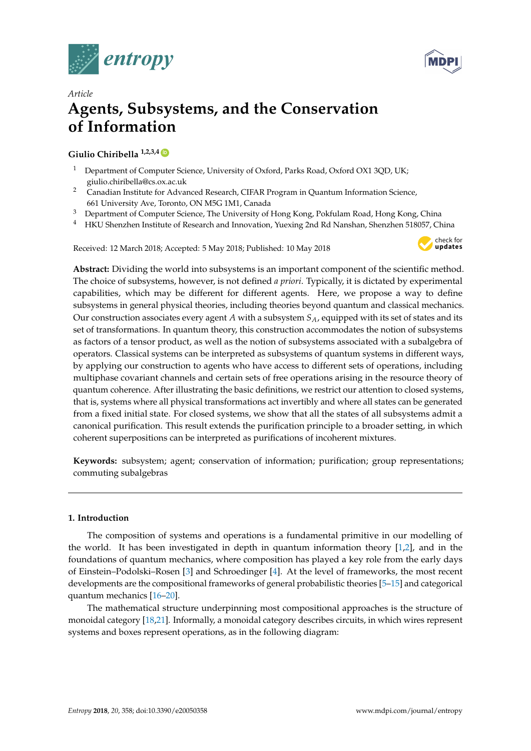*Article*

# Agents, Subsystems, and the Conservation of Information

**Giulio Chiribella** [1,2,3,4]

1. Department of Computer Science, University of Oxford, Parks Road, Oxford OX1 3QD, UK; giulio.chiribella@cs.ox.ac.uk
2. Canadian Institute for Advanced Research, CIFAR Program in Quantum Information Science, 661 University Ave, Toronto, ON M5G 1M1, Canada
3. Department of Computer Science, The University of Hong Kong, Pokfulam Road, Hong Kong, China
4. HKU Shenzhen Institute of Research and Innovation, Yuexing 2nd Rd Nanshan, Shenzhen 518057, China

Received: 12 March 2018; Accepted: 5 May 2018; Published: 10 May 2018

**Abstract:** Dividing the world into subsystems is an important component of the scientific method. The choice of subsystems, however, is not defined *a priori*. Typically, it is dictated by experimental capabilities, which may be different for different agents. Here, we propose a way to define subsystems in general physical theories, including theories beyond quantum and classical mechanics. Our construction associates every agent $A$ with a subsystem $S_A$, equipped with its set of states and its set of transformations. In quantum theory, this construction accommodates the notion of subsystems as factors of a tensor product, as well as the notion of subsystems associated with a subalgebra of operators. Classical systems can be interpreted as subsystems of quantum systems in different ways, by applying our construction to agents who have access to different sets of operations, including multiphase covariant channels and certain sets of free operations arising in the resource theory of quantum coherence. After illustrating the basic definitions, we restrict our attention to closed systems, that is, systems where all physical transformations act invertibly and where all states can be generated from a fixed initial state. For closed systems, we show that all the states of all subsystems admit a canonical purification. This result extends the purification principle to a broader setting, in which coherent superpositions can be interpreted as purifications of incoherent mixtures.

**Keywords:** subsystem; agent; conservation of information; purification; group representations; commuting subalgebras

## 1. Introduction

The composition of systems and operations is a fundamental primitive in our modelling of the world. It has been investigated in depth in quantum information theory [1,2], and in the foundations of quantum mechanics, where composition has played a key role from the early days of Einstein–Podolski–Rosen [3] and Schroedinger [4]. At the level of frameworks, the most recent developments are the compositional frameworks of general probabilistic theories [5–15] and categorical quantum mechanics [16–20].

The mathematical structure underpinning most compositional approaches is the structure of monoidal category [18,21]. Informally, a monoidal category describes circuits, in which wires represent systems and boxes represent operations, as in the following diagram: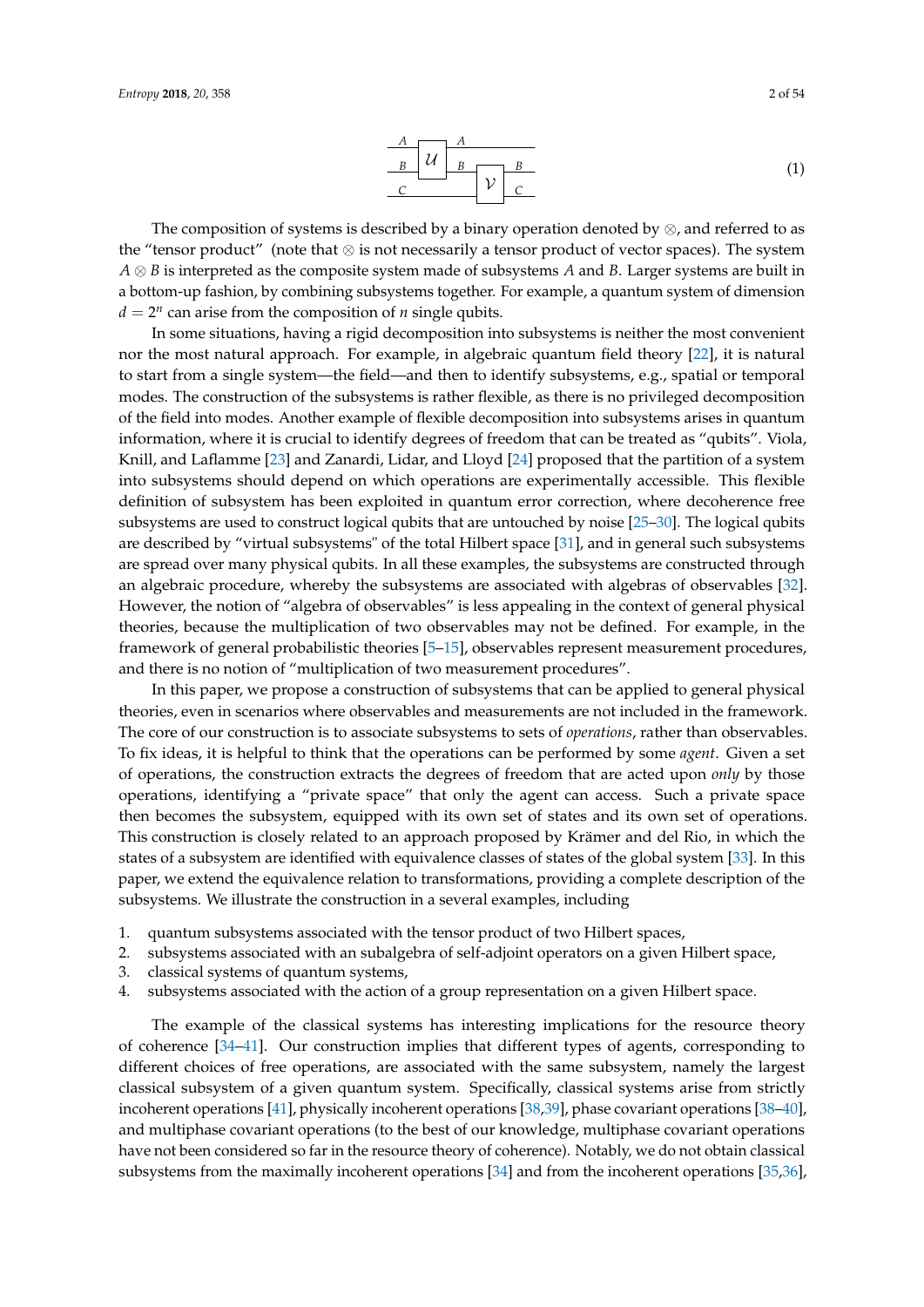$$
\begin{array}{c}
\text{[circuit diagram: wires } A, B \text{ enter gate } \mathcal{U} \text{ (outputs } A, B\text{); wires } B, C \text{ enter gate } \mathcal{V} \text{ (outputs } B, C\text{)]}
\end{array}
\tag{1}
$$

The composition of systems is described by a binary operation denoted by $\otimes$, and referred to as the "tensor product" (note that $\otimes$ is not necessarily a tensor product of vector spaces). The system $A \otimes B$ is interpreted as the composite system made of subsystems $A$ and $B$. Larger systems are built in a bottom-up fashion, by combining subsystems together. For example, a quantum system of dimension $d = 2^n$ can arise from the composition of $n$ single qubits.

In some situations, having a rigid decomposition into subsystems is neither the most convenient nor the most natural approach. For example, in algebraic quantum field theory [22], it is natural to start from a single system—the field—and then to identify subsystems, e.g., spatial or temporal modes. The construction of the subsystems is rather flexible, as there is no privileged decomposition of the field into modes. Another example of flexible decomposition into subsystems arises in quantum information, where it is crucial to identify degrees of freedom that can be treated as "qubits". Viola, Knill, and Laflamme [23] and Zanardi, Lidar, and Lloyd [24] proposed that the partition of a system into subsystems should depend on which operations are experimentally accessible. This flexible definition of subsystem has been exploited in quantum error correction, where decoherence free subsystems are used to construct logical qubits that are untouched by noise [25–30]. The logical qubits are described by "virtual subsystems" of the total Hilbert space [31], and in general such subsystems are spread over many physical qubits. In all these examples, the subsystems are constructed through an algebraic procedure, whereby the subsystems are associated with algebras of observables [32]. However, the notion of "algebra of observables" is less appealing in the context of general physical theories, because the multiplication of two observables may not be defined. For example, in the framework of general probabilistic theories [5–15], observables represent measurement procedures, and there is no notion of "multiplication of two measurement procedures".

In this paper, we propose a construction of subsystems that can be applied to general physical theories, even in scenarios where observables and measurements are not included in the framework. The core of our construction is to associate subsystems to sets of *operations*, rather than observables. To fix ideas, it is helpful to think that the operations can be performed by some *agent*. Given a set of operations, the construction extracts the degrees of freedom that are acted upon *only* by those operations, identifying a "private space" that only the agent can access. Such a private space then becomes the subsystem, equipped with its own set of states and its own set of operations. This construction is closely related to an approach proposed by Krämer and del Rio, in which the states of a subsystem are identified with equivalence classes of states of the global system [33]. In this paper, we extend the equivalence relation to transformations, providing a complete description of the subsystems. We illustrate the construction in a several examples, including

1. quantum subsystems associated with the tensor product of two Hilbert spaces,
2. subsystems associated with an subalgebra of self-adjoint operators on a given Hilbert space,
3. classical systems of quantum systems,
4. subsystems associated with the action of a group representation on a given Hilbert space.

The example of the classical systems has interesting implications for the resource theory of coherence [34–41]. Our construction implies that different types of agents, corresponding to different choices of free operations, are associated with the same subsystem, namely the largest classical subsystem of a given quantum system. Specifically, classical systems arise from strictly incoherent operations [41], physically incoherent operations [38,39], phase covariant operations [38–40], and multiphase covariant operations (to the best of our knowledge, multiphase covariant operations have not been considered so far in the resource theory of coherence). Notably, we do not obtain classical subsystems from the maximally incoherent operations [34] and from the incoherent operations [35,36],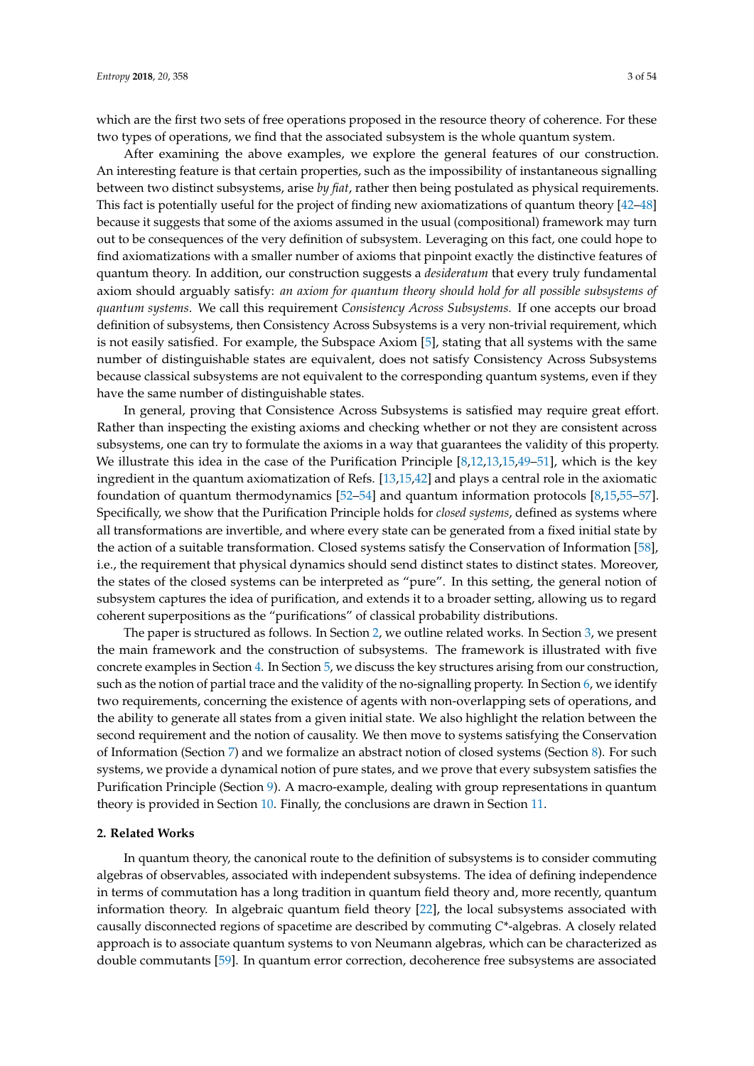which are the first two sets of free operations proposed in the resource theory of coherence. For these two types of operations, we find that the associated subsystem is the whole quantum system.

After examining the above examples, we explore the general features of our construction. An interesting feature is that certain properties, such as the impossibility of instantaneous signalling between two distinct subsystems, arise *by fiat*, rather then being postulated as physical requirements. This fact is potentially useful for the project of finding new axiomatizations of quantum theory [42–48] because it suggests that some of the axioms assumed in the usual (compositional) framework may turn out to be consequences of the very definition of subsystem. Leveraging on this fact, one could hope to find axiomatizations with a smaller number of axioms that pinpoint exactly the distinctive features of quantum theory. In addition, our construction suggests a *desideratum* that every truly fundamental axiom should arguably satisfy: *an axiom for quantum theory should hold for all possible subsystems of quantum systems*. We call this requirement *Consistency Across Subsystems.* If one accepts our broad definition of subsystems, then Consistency Across Subsystems is a very non-trivial requirement, which is not easily satisfied. For example, the Subspace Axiom [5], stating that all systems with the same number of distinguishable states are equivalent, does not satisfy Consistency Across Subsystems because classical subsystems are not equivalent to the corresponding quantum systems, even if they have the same number of distinguishable states.

In general, proving that Consistence Across Subsystems is satisfied may require great effort. Rather than inspecting the existing axioms and checking whether or not they are consistent across subsystems, one can try to formulate the axioms in a way that guarantees the validity of this property. We illustrate this idea in the case of the Purification Principle [8,12,13,15,49–51], which is the key ingredient in the quantum axiomatization of Refs. [13,15,42] and plays a central role in the axiomatic foundation of quantum thermodynamics [52–54] and quantum information protocols [8,15,55–57]. Specifically, we show that the Purification Principle holds for *closed systems*, defined as systems where all transformations are invertible, and where every state can be generated from a fixed initial state by the action of a suitable transformation. Closed systems satisfy the Conservation of Information [58], i.e., the requirement that physical dynamics should send distinct states to distinct states. Moreover, the states of the closed systems can be interpreted as "pure". In this setting, the general notion of subsystem captures the idea of purification, and extends it to a broader setting, allowing us to regard coherent superpositions as the "purifications" of classical probability distributions.

The paper is structured as follows. In Section 2, we outline related works. In Section 3, we present the main framework and the construction of subsystems. The framework is illustrated with five concrete examples in Section 4. In Section 5, we discuss the key structures arising from our construction, such as the notion of partial trace and the validity of the no-signalling property. In Section 6, we identify two requirements, concerning the existence of agents with non-overlapping sets of operations, and the ability to generate all states from a given initial state. We also highlight the relation between the second requirement and the notion of causality. We then move to systems satisfying the Conservation of Information (Section 7) and we formalize an abstract notion of closed systems (Section 8). For such systems, we provide a dynamical notion of pure states, and we prove that every subsystem satisfies the Purification Principle (Section 9). A macro-example, dealing with group representations in quantum theory is provided in Section 10. Finally, the conclusions are drawn in Section 11.

## 2. Related Works

In quantum theory, the canonical route to the definition of subsystems is to consider commuting algebras of observables, associated with independent subsystems. The idea of defining independence in terms of commutation has a long tradition in quantum field theory and, more recently, quantum information theory. In algebraic quantum field theory [22], the local subsystems associated with causally disconnected regions of spacetime are described by commuting C*-algebras. A closely related approach is to associate quantum systems to von Neumann algebras, which can be characterized as double commutants [59]. In quantum error correction, decoherence free subsystems are associated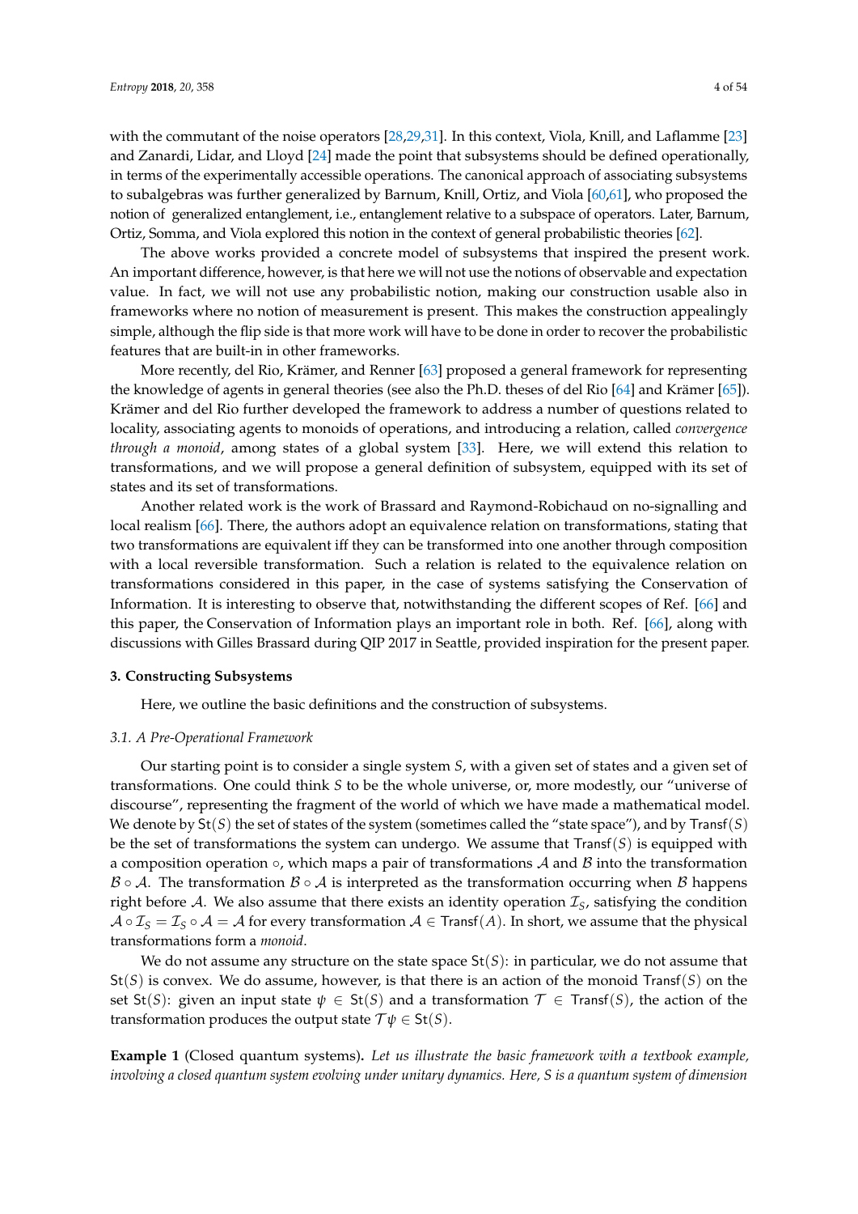with the commutant of the noise operators [28,29,31]. In this context, Viola, Knill, and Laflamme [23] and Zanardi, Lidar, and Lloyd [24] made the point that subsystems should be defined operationally, in terms of the experimentally accessible operations. The canonical approach of associating subsystems to subalgebras was further generalized by Barnum, Knill, Ortiz, and Viola [60,61], who proposed the notion of generalized entanglement, i.e., entanglement relative to a subspace of operators. Later, Barnum, Ortiz, Somma, and Viola explored this notion in the context of general probabilistic theories [62].

The above works provided a concrete model of subsystems that inspired the present work. An important difference, however, is that here we will not use the notions of observable and expectation value. In fact, we will not use any probabilistic notion, making our construction usable also in frameworks where no notion of measurement is present. This makes the construction appealingly simple, although the flip side is that more work will have to be done in order to recover the probabilistic features that are built-in in other frameworks.

More recently, del Rio, Krämer, and Renner [63] proposed a general framework for representing the knowledge of agents in general theories (see also the Ph.D. theses of del Rio [64] and Krämer [65]). Krämer and del Rio further developed the framework to address a number of questions related to locality, associating agents to monoids of operations, and introducing a relation, called *convergence through a monoid*, among states of a global system [33]. Here, we will extend this relation to transformations, and we will propose a general definition of subsystem, equipped with its set of states and its set of transformations.

Another related work is the work of Brassard and Raymond-Robichaud on no-signalling and local realism [66]. There, the authors adopt an equivalence relation on transformations, stating that two transformations are equivalent iff they can be transformed into one another through composition with a local reversible transformation. Such a relation is related to the equivalence relation on transformations considered in this paper, in the case of systems satisfying the Conservation of Information. It is interesting to observe that, notwithstanding the different scopes of Ref. [66] and this paper, the Conservation of Information plays an important role in both. Ref. [66], along with discussions with Gilles Brassard during QIP 2017 in Seattle, provided inspiration for the present paper.

## 3. Constructing Subsystems

Here, we outline the basic definitions and the construction of subsystems.

### 3.1. A Pre-Operational Framework

Our starting point is to consider a single system $S$, with a given set of states and a given set of transformations. One could think $S$ to be the whole universe, or, more modestly, our "universe of discourse", representing the fragment of the world of which we have made a mathematical model. We denote by $\mathsf{St}(S)$ the set of states of the system (sometimes called the "state space"), and by $\mathsf{Transf}(S)$ be the set of transformations the system can undergo. We assume that $\mathsf{Transf}(S)$ is equipped with a composition operation $\circ$, which maps a pair of transformations $\mathcal{A}$ and $\mathcal{B}$ into the transformation $\mathcal{B} \circ \mathcal{A}$. The transformation $\mathcal{B} \circ \mathcal{A}$ is interpreted as the transformation occurring when $\mathcal{B}$ happens right before $\mathcal{A}$. We also assume that there exists an identity operation $\mathcal{I}_S$, satisfying the condition $\mathcal{A} \circ \mathcal{I}_S = \mathcal{I}_S \circ \mathcal{A} = \mathcal{A}$ for every transformation $\mathcal{A} \in \mathsf{Transf}(A)$. In short, we assume that the physical transformations form a *monoid*.

We do not assume any structure on the state space $\mathsf{St}(S)$: in particular, we do not assume that $\mathsf{St}(S)$ is convex. We do assume, however, is that there is an action of the monoid $\mathsf{Transf}(S)$ on the set $\mathsf{St}(S)$: given an input state $\psi \in \mathsf{St}(S)$ and a transformation $\mathcal{T} \in \mathsf{Transf}(S)$, the action of the transformation produces the output state $\mathcal{T}\psi \in \mathsf{St}(S)$.

**Example 1** (Closed quantum systems)**.** *Let us illustrate the basic framework with a textbook example, involving a closed quantum system evolving under unitary dynamics. Here, S is a quantum system of dimension*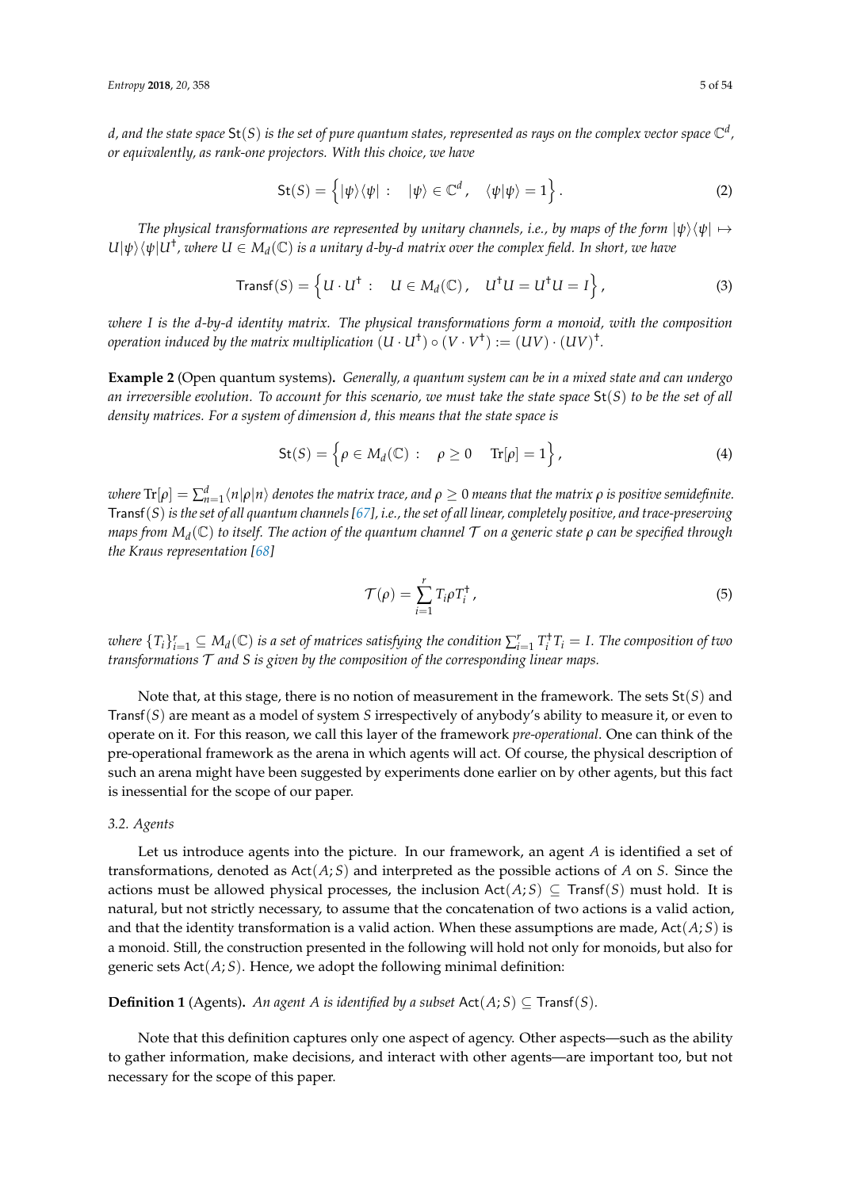*d, and the state space* $\mathsf{St}(S)$ *is the set of pure quantum states, represented as rays on the complex vector space* $\mathbb{C}^d$*, or equivalently, as rank-one projectors. With this choice, we have*

$$\mathsf{St}(S) = \left\{ |\psi\rangle\langle\psi| : \quad |\psi\rangle \in \mathbb{C}^d , \quad \langle\psi|\psi\rangle = 1 \right\} . \tag{2}$$

*The physical transformations are represented by unitary channels, i.e., by maps of the form* $|\psi\rangle\langle\psi| \mapsto U|\psi\rangle\langle\psi|U^\dagger$*, where* $U \in M_d(\mathbb{C})$ *is a unitary d-by-d matrix over the complex field. In short, we have*

$$\mathsf{Transf}(S) = \left\{ U \cdot U^\dagger : \quad U \in M_d(\mathbb{C}) , \quad U^\dagger U = U^\dagger U = I \right\} , \tag{3}$$

*where I is the d-by-d identity matrix. The physical transformations form a monoid, with the composition operation induced by the matrix multiplication* $(U \cdot U^\dagger) \circ (V \cdot V^\dagger) := (UV) \cdot (UV)^\dagger$*.*

**Example 2** (Open quantum systems)**.** *Generally, a quantum system can be in a mixed state and can undergo an irreversible evolution. To account for this scenario, we must take the state space* $\mathsf{St}(S)$ *to be the set of all density matrices. For a system of dimension d, this means that the state space is*

$$\mathsf{St}(S) = \left\{ \rho \in M_d(\mathbb{C}) : \quad \rho \geq 0 \quad \mathrm{Tr}[\rho] = 1 \right\} , \tag{4}$$

*where* $\mathrm{Tr}[\rho] = \sum_{n=1}^{d} \langle n|\rho|n\rangle$ *denotes the matrix trace, and* $\rho \geq 0$ *means that the matrix* $\rho$ *is positive semidefinite.* $\mathsf{Transf}(S)$ *is the set of all quantum channels [67], i.e., the set of all linear, completely positive, and trace-preserving maps from* $M_d(\mathbb{C})$ *to itself. The action of the quantum channel* $\mathcal{T}$ *on a generic state* $\rho$ *can be specified through the Kraus representation [68]*

$$\mathcal{T}(\rho) = \sum_{i=1}^{r} T_i \rho T_i^\dagger , \tag{5}$$

*where* $\{T_i\}_{i=1}^{r} \subseteq M_d(\mathbb{C})$ *is a set of matrices satisfying the condition* $\sum_{i=1}^{r} T_i^\dagger T_i = I$*. The composition of two transformations* $\mathcal{T}$ *and* $\mathcal{S}$ *is given by the composition of the corresponding linear maps.*

Note that, at this stage, there is no notion of measurement in the framework. The sets $\mathsf{St}(S)$ and $\mathsf{Transf}(S)$ are meant as a model of system $S$ irrespectively of anybody's ability to measure it, or even to operate on it. For this reason, we call this layer of the framework *pre-operational*. One can think of the pre-operational framework as the arena in which agents will act. Of course, the physical description of such an arena might have been suggested by experiments done earlier on by other agents, but this fact is inessential for the scope of our paper.

### 3.2. Agents

Let us introduce agents into the picture. In our framework, an agent $A$ is identified a set of transformations, denoted as $\mathsf{Act}(A;S)$ and interpreted as the possible actions of $A$ on $S$. Since the actions must be allowed physical processes, the inclusion $\mathsf{Act}(A;S) \subseteq \mathsf{Transf}(S)$ must hold. It is natural, but not strictly necessary, to assume that the concatenation of two actions is a valid action, and that the identity transformation is a valid action. When these assumptions are made, $\mathsf{Act}(A;S)$ is a monoid. Still, the construction presented in the following will hold not only for monoids, but also for generic sets $\mathsf{Act}(A;S)$. Hence, we adopt the following minimal definition:

**Definition 1** (Agents)**.** *An agent A is identified by a subset* $\mathsf{Act}(A;S) \subseteq \mathsf{Transf}(S)$*.*

Note that this definition captures only one aspect of agency. Other aspects—such as the ability to gather information, make decisions, and interact with other agents—are important too, but not necessary for the scope of this paper.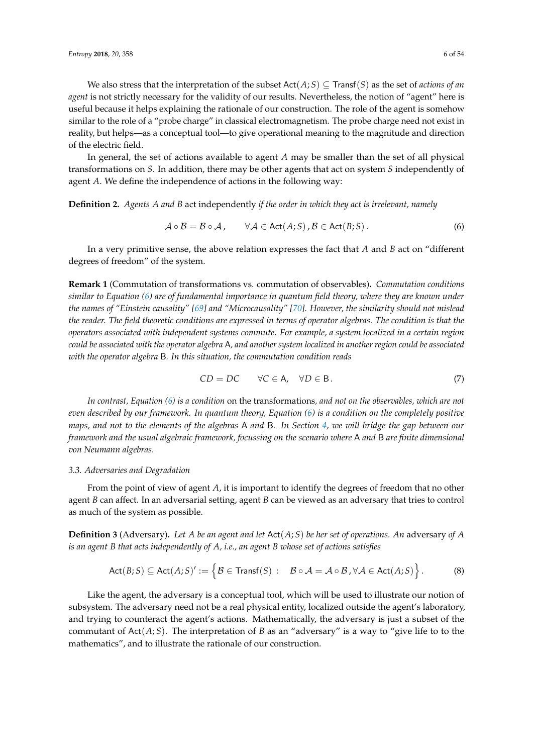We also stress that the interpretation of the subset $\mathsf{Act}(A;S) \subseteq \mathsf{Transf}(S)$ as the set of *actions of an agent* is not strictly necessary for the validity of our results. Nevertheless, the notion of "agent" here is useful because it helps explaining the rationale of our construction. The role of the agent is somehow similar to the role of a "probe charge" in classical electromagnetism. The probe charge need not exist in reality, but helps—as a conceptual tool—to give operational meaning to the magnitude and direction of the electric field.

In general, the set of actions available to agent $A$ may be smaller than the set of all physical transformations on $S$. In addition, there may be other agents that act on system $S$ independently of agent $A$. We define the independence of actions in the following way:

**Definition 2.** *Agents $A$ and $B$* act independently *if the order in which they act is irrelevant, namely*

$$\mathcal{A} \circ \mathcal{B} = \mathcal{B} \circ \mathcal{A}\,, \qquad \forall \mathcal{A} \in \mathsf{Act}(A;S)\,, \mathcal{B} \in \mathsf{Act}(B;S)\,. \tag{6}$$

In a very primitive sense, the above relation expresses the fact that $A$ and $B$ act on "different degrees of freedom" of the system.

**Remark 1** (Commutation of transformations vs. commutation of observables)**.** *Commutation conditions similar to Equation (6) are of fundamental importance in quantum field theory, where they are known under the names of "Einstein causality" [69] and "Microcausality" [70]. However, the similarity should not mislead the reader. The field theoretic conditions are expressed in terms of operator algebras. The condition is that the operators associated with independent systems commute. For example, a system localized in a certain region could be associated with the operator algebra $\mathsf{A}$, and another system localized in another region could be associated with the operator algebra $\mathsf{B}$. In this situation, the commutation condition reads*

$$CD = DC \qquad \forall C \in \mathsf{A}, \quad \forall D \in \mathsf{B}\,. \tag{7}$$

*In contrast, Equation (6) is a condition* on the transformations*, and not on the observables, which are not even described by our framework. In quantum theory, Equation (6) is a condition on the completely positive maps, and not to the elements of the algebras $\mathsf{A}$ and $\mathsf{B}$. In Section 4, we will bridge the gap between our framework and the usual algebraic framework, focussing on the scenario where $\mathsf{A}$ and $\mathsf{B}$ are finite dimensional von Neumann algebras.*

### 3.3. Adversaries and Degradation

From the point of view of agent $A$, it is important to identify the degrees of freedom that no other agent $B$ can affect. In an adversarial setting, agent $B$ can be viewed as an adversary that tries to control as much of the system as possible.

**Definition 3** (Adversary)**.** *Let $A$ be an agent and let $\mathsf{Act}(A;S)$ be her set of operations. An* adversary *of $A$ is an agent $B$ that acts independently of $A$, i.e., an agent $B$ whose set of actions satisfies*

$$\mathsf{Act}(B;S) \subseteq \mathsf{Act}(A;S)' := \Big\{ \mathcal{B} \in \mathsf{Transf}(S) : \quad \mathcal{B} \circ \mathcal{A} = \mathcal{A} \circ \mathcal{B}\,, \forall \mathcal{A} \in \mathsf{Act}(A;S) \Big\}\,. \tag{8}$$

Like the agent, the adversary is a conceptual tool, which will be used to illustrate our notion of subsystem. The adversary need not be a real physical entity, localized outside the agent's laboratory, and trying to counteract the agent's actions. Mathematically, the adversary is just a subset of the commutant of $\mathsf{Act}(A;S)$. The interpretation of $B$ as an "adversary" is a way to "give life to to the mathematics", and to illustrate the rationale of our construction.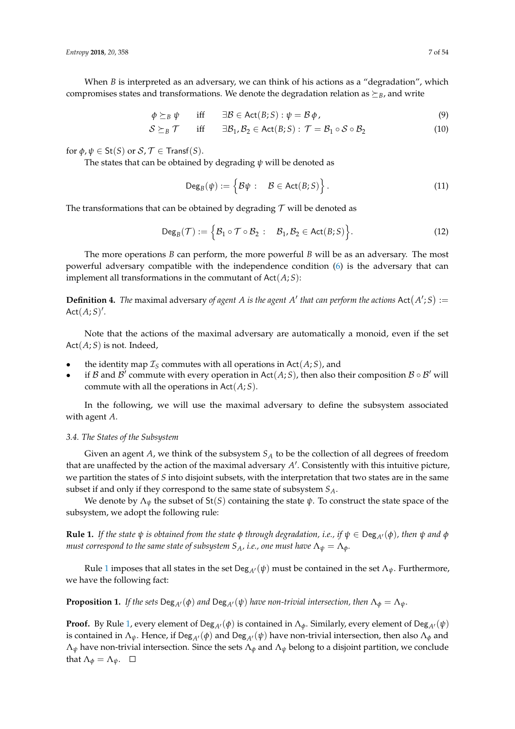When $B$ is interpreted as an adversary, we can think of his actions as a "degradation", which compromises states and transformations. We denote the degradation relation as $\succeq_B$, and write

$$\phi \succeq_B \psi \qquad \text{iff} \qquad \exists \mathcal{B} \in \mathsf{Act}(B;S) : \psi = \mathcal{B}\,\phi\,, \tag{9}$$

$$\mathcal{S} \succeq_B \mathcal{T} \qquad \text{iff} \qquad \exists \mathcal{B}_1, \mathcal{B}_2 \in \mathsf{Act}(B;S) : \mathcal{T} = \mathcal{B}_1 \circ \mathcal{S} \circ \mathcal{B}_2 \tag{10}$$

for $\phi, \psi \in \mathsf{St}(S)$ or $\mathcal{S}, \mathcal{T} \in \mathsf{Transf}(S)$.

The states that can be obtained by degrading $\psi$ will be denoted as

$$\mathsf{Deg}_B(\psi) := \Big\{ \mathcal{B}\psi : \quad \mathcal{B} \in \mathsf{Act}(B;S) \Big\}\,. \tag{11}$$

The transformations that can be obtained by degrading $\mathcal{T}$ will be denoted as

$$\mathsf{Deg}_B(\mathcal{T}) := \Big\{ \mathcal{B}_1 \circ \mathcal{T} \circ \mathcal{B}_2 : \quad \mathcal{B}_1, \mathcal{B}_2 \in \mathsf{Act}(B;S) \Big\}. \tag{12}$$

The more operations $B$ can perform, the more powerful $B$ will be as an adversary. The most powerful adversary compatible with the independence condition (6) is the adversary that can implement all transformations in the commutant of $\mathsf{Act}(A;S)$:

**Definition 4.** *The* maximal adversary *of agent $A$ is the agent $A'$ that can perform the actions $\mathsf{Act}(A';S) := \mathsf{Act}(A;S)'$.*

Note that the actions of the maximal adversary are automatically a monoid, even if the set $\mathsf{Act}(A;S)$ is not. Indeed,

- the identity map $\mathcal{I}_S$ commutes with all operations in $\mathsf{Act}(A;S)$, and
- if $\mathcal{B}$ and $\mathcal{B}'$ commute with every operation in $\mathsf{Act}(A;S)$, then also their composition $\mathcal{B} \circ \mathcal{B}'$ will commute with all the operations in $\mathsf{Act}(A;S)$.

In the following, we will use the maximal adversary to define the subsystem associated with agent $A$.

### 3.4. The States of the Subsystem

Given an agent $A$, we think of the subsystem $S_A$ to be the collection of all degrees of freedom that are unaffected by the action of the maximal adversary $A'$. Consistently with this intuitive picture, we partition the states of $S$ into disjoint subsets, with the interpretation that two states are in the same subset if and only if they correspond to the same state of subsystem $S_A$.

We denote by $\Lambda_\psi$ the subset of $\mathsf{St}(S)$ containing the state $\psi$. To construct the state space of the subsystem, we adopt the following rule:

**Rule 1.** *If the state $\psi$ is obtained from the state $\phi$ through degradation, i.e., if $\psi \in \mathsf{Deg}_{A'}(\phi)$, then $\psi$ and $\phi$ must correspond to the same state of subsystem $S_A$, i.e., one must have $\Lambda_\psi = \Lambda_\phi$.*

Rule 1 imposes that all states in the set $\mathsf{Deg}_{A'}(\psi)$ must be contained in the set $\Lambda_\psi$. Furthermore, we have the following fact:

**Proposition 1.** *If the sets $\mathsf{Deg}_{A'}(\phi)$ and $\mathsf{Deg}_{A'}(\psi)$ have non-trivial intersection, then $\Lambda_\phi = \Lambda_\psi$.*

**Proof.** By Rule 1, every element of $\mathsf{Deg}_{A'}(\phi)$ is contained in $\Lambda_\phi$. Similarly, every element of $\mathsf{Deg}_{A'}(\psi)$ is contained in $\Lambda_\psi$. Hence, if $\mathsf{Deg}_{A'}(\phi)$ and $\mathsf{Deg}_{A'}(\psi)$ have non-trivial intersection, then also $\Lambda_\phi$ and $\Lambda_\psi$ have non-trivial intersection. Since the sets $\Lambda_\phi$ and $\Lambda_\psi$ belong to a disjoint partition, we conclude that $\Lambda_\phi = \Lambda_\psi$. □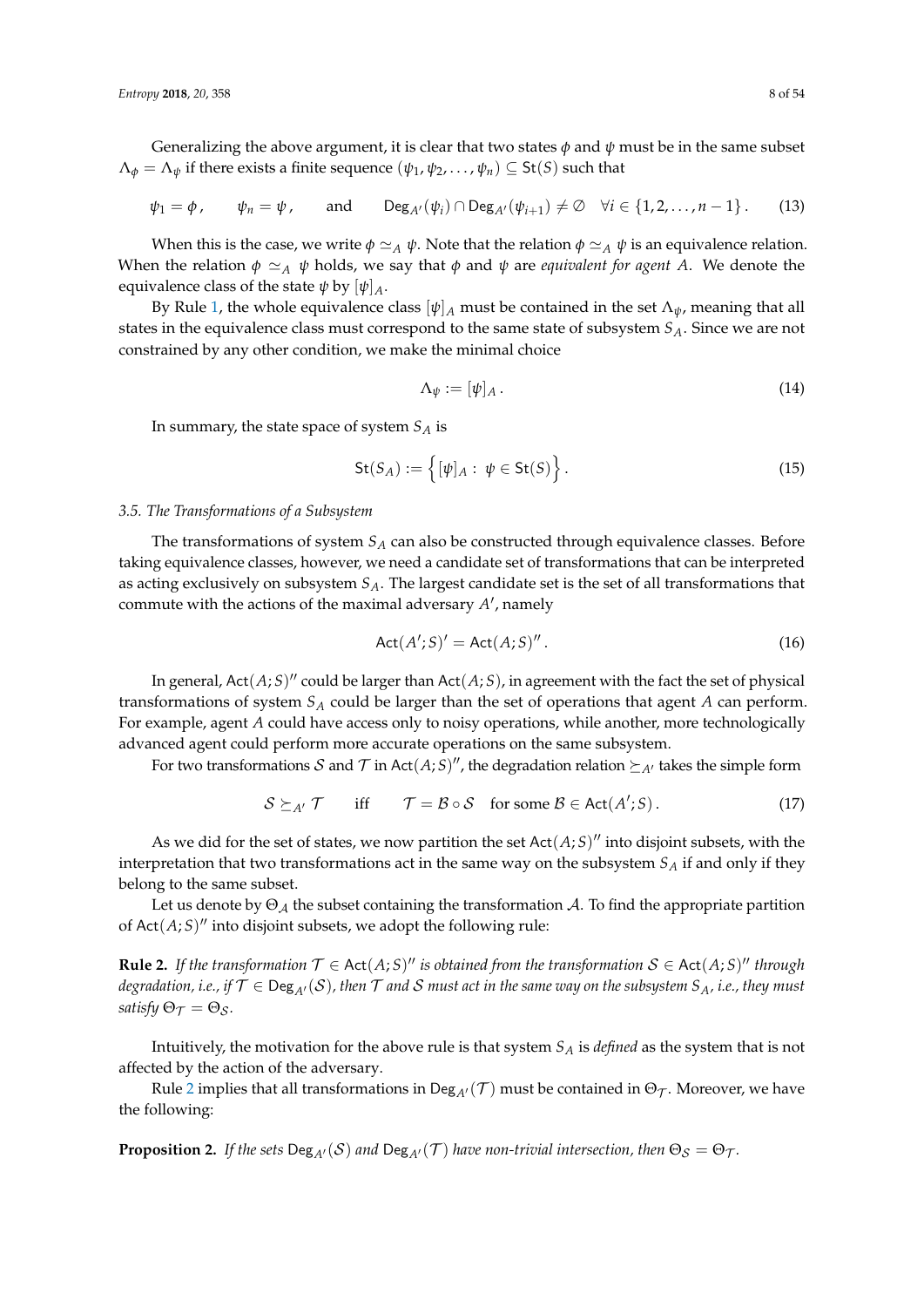Generalizing the above argument, it is clear that two states $\phi$ and $\psi$ must be in the same subset $\Lambda_\phi = \Lambda_\psi$ if there exists a finite sequence $(\psi_1, \psi_2, \dots, \psi_n) \subseteq \mathsf{St}(S)$ such that

$$\psi_1 = \phi\,, \qquad \psi_n = \psi\,, \qquad \text{and} \qquad \mathsf{Deg}_{A'}(\psi_i) \cap \mathsf{Deg}_{A'}(\psi_{i+1}) \neq \emptyset \quad \forall i \in \{1, 2, \dots, n-1\}\,. \tag{13}$$

When this is the case, we write $\phi \simeq_A \psi$. Note that the relation $\phi \simeq_A \psi$ is an equivalence relation. When the relation $\phi \simeq_A \psi$ holds, we say that $\phi$ and $\psi$ are *equivalent for agent A*. We denote the equivalence class of the state $\psi$ by $[\psi]_A$.

By Rule 1, the whole equivalence class $[\psi]_A$ must be contained in the set $\Lambda_\psi$, meaning that all states in the equivalence class must correspond to the same state of subsystem $S_A$. Since we are not constrained by any other condition, we make the minimal choice

$$\Lambda_\psi := [\psi]_A\,. \tag{14}$$

In summary, the state space of system $S_A$ is

$$\mathsf{St}(S_A) := \Big\{ [\psi]_A :\ \psi \in \mathsf{St}(S) \Big\}\,. \tag{15}$$

### *3.5. The Transformations of a Subsystem*

The transformations of system $S_A$ can also be constructed through equivalence classes. Before taking equivalence classes, however, we need a candidate set of transformations that can be interpreted as acting exclusively on subsystem $S_A$. The largest candidate set is the set of all transformations that commute with the actions of the maximal adversary $A'$, namely

$$\mathsf{Act}(A'; S)' = \mathsf{Act}(A; S)''\,. \tag{16}$$

In general, $\mathsf{Act}(A; S)''$ could be larger than $\mathsf{Act}(A; S)$, in agreement with the fact the set of physical transformations of system $S_A$ could be larger than the set of operations that agent $A$ can perform. For example, agent $A$ could have access only to noisy operations, while another, more technologically advanced agent could perform more accurate operations on the same subsystem.

For two transformations $\mathcal{S}$ and $\mathcal{T}$ in $\mathsf{Act}(A; S)''$, the degradation relation $\succeq_{A'}$ takes the simple form

$$\mathcal{S} \succeq_{A'} \mathcal{T} \qquad \text{iff} \qquad \mathcal{T} = \mathcal{B} \circ \mathcal{S} \quad \text{for some } \mathcal{B} \in \mathsf{Act}(A'; S)\,. \tag{17}$$

As we did for the set of states, we now partition the set $\mathsf{Act}(A; S)''$ into disjoint subsets, with the interpretation that two transformations act in the same way on the subsystem $S_A$ if and only if they belong to the same subset.

Let us denote by $\Theta_{\mathcal{A}}$ the subset containing the transformation $\mathcal{A}$. To find the appropriate partition of $\mathsf{Act}(A; S)''$ into disjoint subsets, we adopt the following rule:

**Rule 2.** *If the transformation $\mathcal{T} \in \mathsf{Act}(A; S)''$ is obtained from the transformation $\mathcal{S} \in \mathsf{Act}(A; S)''$ through degradation, i.e., if $\mathcal{T} \in \mathsf{Deg}_{A'}(\mathcal{S})$, then $\mathcal{T}$ and $\mathcal{S}$ must act in the same way on the subsystem $S_A$, i.e., they must satisfy $\Theta_{\mathcal{T}} = \Theta_{\mathcal{S}}$.*

Intuitively, the motivation for the above rule is that system $S_A$ is *defined* as the system that is not affected by the action of the adversary.

Rule 2 implies that all transformations in $\mathsf{Deg}_{A'}(\mathcal{T})$ must be contained in $\Theta_{\mathcal{T}}$. Moreover, we have the following:

**Proposition 2.** *If the sets $\mathsf{Deg}_{A'}(\mathcal{S})$ and $\mathsf{Deg}_{A'}(\mathcal{T})$ have non-trivial intersection, then $\Theta_{\mathcal{S}} = \Theta_{\mathcal{T}}$.*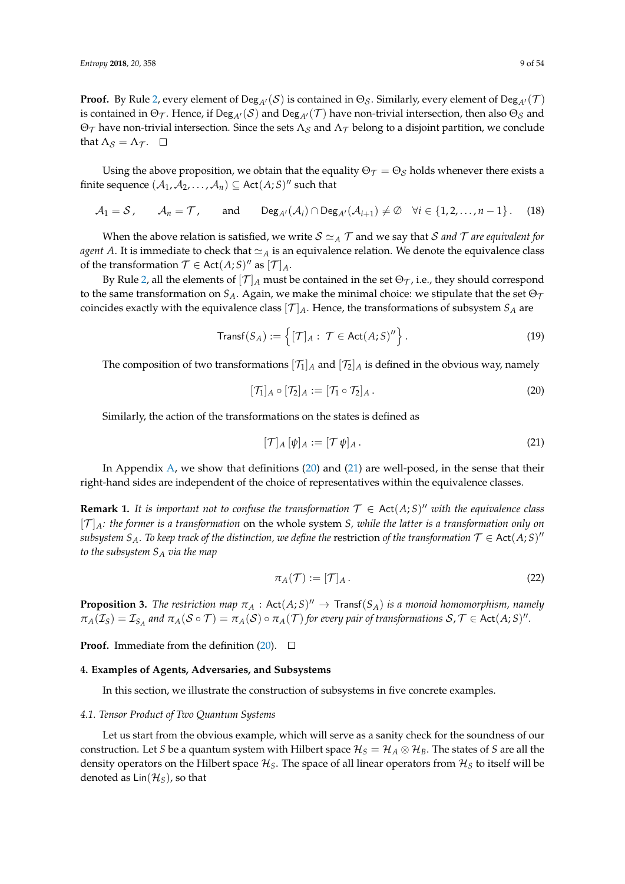**Proof.** By Rule 2, every element of $\mathsf{Deg}_{A'}(\mathcal{S})$ is contained in $\Theta_{\mathcal{S}}$. Similarly, every element of $\mathsf{Deg}_{A'}(\mathcal{T})$ is contained in $\Theta_{\mathcal{T}}$. Hence, if $\mathsf{Deg}_{A'}(\mathcal{S})$ and $\mathsf{Deg}_{A'}(\mathcal{T})$ have non-trivial intersection, then also $\Theta_{\mathcal{S}}$ and $\Theta_{\mathcal{T}}$ have non-trivial intersection. Since the sets $\Lambda_{\mathcal{S}}$ and $\Lambda_{\mathcal{T}}$ belong to a disjoint partition, we conclude that $\Lambda_{\mathcal{S}} = \Lambda_{\mathcal{T}}$. □

Using the above proposition, we obtain that the equality $\Theta_{\mathcal{T}} = \Theta_{\mathcal{S}}$ holds whenever there exists a finite sequence $(\mathcal{A}_1, \mathcal{A}_2, \dots, \mathcal{A}_n) \subseteq \mathsf{Act}(A;S)''$ such that

$$\mathcal{A}_1 = \mathcal{S}\,, \qquad \mathcal{A}_n = \mathcal{T}\,, \qquad \text{and} \qquad \mathsf{Deg}_{A'}(\mathcal{A}_i) \cap \mathsf{Deg}_{A'}(\mathcal{A}_{i+1}) \neq \emptyset \quad \forall i \in \{1, 2, \dots, n-1\}\,. \tag{18}$$

When the above relation is satisfied, we write $\mathcal{S} \simeq_A \mathcal{T}$ and we say that $\mathcal{S}$ *and* $\mathcal{T}$ *are equivalent for agent* $A$. It is immediate to check that $\simeq_A$ is an equivalence relation. We denote the equivalence class of the transformation $\mathcal{T} \in \mathsf{Act}(A;S)''$ as $[\mathcal{T}]_A$.

By Rule 2, all the elements of $[\mathcal{T}]_A$ must be contained in the set $\Theta_{\mathcal{T}}$, i.e., they should correspond to the same transformation on $S_A$. Again, we make the minimal choice: we stipulate that the set $\Theta_{\mathcal{T}}$ coincides exactly with the equivalence class $[\mathcal{T}]_A$. Hence, the transformations of subsystem $S_A$ are

$$\mathsf{Transf}(S_A) := \left\{ [\mathcal{T}]_A :\ \mathcal{T} \in \mathsf{Act}(A;S)'' \right\}. \tag{19}$$

The composition of two transformations $[\mathcal{T}_1]_A$ and $[\mathcal{T}_2]_A$ is defined in the obvious way, namely

$$[\mathcal{T}_1]_A \circ [\mathcal{T}_2]_A := [\mathcal{T}_1 \circ \mathcal{T}_2]_A\,. \tag{20}$$

Similarly, the action of the transformations on the states is defined as

$$[\mathcal{T}]_A\, [\psi]_A := [\mathcal{T}\,\psi]_A\,. \tag{21}$$

In Appendix A, we show that definitions (20) and (21) are well-posed, in the sense that their right-hand sides are independent of the choice of representatives within the equivalence classes.

**Remark 1.** *It is important not to confuse the transformation $\mathcal{T} \in \mathsf{Act}(A;S)''$ with the equivalence class $[\mathcal{T}]_A$: the former is a transformation* on the whole system *$S$, while the latter is a transformation only on subsystem $S_A$. To keep track of the distinction, we define the* restriction *of the transformation $\mathcal{T} \in \mathsf{Act}(A;S)''$ to the subsystem $S_A$ via the map*

$$\pi_A(\mathcal{T}) := [\mathcal{T}]_A\,. \tag{22}$$

**Proposition 3.** *The restriction map $\pi_A : \mathsf{Act}(A;S)'' \to \mathsf{Transf}(S_A)$ is a monoid homomorphism, namely $\pi_A(\mathcal{I}_S) = \mathcal{I}_{S_A}$ and $\pi_A(\mathcal{S} \circ \mathcal{T}) = \pi_A(\mathcal{S}) \circ \pi_A(\mathcal{T})$ for every pair of transformations $\mathcal{S}, \mathcal{T} \in \mathsf{Act}(A;S)''$.*

**Proof.** Immediate from the definition (20). □

## 4. Examples of Agents, Adversaries, and Subsystems

In this section, we illustrate the construction of subsystems in five concrete examples.

### 4.1. Tensor Product of Two Quantum Systems

Let us start from the obvious example, which will serve as a sanity check for the soundness of our construction. Let $S$ be a quantum system with Hilbert space $\mathcal{H}_S = \mathcal{H}_A \otimes \mathcal{H}_B$. The states of $S$ are all the density operators on the Hilbert space $\mathcal{H}_S$. The space of all linear operators from $\mathcal{H}_S$ to itself will be denoted as $\mathsf{Lin}(\mathcal{H}_S)$, so that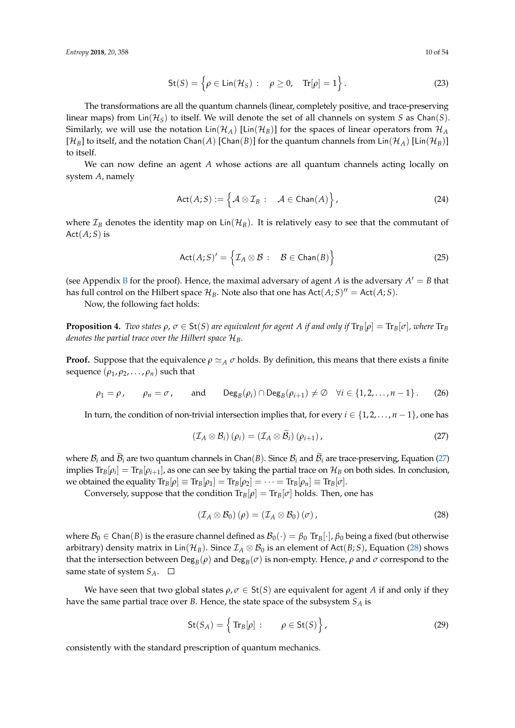$$\mathsf{St}(S) = \left\{ \rho \in \mathsf{Lin}(\mathcal{H}_S) : \quad \rho \geq 0, \quad \mathrm{Tr}[\rho] = 1 \right\}. \tag{23}$$

The transformations are all the quantum channels (linear, completely positive, and trace-preserving linear maps) from $\mathsf{Lin}(\mathcal{H}_S)$ to itself. We will denote the set of all channels on system $S$ as $\mathsf{Chan}(S)$. Similarly, we will use the notation $\mathsf{Lin}(\mathcal{H}_A)$ [$\mathsf{Lin}(\mathcal{H}_B)$] for the spaces of linear operators from $\mathcal{H}_A$ [$\mathcal{H}_B$] to itself, and the notation $\mathsf{Chan}(A)$ [$\mathsf{Chan}(B)$] for the quantum channels from $\mathsf{Lin}(\mathcal{H}_A)$ [$\mathsf{Lin}(\mathcal{H}_B)$] to itself.

We can now define an agent $A$ whose actions are all quantum channels acting locally on system $A$, namely

$$\mathsf{Act}(A; S) := \left\{ \mathcal{A} \otimes \mathcal{I}_B : \quad \mathcal{A} \in \mathsf{Chan}(A) \right\}, \tag{24}$$

where $\mathcal{I}_B$ denotes the identity map on $\mathsf{Lin}(\mathcal{H}_B)$. It is relatively easy to see that the commutant of $\mathsf{Act}(A; S)$ is

$$\mathsf{Act}(A; S)' = \left\{ \mathcal{I}_A \otimes \mathcal{B} : \quad \mathcal{B} \in \mathsf{Chan}(B) \right\} \tag{25}$$

(see Appendix B for the proof). Hence, the maximal adversary of agent $A$ is the adversary $A' = B$ that has full control on the Hilbert space $\mathcal{H}_B$. Note also that one has $\mathsf{Act}(A; S)'' = \mathsf{Act}(A; S)$.

Now, the following fact holds:

**Proposition 4.** *Two states $\rho, \sigma \in \mathsf{St}(S)$ are equivalent for agent $A$ if and only if $\mathrm{Tr}_B[\rho] = \mathrm{Tr}_B[\sigma]$, where $\mathrm{Tr}_B$ denotes the partial trace over the Hilbert space $\mathcal{H}_B$.*

**Proof.** Suppose that the equivalence $\rho \simeq_A \sigma$ holds. By definition, this means that there exists a finite sequence $(\rho_1, \rho_2, \ldots, \rho_n)$ such that

$$\rho_1 = \rho, \qquad \rho_n = \sigma, \qquad \text{and} \qquad \mathsf{Deg}_B(\rho_i) \cap \mathsf{Deg}_B(\rho_{i+1}) \neq \emptyset \quad \forall i \in \{1, 2, \ldots, n-1\}. \tag{26}$$

In turn, the condition of non-trivial intersection implies that, for every $i \in \{1, 2, \ldots, n-1\}$, one has

$$(\mathcal{I}_A \otimes \mathcal{B}_i)(\rho_i) = (\mathcal{I}_A \otimes \widetilde{\mathcal{B}}_i)(\rho_{i+1}), \tag{27}$$

where $\mathcal{B}_i$ and $\widetilde{\mathcal{B}}_i$ are two quantum channels in $\mathsf{Chan}(B)$. Since $\mathcal{B}_i$ and $\widetilde{\mathcal{B}}_i$ are trace-preserving, Equation (27) implies $\mathrm{Tr}_B[\rho_i] = \mathrm{Tr}_B[\rho_{i+1}]$, as one can see by taking the partial trace on $\mathcal{H}_B$ on both sides. In conclusion, we obtained the equality $\mathrm{Tr}_B[\rho] \equiv \mathrm{Tr}_B[\rho_1] = \mathrm{Tr}_B[\rho_2] = \cdots = \mathrm{Tr}_B[\rho_n] \equiv \mathrm{Tr}_B[\sigma]$.

Conversely, suppose that the condition $\mathrm{Tr}_B[\rho] = \mathrm{Tr}_B[\sigma]$ holds. Then, one has

$$(\mathcal{I}_A \otimes \mathcal{B}_0)(\rho) = (\mathcal{I}_A \otimes \mathcal{B}_0)(\sigma), \tag{28}$$

where $\mathcal{B}_0 \in \mathsf{Chan}(B)$ is the erasure channel defined as $\mathcal{B}_0(\cdot) = \beta_0 \, \mathrm{Tr}_B[\cdot]$, $\beta_0$ being a fixed (but otherwise arbitrary) density matrix in $\mathsf{Lin}(\mathcal{H}_B)$. Since $\mathcal{I}_A \otimes \mathcal{B}_0$ is an element of $\mathsf{Act}(B; S)$, Equation (28) shows that the intersection between $\mathsf{Deg}_B(\rho)$ and $\mathsf{Deg}_B(\sigma)$ is non-empty. Hence, $\rho$ and $\sigma$ correspond to the same state of system $S_A$. $\square$

We have seen that two global states $\rho, \sigma \in \mathsf{St}(S)$ are equivalent for agent $A$ if and only if they have the same partial trace over $B$. Hence, the state space of the subsystem $S_A$ is

$$\mathsf{St}(S_A) = \left\{ \mathrm{Tr}_B[\rho] : \qquad \rho \in \mathsf{St}(S) \right\}, \tag{29}$$

consistently with the standard prescription of quantum mechanics.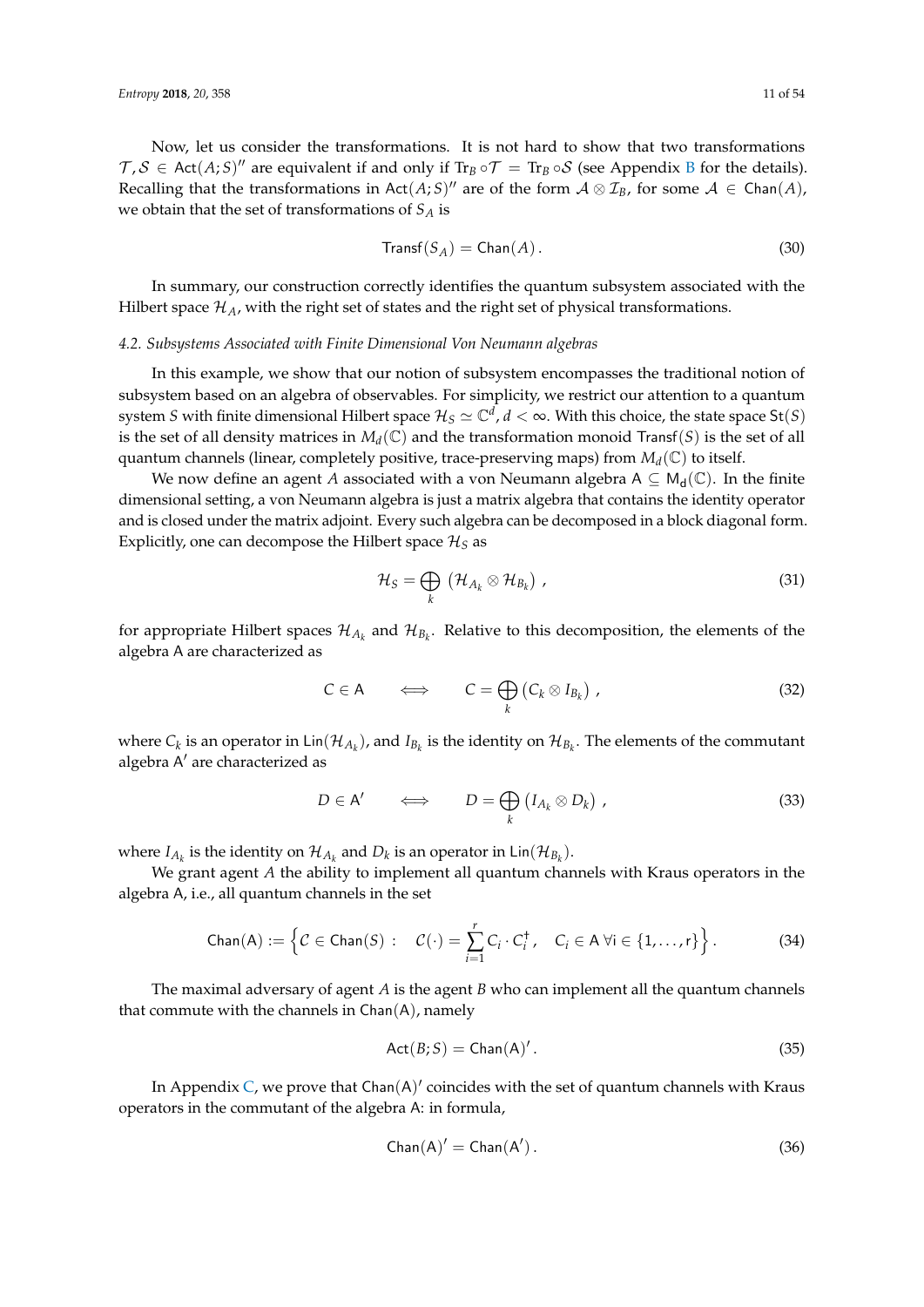Now, let us consider the transformations. It is not hard to show that two transformations $\mathcal{T}, \mathcal{S} \in \mathsf{Act}(A;S)''$ are equivalent if and only if $\mathrm{Tr}_B \circ \mathcal{T} = \mathrm{Tr}_B \circ \mathcal{S}$ (see Appendix B for the details). Recalling that the transformations in $\mathsf{Act}(A;S)''$ are of the form $\mathcal{A} \otimes \mathcal{I}_B$, for some $\mathcal{A} \in \mathsf{Chan}(A)$, we obtain that the set of transformations of $S_A$ is

$$\mathsf{Transf}(S_A) = \mathsf{Chan}(A) \,. \tag{30}$$

In summary, our construction correctly identifies the quantum subsystem associated with the Hilbert space $\mathcal{H}_A$, with the right set of states and the right set of physical transformations.

### 4.2. Subsystems Associated with Finite Dimensional Von Neumann algebras

In this example, we show that our notion of subsystem encompasses the traditional notion of subsystem based on an algebra of observables. For simplicity, we restrict our attention to a quantum system $S$ with finite dimensional Hilbert space $\mathcal{H}_S \simeq \mathbb{C}^d$, $d < \infty$. With this choice, the state space $\mathsf{St}(S)$ is the set of all density matrices in $M_d(\mathbb{C})$ and the transformation monoid $\mathsf{Transf}(S)$ is the set of all quantum channels (linear, completely positive, trace-preserving maps) from $M_d(\mathbb{C})$ to itself.

We now define an agent $A$ associated with a von Neumann algebra $\mathsf{A} \subseteq \mathsf{M_d}(\mathbb{C})$. In the finite dimensional setting, a von Neumann algebra is just a matrix algebra that contains the identity operator and is closed under the matrix adjoint. Every such algebra can be decomposed in a block diagonal form. Explicitly, one can decompose the Hilbert space $\mathcal{H}_S$ as

$$\mathcal{H}_S = \bigoplus_k \left( \mathcal{H}_{A_k} \otimes \mathcal{H}_{B_k} \right) \,, \tag{31}$$

for appropriate Hilbert spaces $\mathcal{H}_{A_k}$ and $\mathcal{H}_{B_k}$. Relative to this decomposition, the elements of the algebra $\mathsf{A}$ are characterized as

$$C \in \mathsf{A} \qquad \Longleftrightarrow \qquad C = \bigoplus_k \left( C_k \otimes I_{B_k} \right) \,, \tag{32}$$

where $C_k$ is an operator in $\mathsf{Lin}(\mathcal{H}_{A_k})$, and $I_{B_k}$ is the identity on $\mathcal{H}_{B_k}$. The elements of the commutant algebra $\mathsf{A}'$ are characterized as

$$D \in \mathsf{A}' \qquad \Longleftrightarrow \qquad D = \bigoplus_k \left( I_{A_k} \otimes D_k \right) \,, \tag{33}$$

where $I_{A_k}$ is the identity on $\mathcal{H}_{A_k}$ and $D_k$ is an operator in $\mathsf{Lin}(\mathcal{H}_{B_k})$.

We grant agent $A$ the ability to implement all quantum channels with Kraus operators in the algebra $\mathsf{A}$, i.e., all quantum channels in the set

$$\mathsf{Chan}(\mathsf{A}) := \left\{ \mathcal{C} \in \mathsf{Chan}(S) : \quad \mathcal{C}(\cdot) = \sum_{i=1}^{r} C_i \cdot C_i^\dagger \,, \quad C_i \in \mathsf{A} \ \forall \mathrm{i} \in \{1, \dots, \mathrm{r}\} \right\}. \tag{34}$$

The maximal adversary of agent $A$ is the agent $B$ who can implement all the quantum channels that commute with the channels in $\mathsf{Chan}(\mathsf{A})$, namely

$$\mathsf{Act}(B;S) = \mathsf{Chan}(\mathsf{A})' \,. \tag{35}$$

In Appendix C, we prove that $\mathsf{Chan}(\mathsf{A})'$ coincides with the set of quantum channels with Kraus operators in the commutant of the algebra $\mathsf{A}$: in formula,

$$\mathsf{Chan}(\mathsf{A})' = \mathsf{Chan}(\mathsf{A}') \,. \tag{36}$$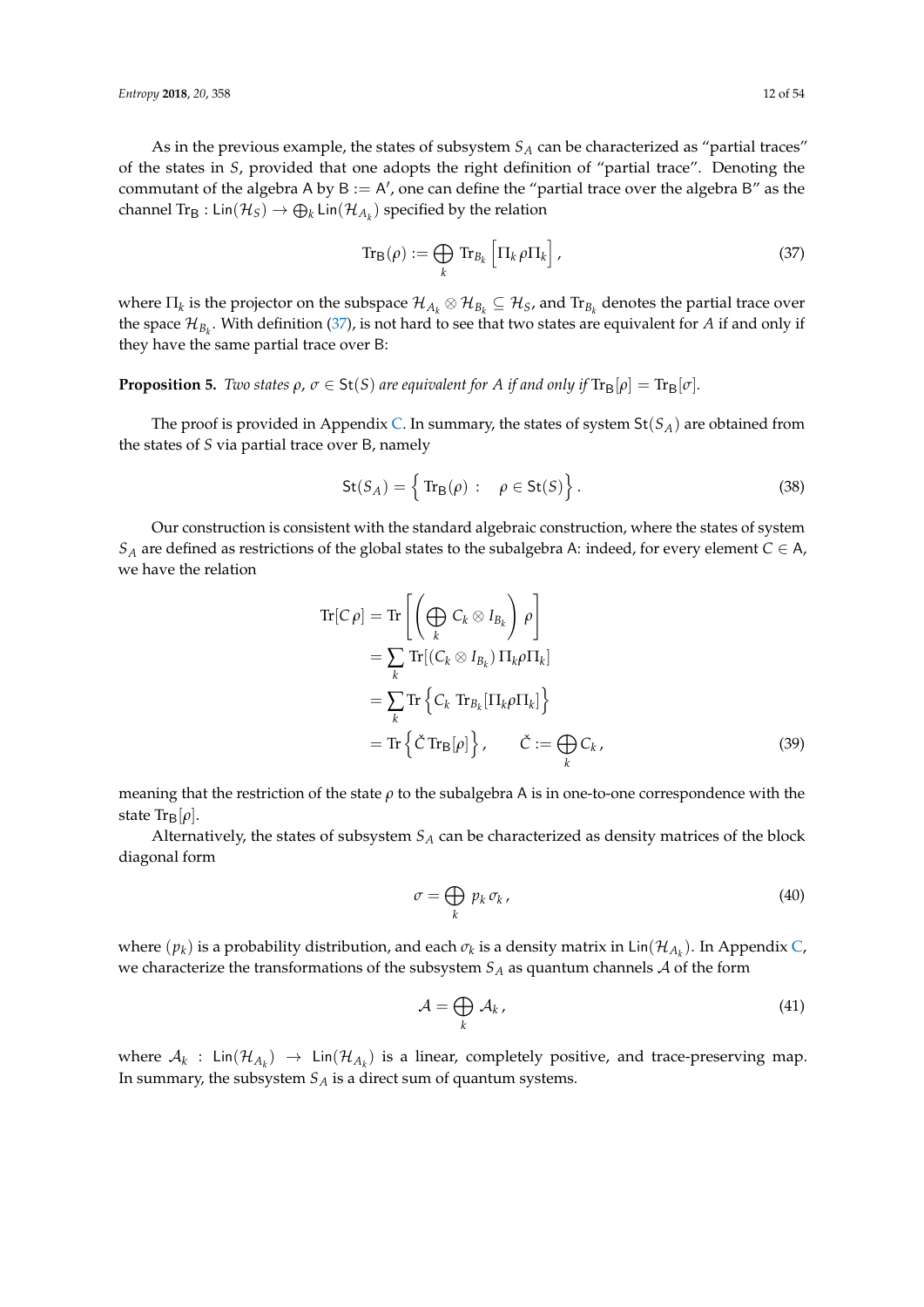As in the previous example, the states of subsystem $S_A$ can be characterized as "partial traces" of the states in $S$, provided that one adopts the right definition of "partial trace". Denoting the commutant of the algebra $\mathsf{A}$ by $\mathsf{B} := \mathsf{A}'$, one can define the "partial trace over the algebra $\mathsf{B}$" as the channel $\mathrm{Tr}_{\mathsf{B}} : \mathsf{Lin}(\mathcal{H}_S) \to \bigoplus_k \mathsf{Lin}(\mathcal{H}_{A_k})$ specified by the relation

$$
\mathrm{Tr}_{\mathsf{B}}(\rho) := \bigoplus_k \mathrm{Tr}_{B_k}\left[\Pi_k\, \rho \Pi_k\right], \tag{37}
$$

where $\Pi_k$ is the projector on the subspace $\mathcal{H}_{A_k} \otimes \mathcal{H}_{B_k} \subseteq \mathcal{H}_S$, and $\mathrm{Tr}_{B_k}$ denotes the partial trace over the space $\mathcal{H}_{B_k}$. With definition (37), is not hard to see that two states are equivalent for $A$ if and only if they have the same partial trace over $\mathsf{B}$:

**Proposition 5.** *Two states $\rho$, $\sigma \in \mathsf{St}(S)$ are equivalent for $A$ if and only if $\mathrm{Tr}_{\mathsf{B}}[\rho] = \mathrm{Tr}_{\mathsf{B}}[\sigma]$.*

The proof is provided in Appendix C. In summary, the states of system $\mathsf{St}(S_A)$ are obtained from the states of $S$ via partial trace over $\mathsf{B}$, namely

$$
\mathsf{St}(S_A) = \left\{ \mathrm{Tr}_{\mathsf{B}}(\rho) : \quad \rho \in \mathsf{St}(S) \right\}. \tag{38}
$$

Our construction is consistent with the standard algebraic construction, where the states of system $S_A$ are defined as restrictions of the global states to the subalgebra $\mathsf{A}$: indeed, for every element $C \in \mathsf{A}$, we have the relation

$$
\begin{aligned}
\mathrm{Tr}[C\, \rho] &= \mathrm{Tr}\left[ \left( \bigoplus_k C_k \otimes I_{B_k} \right) \rho \right] \\
&= \sum_k \mathrm{Tr}[(C_k \otimes I_{B_k})\, \Pi_k \rho \Pi_k] \\
&= \sum_k \mathrm{Tr}\left\{ C_k\ \mathrm{Tr}_{B_k}[\Pi_k \rho \Pi_k] \right\} \\
&= \mathrm{Tr}\left\{ \check{C}\, \mathrm{Tr}_{\mathsf{B}}[\rho] \right\}, \qquad \check{C} := \bigoplus_k C_k\,,
\end{aligned} \tag{39}
$$

meaning that the restriction of the state $\rho$ to the subalgebra $\mathsf{A}$ is in one-to-one correspondence with the state $\mathrm{Tr}_{\mathsf{B}}[\rho]$.

Alternatively, the states of subsystem $S_A$ can be characterized as density matrices of the block diagonal form

$$
\sigma = \bigoplus_k p_k\, \sigma_k\,, \tag{40}
$$

where $(p_k)$ is a probability distribution, and each $\sigma_k$ is a density matrix in $\mathsf{Lin}(\mathcal{H}_{A_k})$. In Appendix C, we characterize the transformations of the subsystem $S_A$ as quantum channels $\mathcal{A}$ of the form

$$
\mathcal{A} = \bigoplus_k \mathcal{A}_k\,, \tag{41}
$$

where $\mathcal{A}_k : \mathsf{Lin}(\mathcal{H}_{A_k}) \to \mathsf{Lin}(\mathcal{H}_{A_k})$ is a linear, completely positive, and trace-preserving map. In summary, the subsystem $S_A$ is a direct sum of quantum systems.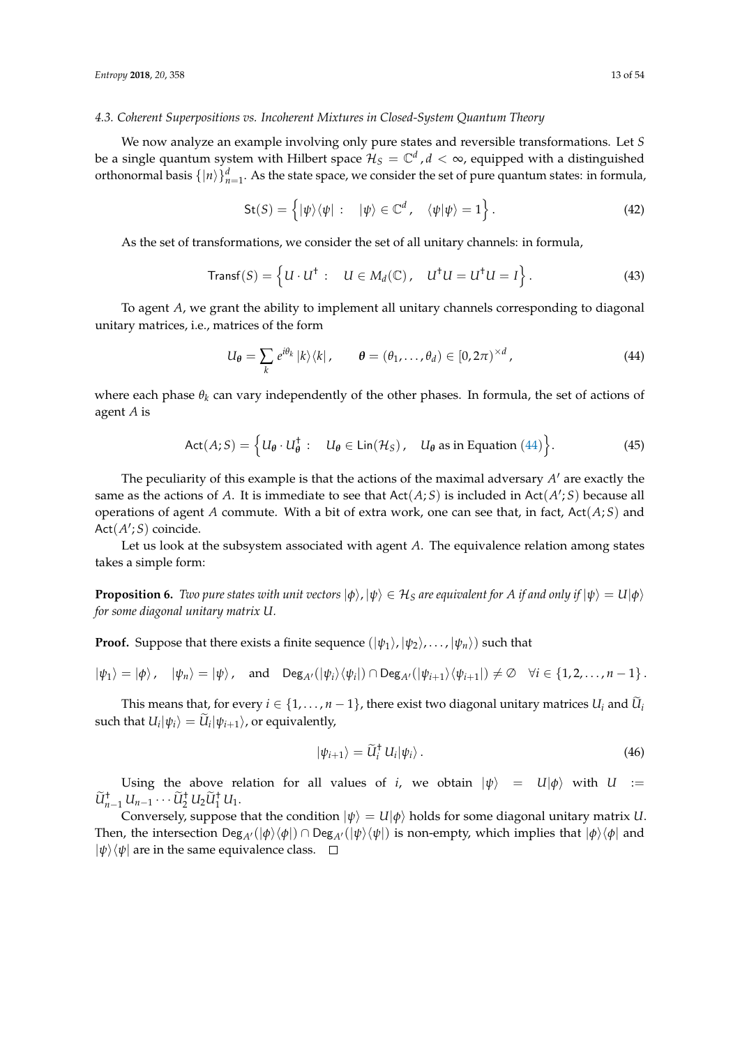### 4.3. Coherent Superpositions vs. Incoherent Mixtures in Closed-System Quantum Theory

We now analyze an example involving only pure states and reversible transformations. Let $S$ be a single quantum system with Hilbert space $\mathcal{H}_S = \mathbb{C}^d, d < \infty$, equipped with a distinguished orthonormal basis $\{|n\rangle\}_{n=1}^d$. As the state space, we consider the set of pure quantum states: in formula,

$$\mathsf{St}(S) = \Big\{ |\psi\rangle\langle\psi| \; : \quad |\psi\rangle \in \mathbb{C}^d , \quad \langle\psi|\psi\rangle = 1 \Big\} \,. \tag{42}$$

As the set of transformations, we consider the set of all unitary channels: in formula,

$$\mathsf{Transf}(S) = \Big\{ U \cdot U^\dagger \; : \quad U \in M_d(\mathbb{C}) \,, \quad U^\dagger U = U^\dagger U = I \Big\} \,. \tag{43}$$

To agent $A$, we grant the ability to implement all unitary channels corresponding to diagonal unitary matrices, i.e., matrices of the form

$$U_{\boldsymbol{\theta}} = \sum_k e^{i\theta_k} \, |k\rangle\langle k| \,, \qquad \boldsymbol{\theta} = (\theta_1, \dots, \theta_d) \in [0, 2\pi)^{\times d} \,, \tag{44}$$

where each phase $\theta_k$ can vary independently of the other phases. In formula, the set of actions of agent $A$ is

$$\mathsf{Act}(A; S) = \Big\{ U_{\boldsymbol{\theta}} \cdot U_{\boldsymbol{\theta}}^\dagger \; : \quad U_{\boldsymbol{\theta}} \in \mathsf{Lin}(\mathcal{H}_S) \,, \quad U_{\boldsymbol{\theta}} \text{ as in Equation (44)} \Big\} . \tag{45}$$

The peculiarity of this example is that the actions of the maximal adversary $A'$ are exactly the same as the actions of $A$. It is immediate to see that $\mathsf{Act}(A; S)$ is included in $\mathsf{Act}(A'; S)$ because all operations of agent $A$ commute. With a bit of extra work, one can see that, in fact, $\mathsf{Act}(A; S)$ and $\mathsf{Act}(A'; S)$ coincide.

Let us look at the subsystem associated with agent $A$. The equivalence relation among states takes a simple form:

**Proposition 6.** *Two pure states with unit vectors $|\phi\rangle, |\psi\rangle \in \mathcal{H}_S$ are equivalent for $A$ if and only if $|\psi\rangle = U|\phi\rangle$ for some diagonal unitary matrix $U$.*

**Proof.** Suppose that there exists a finite sequence $(|\psi_1\rangle, |\psi_2\rangle, \dots, |\psi_n\rangle)$ such that

$$|\psi_1\rangle = |\phi\rangle \,, \quad |\psi_n\rangle = |\psi\rangle \,, \quad \text{and} \quad \mathsf{Deg}_{A'}(|\psi_i\rangle\langle\psi_i|) \cap \mathsf{Deg}_{A'}(|\psi_{i+1}\rangle\langle\psi_{i+1}|) \neq \emptyset \quad \forall i \in \{1, 2, \dots, n-1\} \,.$$

This means that, for every $i \in \{1, \dots, n-1\}$, there exist two diagonal unitary matrices $U_i$ and $\widetilde{U}_i$ such that $U_i|\psi_i\rangle = \widetilde{U}_i|\psi_{i+1}\rangle$, or equivalently,

$$|\psi_{i+1}\rangle = \widetilde{U}_i^\dagger \, U_i |\psi_i\rangle \,. \tag{46}$$

Using the above relation for all values of $i$, we obtain $|\psi\rangle = U|\phi\rangle$ with $U := \widetilde{U}_{n-1}^\dagger \, U_{n-1} \cdots \widetilde{U}_2^\dagger \, U_2 \widetilde{U}_1^\dagger \, U_1$.

Conversely, suppose that the condition $|\psi\rangle = U|\phi\rangle$ holds for some diagonal unitary matrix $U$. Then, the intersection $\mathsf{Deg}_{A'}(|\phi\rangle\langle\phi|) \cap \mathsf{Deg}_{A'}(|\psi\rangle\langle\psi|)$ is non-empty, which implies that $|\phi\rangle\langle\phi|$ and $|\psi\rangle\langle\psi|$ are in the same equivalence class. □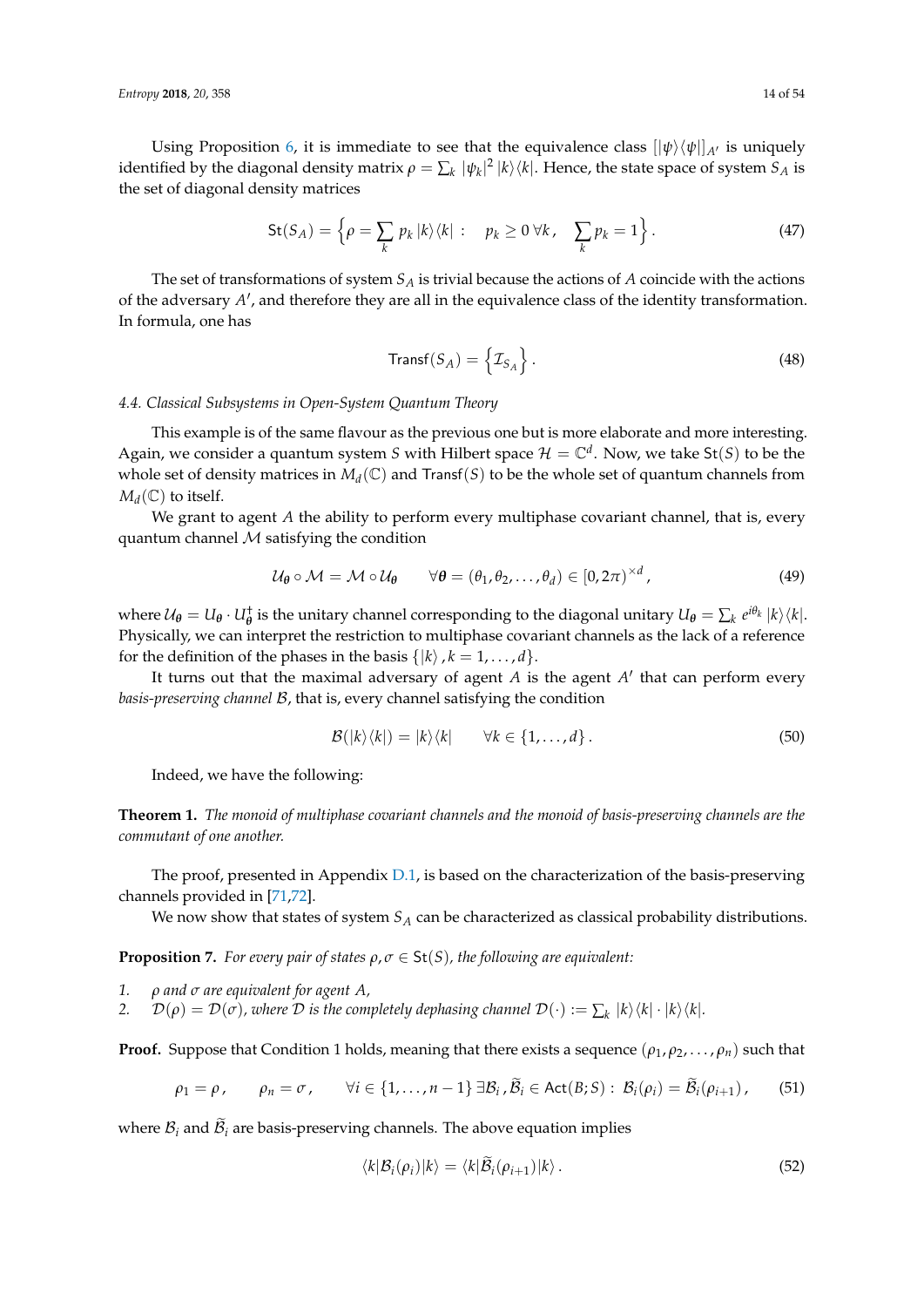Using Proposition 6, it is immediate to see that the equivalence class $[|\psi\rangle\langle\psi|]_{A'}$ is uniquely identified by the diagonal density matrix $\rho = \sum_k |\psi_k|^2 |k\rangle\langle k|$. Hence, the state space of system $S_A$ is the set of diagonal density matrices

$$\mathsf{St}(S_A) = \Big\{ \rho = \sum_k p_k |k\rangle\langle k| : \quad p_k \geq 0 \ \forall k , \quad \sum_k p_k = 1 \Big\} . \tag{47}$$

The set of transformations of system $S_A$ is trivial because the actions of $A$ coincide with the actions of the adversary $A'$, and therefore they are all in the equivalence class of the identity transformation. In formula, one has

$$\mathsf{Transf}(S_A) = \Big\{ \mathcal{I}_{S_A} \Big\} . \tag{48}$$

### 4.4. Classical Subsystems in Open-System Quantum Theory

This example is of the same flavour as the previous one but is more elaborate and more interesting. Again, we consider a quantum system $S$ with Hilbert space $\mathcal{H} = \mathbb{C}^d$. Now, we take $\mathsf{St}(S)$ to be the whole set of density matrices in $M_d(\mathbb{C})$ and $\mathsf{Transf}(S)$ to be the whole set of quantum channels from $M_d(\mathbb{C})$ to itself.

We grant to agent $A$ the ability to perform every multiphase covariant channel, that is, every quantum channel $\mathcal{M}$ satisfying the condition

$$\mathcal{U}_{\boldsymbol{\theta}} \circ \mathcal{M} = \mathcal{M} \circ \mathcal{U}_{\boldsymbol{\theta}} \qquad \forall \boldsymbol{\theta} = (\theta_1, \theta_2, \dots, \theta_d) \in [0, 2\pi)^{\times d} , \tag{49}$$

where $\mathcal{U}_{\boldsymbol{\theta}} = U_{\boldsymbol{\theta}} \cdot U_{\boldsymbol{\theta}}^\dagger$ is the unitary channel corresponding to the diagonal unitary $U_{\boldsymbol{\theta}} = \sum_k e^{i\theta_k} |k\rangle\langle k|$. Physically, we can interpret the restriction to multiphase covariant channels as the lack of a reference for the definition of the phases in the basis $\{|k\rangle , k = 1, \dots, d\}$.

It turns out that the maximal adversary of agent $A$ is the agent $A'$ that can perform every *basis-preserving channel* $\mathcal{B}$, that is, every channel satisfying the condition

$$\mathcal{B}(|k\rangle\langle k|) = |k\rangle\langle k| \qquad \forall k \in \{1, \dots, d\} . \tag{50}$$

Indeed, we have the following:

**Theorem 1.** *The monoid of multiphase covariant channels and the monoid of basis-preserving channels are the commutant of one another.*

The proof, presented in Appendix D.1, is based on the characterization of the basis-preserving channels provided in [71,72].

We now show that states of system $S_A$ can be characterized as classical probability distributions.

**Proposition 7.** *For every pair of states $\rho, \sigma \in \mathsf{St}(S)$, the following are equivalent:*

1. *$\rho$ and $\sigma$ are equivalent for agent $A$,*
2. *$\mathcal{D}(\rho) = \mathcal{D}(\sigma)$, where $\mathcal{D}$ is the completely dephasing channel $\mathcal{D}(\cdot) := \sum_k |k\rangle\langle k| \cdot |k\rangle\langle k|$.*

**Proof.** Suppose that Condition 1 holds, meaning that there exists a sequence $(\rho_1, \rho_2, \dots, \rho_n)$ such that

$$\rho_1 = \rho , \qquad \rho_n = \sigma , \qquad \forall i \in \{1, \dots, n-1\} \ \exists \mathcal{B}_i , \widetilde{\mathcal{B}}_i \in \mathsf{Act}(B; S) : \ \mathcal{B}_i(\rho_i) = \widetilde{\mathcal{B}}_i(\rho_{i+1}) , \tag{51}$$

where $\mathcal{B}_i$ and $\widetilde{\mathcal{B}}_i$ are basis-preserving channels. The above equation implies

$$\langle k|\mathcal{B}_i(\rho_i)|k\rangle = \langle k|\widetilde{\mathcal{B}}_i(\rho_{i+1})|k\rangle . \tag{52}$$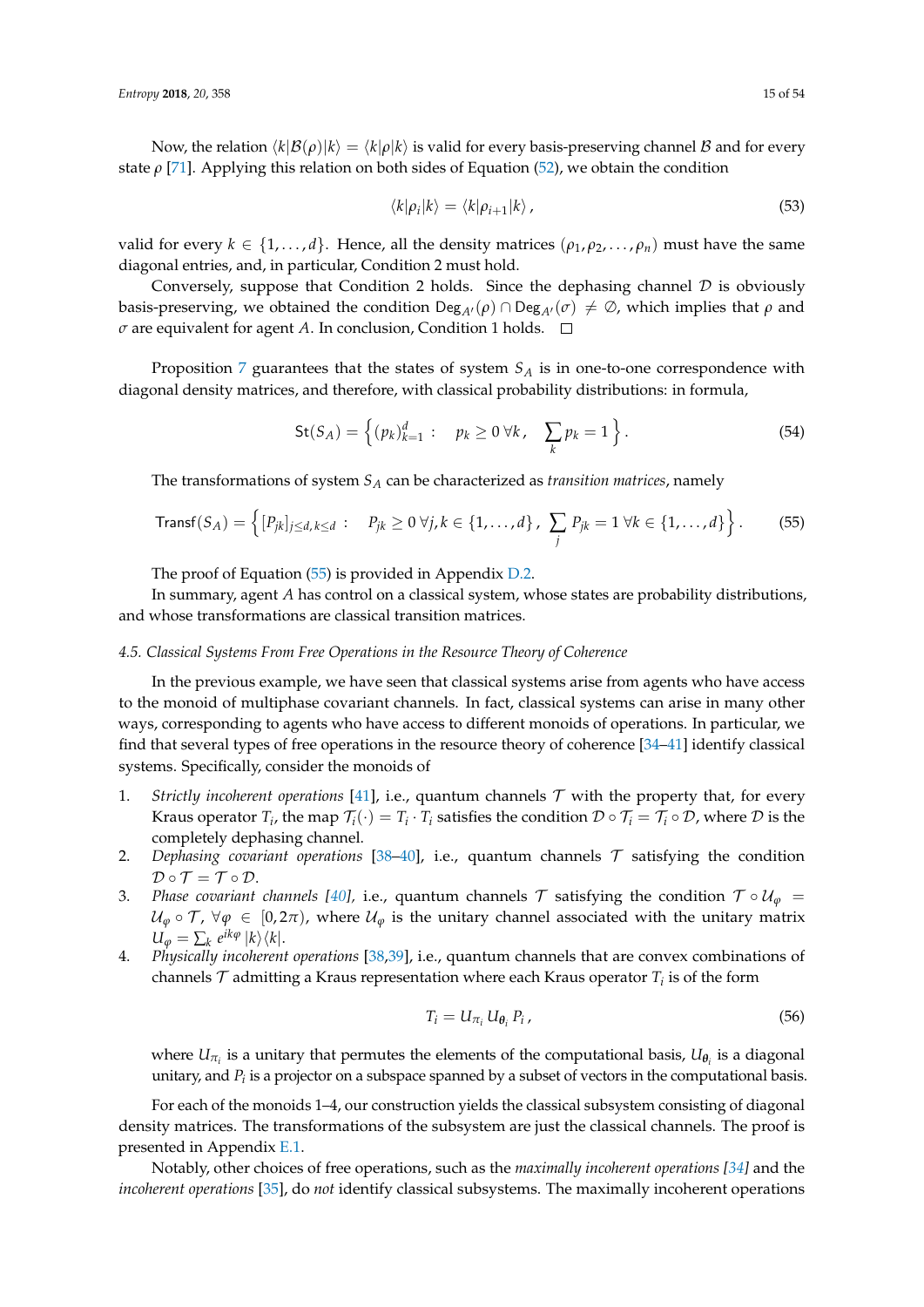Now, the relation $\langle k|\mathcal{B}(\rho)|k\rangle = \langle k|\rho|k\rangle$ is valid for every basis-preserving channel $\mathcal{B}$ and for every state $\rho$ [71]. Applying this relation on both sides of Equation (52), we obtain the condition

$$\langle k|\rho_i|k\rangle = \langle k|\rho_{i+1}|k\rangle\,, \tag{53}$$

valid for every $k \in \{1, \ldots, d\}$. Hence, all the density matrices $(\rho_1, \rho_2, \ldots, \rho_n)$ must have the same diagonal entries, and, in particular, Condition 2 must hold.

Conversely, suppose that Condition 2 holds. Since the dephasing channel $\mathcal{D}$ is obviously basis-preserving, we obtained the condition $\mathsf{Deg}_{A'}(\rho) \cap \mathsf{Deg}_{A'}(\sigma) \neq \emptyset$, which implies that $\rho$ and $\sigma$ are equivalent for agent $A$. In conclusion, Condition 1 holds. □

Proposition 7 guarantees that the states of system $S_A$ is in one-to-one correspondence with diagonal density matrices, and therefore, with classical probability distributions: in formula,

$$\mathsf{St}(S_A) = \left\{ (p_k)_{k=1}^d : \quad p_k \geq 0\ \forall k\,, \quad \sum_k p_k = 1 \right\}. \tag{54}$$

The transformations of system $S_A$ can be characterized as *transition matrices*, namely

$$\mathsf{Transf}(S_A) = \left\{ [P_{jk}]_{j\leq d,\,k\leq d} : \quad P_{jk} \geq 0\ \forall j,k \in \{1,\ldots,d\}\,,\ \sum_j P_{jk} = 1\ \forall k \in \{1,\ldots,d\} \right\}. \tag{55}$$

The proof of Equation (55) is provided in Appendix D.2.

In summary, agent $A$ has control on a classical system, whose states are probability distributions, and whose transformations are classical transition matrices.

### 4.5. Classical Systems From Free Operations in the Resource Theory of Coherence

In the previous example, we have seen that classical systems arise from agents who have access to the monoid of multiphase covariant channels. In fact, classical systems can arise in many other ways, corresponding to agents who have access to different monoids of operations. In particular, we find that several types of free operations in the resource theory of coherence [34–41] identify classical systems. Specifically, consider the monoids of

1. *Strictly incoherent operations* [41], i.e., quantum channels $\mathcal{T}$ with the property that, for every Kraus operator $T_i$, the map $\mathcal{T}_i(\cdot) = T_i \cdot T_i$ satisfies the condition $\mathcal{D} \circ \mathcal{T}_i = \mathcal{T}_i \circ \mathcal{D}$, where $\mathcal{D}$ is the completely dephasing channel.
2. *Dephasing covariant operations* [38–40], i.e., quantum channels $\mathcal{T}$ satisfying the condition $\mathcal{D} \circ \mathcal{T} = \mathcal{T} \circ \mathcal{D}$.
3. *Phase covariant channels [40]*, i.e., quantum channels $\mathcal{T}$ satisfying the condition $\mathcal{T} \circ \mathcal{U}_\varphi = \mathcal{U}_\varphi \circ \mathcal{T}$, $\forall \varphi \in [0, 2\pi)$, where $\mathcal{U}_\varphi$ is the unitary channel associated with the unitary matrix $U_\varphi = \sum_k e^{ik\varphi}\,|k\rangle\langle k|$.
4. *Physically incoherent operations* [38,39], i.e., quantum channels that are convex combinations of channels $\mathcal{T}$ admitting a Kraus representation where each Kraus operator $T_i$ is of the form

$$T_i = U_{\pi_i}\, U_{\boldsymbol{\theta}_i}\, P_i\,, \tag{56}$$

where $U_{\pi_i}$ is a unitary that permutes the elements of the computational basis, $U_{\boldsymbol{\theta}_i}$ is a diagonal unitary, and $P_i$ is a projector on a subspace spanned by a subset of vectors in the computational basis.

For each of the monoids 1–4, our construction yields the classical subsystem consisting of diagonal density matrices. The transformations of the subsystem are just the classical channels. The proof is presented in Appendix E.1.

Notably, other choices of free operations, such as the *maximally incoherent operations [34]* and the *incoherent operations* [35], do *not* identify classical subsystems. The maximally incoherent operations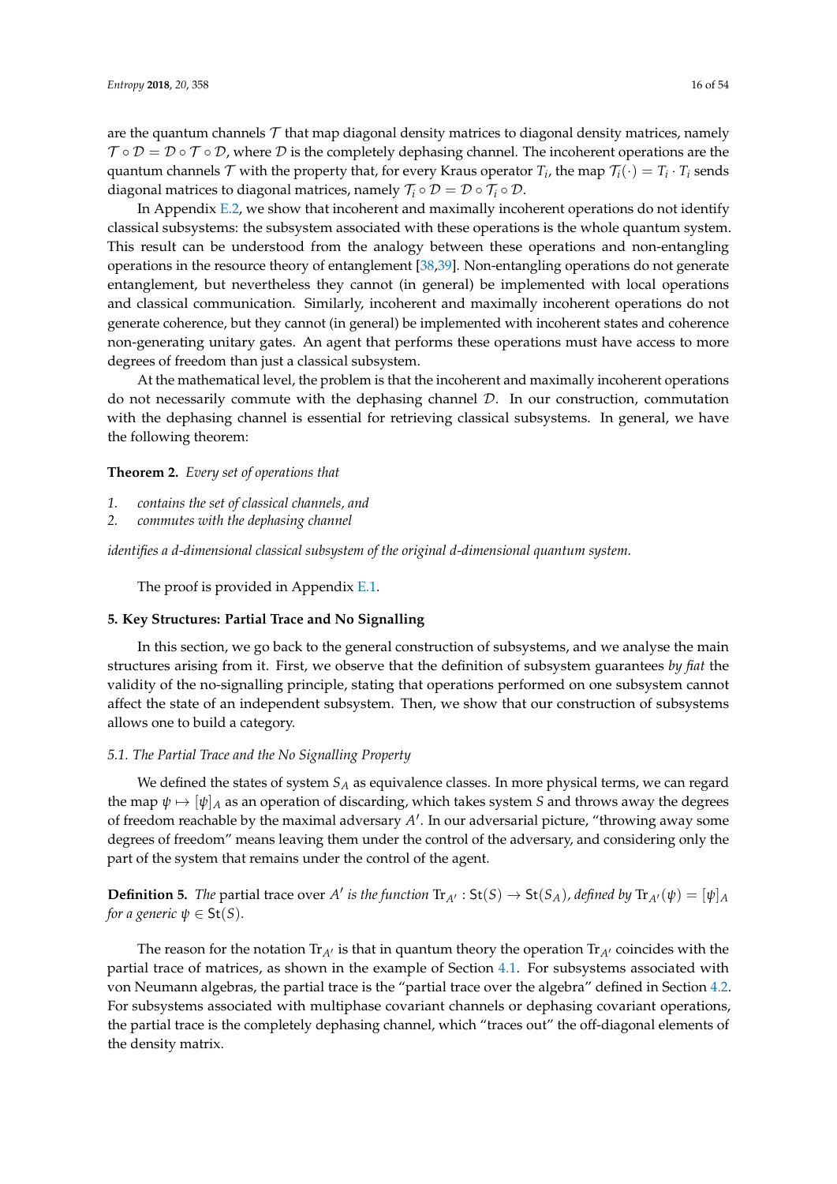are the quantum channels $\mathcal{T}$ that map diagonal density matrices to diagonal density matrices, namely $\mathcal{T} \circ \mathcal{D} = \mathcal{D} \circ \mathcal{T} \circ \mathcal{D}$, where $\mathcal{D}$ is the completely dephasing channel. The incoherent operations are the quantum channels $\mathcal{T}$ with the property that, for every Kraus operator $T_i$, the map $\mathcal{T}_i(\cdot) = T_i \cdot T_i$ sends diagonal matrices to diagonal matrices, namely $\mathcal{T}_i \circ \mathcal{D} = \mathcal{D} \circ \mathcal{T}_i \circ \mathcal{D}$.

In Appendix E.2, we show that incoherent and maximally incoherent operations do not identify classical subsystems: the subsystem associated with these operations is the whole quantum system. This result can be understood from the analogy between these operations and non-entangling operations in the resource theory of entanglement [38,39]. Non-entangling operations do not generate entanglement, but nevertheless they cannot (in general) be implemented with local operations and classical communication. Similarly, incoherent and maximally incoherent operations do not generate coherence, but they cannot (in general) be implemented with incoherent states and coherence non-generating unitary gates. An agent that performs these operations must have access to more degrees of freedom than just a classical subsystem.

At the mathematical level, the problem is that the incoherent and maximally incoherent operations do not necessarily commute with the dephasing channel $\mathcal{D}$. In our construction, commutation with the dephasing channel is essential for retrieving classical subsystems. In general, we have the following theorem:

**Theorem 2.** *Every set of operations that*

1. *contains the set of classical channels, and*
2. *commutes with the dephasing channel*

*identifies a d-dimensional classical subsystem of the original d-dimensional quantum system.*

The proof is provided in Appendix E.1.

## 5. Key Structures: Partial Trace and No Signalling

In this section, we go back to the general construction of subsystems, and we analyse the main structures arising from it. First, we observe that the definition of subsystem guarantees *by fiat* the validity of the no-signalling principle, stating that operations performed on one subsystem cannot affect the state of an independent subsystem. Then, we show that our construction of subsystems allows one to build a category.

### 5.1. The Partial Trace and the No Signalling Property

We defined the states of system $S_A$ as equivalence classes. In more physical terms, we can regard the map $\psi \mapsto [\psi]_A$ as an operation of discarding, which takes system $S$ and throws away the degrees of freedom reachable by the maximal adversary $A'$. In our adversarial picture, "throwing away some degrees of freedom" means leaving them under the control of the adversary, and considering only the part of the system that remains under the control of the agent.

**Definition 5.** *The* partial trace over $A'$ *is the function* $\mathrm{Tr}_{A'} : \mathsf{St}(S) \to \mathsf{St}(S_A)$*, defined by* $\mathrm{Tr}_{A'}(\psi) = [\psi]_A$ *for a generic* $\psi \in \mathsf{St}(S)$*.*

The reason for the notation $\mathrm{Tr}_{A'}$ is that in quantum theory the operation $\mathrm{Tr}_{A'}$ coincides with the partial trace of matrices, as shown in the example of Section 4.1. For subsystems associated with von Neumann algebras, the partial trace is the "partial trace over the algebra" defined in Section 4.2. For subsystems associated with multiphase covariant channels or dephasing covariant operations, the partial trace is the completely dephasing channel, which "traces out" the off-diagonal elements of the density matrix.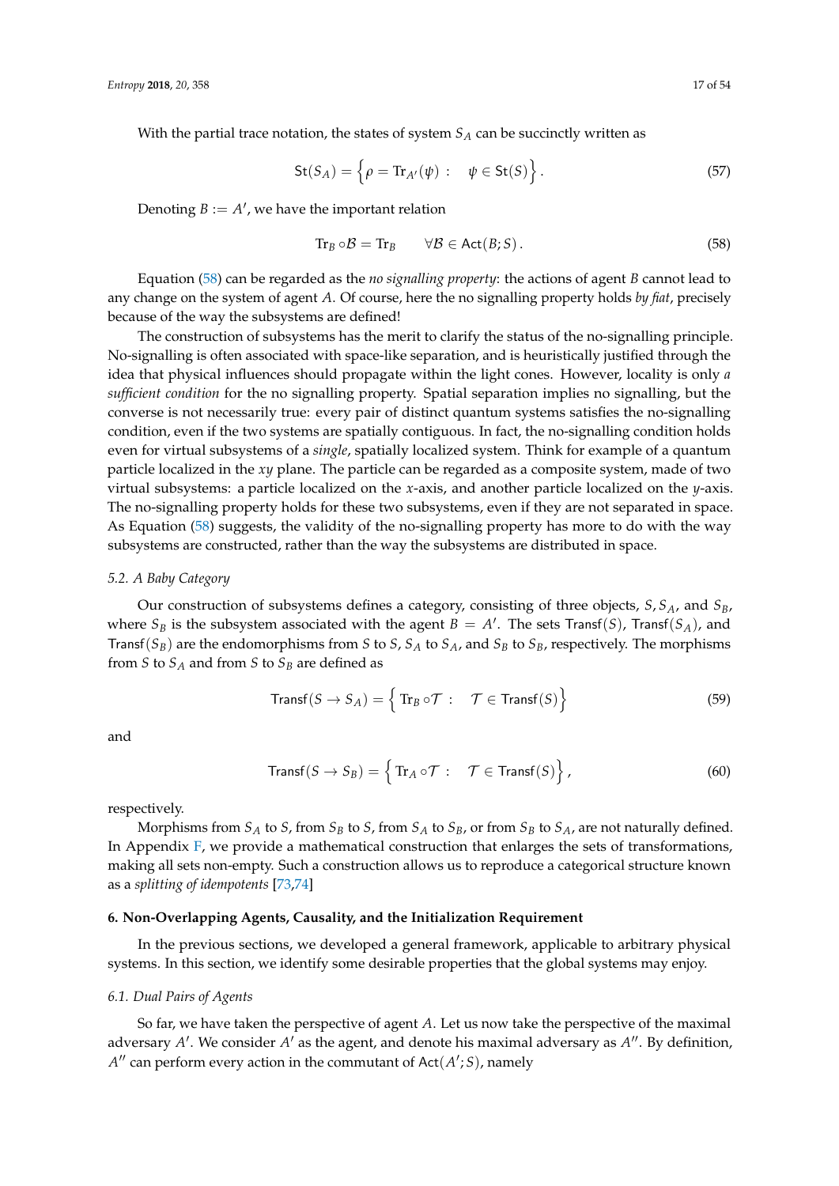With the partial trace notation, the states of system $S_A$ can be succinctly written as

$$\mathsf{St}(S_A) = \Big\{ \rho = \mathrm{Tr}_{A'}(\psi) : \quad \psi \in \mathsf{St}(S) \Big\} . \tag{57}$$

Denoting $B := A'$, we have the important relation

$$\mathrm{Tr}_B \circ \mathcal{B} = \mathrm{Tr}_B \qquad \forall \mathcal{B} \in \mathsf{Act}(B; S) . \tag{58}$$

Equation (58) can be regarded as the *no signalling property*: the actions of agent $B$ cannot lead to any change on the system of agent $A$. Of course, here the no signalling property holds *by fiat*, precisely because of the way the subsystems are defined!

The construction of subsystems has the merit to clarify the status of the no-signalling principle. No-signalling is often associated with space-like separation, and is heuristically justified through the idea that physical influences should propagate within the light cones. However, locality is only *a sufficient condition* for the no signalling property. Spatial separation implies no signalling, but the converse is not necessarily true: every pair of distinct quantum systems satisfies the no-signalling condition, even if the two systems are spatially contiguous. In fact, the no-signalling condition holds even for virtual subsystems of a *single*, spatially localized system. Think for example of a quantum particle localized in the $xy$ plane. The particle can be regarded as a composite system, made of two virtual subsystems: a particle localized on the $x$-axis, and another particle localized on the $y$-axis. The no-signalling property holds for these two subsystems, even if they are not separated in space. As Equation (58) suggests, the validity of the no-signalling property has more to do with the way subsystems are constructed, rather than the way the subsystems are distributed in space.

### 5.2. A Baby Category

Our construction of subsystems defines a category, consisting of three objects, $S, S_A$, and $S_B$, where $S_B$ is the subsystem associated with the agent $B = A'$. The sets $\mathsf{Transf}(S)$, $\mathsf{Transf}(S_A)$, and $\mathsf{Transf}(S_B)$ are the endomorphisms from $S$ to $S$, $S_A$ to $S_A$, and $S_B$ to $S_B$, respectively. The morphisms from $S$ to $S_A$ and from $S$ to $S_B$ are defined as

$$\mathsf{Transf}(S \to S_A) = \Big\{ \mathrm{Tr}_B \circ \mathcal{T} : \quad \mathcal{T} \in \mathsf{Transf}(S) \Big\} \tag{59}$$

and

$$\mathsf{Transf}(S \to S_B) = \Big\{ \mathrm{Tr}_A \circ \mathcal{T} : \quad \mathcal{T} \in \mathsf{Transf}(S) \Big\} , \tag{60}$$

respectively.

Morphisms from $S_A$ to $S$, from $S_B$ to $S$, from $S_A$ to $S_B$, or from $S_B$ to $S_A$, are not naturally defined. In Appendix F, we provide a mathematical construction that enlarges the sets of transformations, making all sets non-empty. Such a construction allows us to reproduce a categorical structure known as a *splitting of idempotents* [73,74]

## 6. Non-Overlapping Agents, Causality, and the Initialization Requirement

In the previous sections, we developed a general framework, applicable to arbitrary physical systems. In this section, we identify some desirable properties that the global systems may enjoy.

### 6.1. Dual Pairs of Agents

So far, we have taken the perspective of agent $A$. Let us now take the perspective of the maximal adversary $A'$. We consider $A'$ as the agent, and denote his maximal adversary as $A''$. By definition, $A''$ can perform every action in the commutant of $\mathsf{Act}(A'; S)$, namely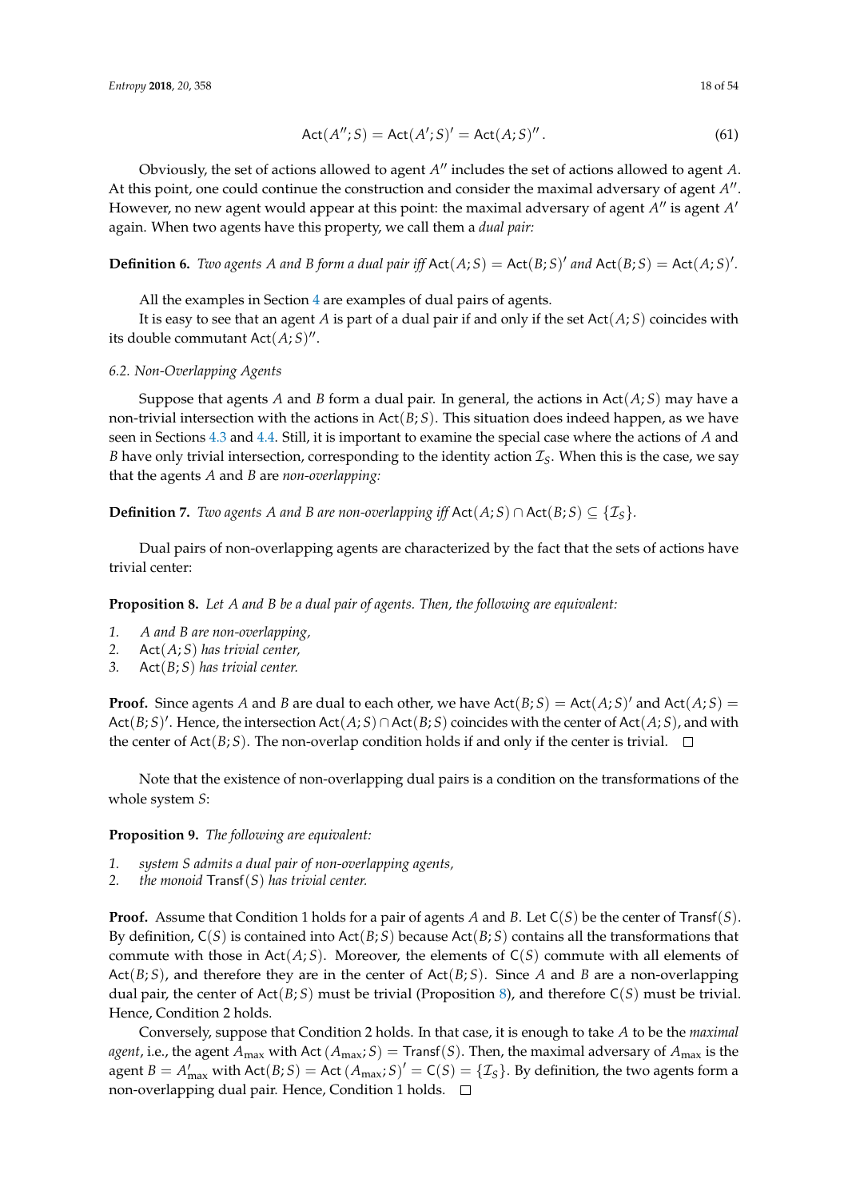$$\mathsf{Act}(A''; S) = \mathsf{Act}(A'; S)' = \mathsf{Act}(A; S)''. \tag{61}$$

Obviously, the set of actions allowed to agent $A''$ includes the set of actions allowed to agent $A$. At this point, one could continue the construction and consider the maximal adversary of agent $A''$. However, no new agent would appear at this point: the maximal adversary of agent $A''$ is agent $A'$ again. When two agents have this property, we call them a *dual pair:*

**Definition 6.** *Two agents $A$ and $B$ form a dual pair iff* $\mathsf{Act}(A; S) = \mathsf{Act}(B; S)'$ *and* $\mathsf{Act}(B; S) = \mathsf{Act}(A; S)'$.

All the examples in Section 4 are examples of dual pairs of agents.

It is easy to see that an agent $A$ is part of a dual pair if and only if the set $\mathsf{Act}(A; S)$ coincides with its double commutant $\mathsf{Act}(A; S)''$.

### 6.2. Non-Overlapping Agents

Suppose that agents $A$ and $B$ form a dual pair. In general, the actions in $\mathsf{Act}(A; S)$ may have a non-trivial intersection with the actions in $\mathsf{Act}(B; S)$. This situation does indeed happen, as we have seen in Sections 4.3 and 4.4. Still, it is important to examine the special case where the actions of $A$ and $B$ have only trivial intersection, corresponding to the identity action $\mathcal{I}_S$. When this is the case, we say that the agents $A$ and $B$ are *non-overlapping:*

**Definition 7.** *Two agents $A$ and $B$ are non-overlapping iff* $\mathsf{Act}(A; S) \cap \mathsf{Act}(B; S) \subseteq \{\mathcal{I}_S\}$.

Dual pairs of non-overlapping agents are characterized by the fact that the sets of actions have trivial center:

**Proposition 8.** *Let $A$ and $B$ be a dual pair of agents. Then, the following are equivalent:*

1. *$A$ and $B$ are non-overlapping,*
2. *$\mathsf{Act}(A; S)$ has trivial center,*
3. *$\mathsf{Act}(B; S)$ has trivial center.*

**Proof.** Since agents $A$ and $B$ are dual to each other, we have $\mathsf{Act}(B; S) = \mathsf{Act}(A; S)'$ and $\mathsf{Act}(A; S) = \mathsf{Act}(B; S)'$. Hence, the intersection $\mathsf{Act}(A; S) \cap \mathsf{Act}(B; S)$ coincides with the center of $\mathsf{Act}(A; S)$, and with the center of $\mathsf{Act}(B; S)$. The non-overlap condition holds if and only if the center is trivial. □

Note that the existence of non-overlapping dual pairs is a condition on the transformations of the whole system $S$:

**Proposition 9.** *The following are equivalent:*

1. *system $S$ admits a dual pair of non-overlapping agents,*
2. *the monoid $\mathsf{Transf}(S)$ has trivial center.*

**Proof.** Assume that Condition 1 holds for a pair of agents $A$ and $B$. Let $\mathsf{C}(S)$ be the center of $\mathsf{Transf}(S)$. By definition, $\mathsf{C}(S)$ is contained into $\mathsf{Act}(B; S)$ because $\mathsf{Act}(B; S)$ contains all the transformations that commute with those in $\mathsf{Act}(A; S)$. Moreover, the elements of $\mathsf{C}(S)$ commute with all elements of $\mathsf{Act}(B; S)$, and therefore they are in the center of $\mathsf{Act}(B; S)$. Since $A$ and $B$ are a non-overlapping dual pair, the center of $\mathsf{Act}(B; S)$ must be trivial (Proposition 8), and therefore $\mathsf{C}(S)$ must be trivial. Hence, Condition 2 holds.

Conversely, suppose that Condition 2 holds. In that case, it is enough to take $A$ to be the *maximal agent*, i.e., the agent $A_{\max}$ with $\mathsf{Act}(A_{\max}; S) = \mathsf{Transf}(S)$. Then, the maximal adversary of $A_{\max}$ is the agent $B = A'_{\max}$ with $\mathsf{Act}(B; S) = \mathsf{Act}(A_{\max}; S)' = \mathsf{C}(S) = \{\mathcal{I}_S\}$. By definition, the two agents form a non-overlapping dual pair. Hence, Condition 1 holds. □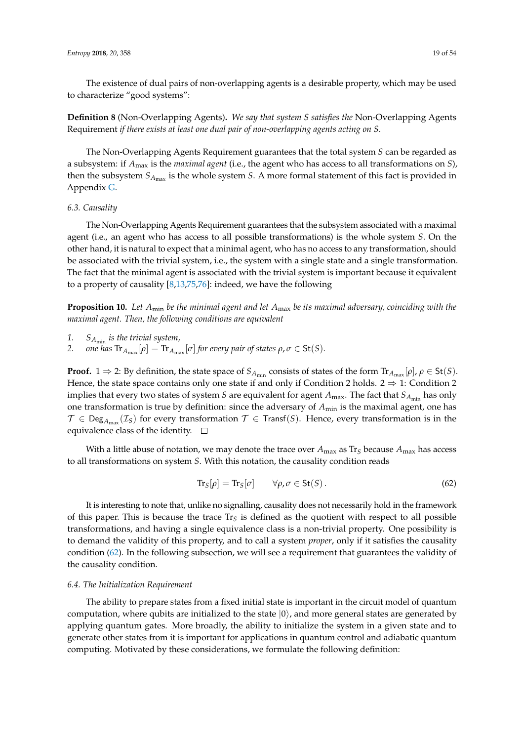The existence of dual pairs of non-overlapping agents is a desirable property, which may be used to characterize "good systems":

**Definition 8** (Non-Overlapping Agents)**.** *We say that system $S$ satisfies the* Non-Overlapping Agents Requirement *if there exists at least one dual pair of non-overlapping agents acting on $S$.*

The Non-Overlapping Agents Requirement guarantees that the total system $S$ can be regarded as a subsystem: if $A_{\max}$ is the *maximal agent* (i.e., the agent who has access to all transformations on $S$), then the subsystem $S_{A_{\max}}$ is the whole system $S$. A more formal statement of this fact is provided in Appendix G.

### 6.3. Causality

The Non-Overlapping Agents Requirement guarantees that the subsystem associated with a maximal agent (i.e., an agent who has access to all possible transformations) is the whole system $S$. On the other hand, it is natural to expect that a minimal agent, who has no access to any transformation, should be associated with the trivial system, i.e., the system with a single state and a single transformation. The fact that the minimal agent is associated with the trivial system is important because it equivalent to a property of causality [8,13,75,76]: indeed, we have the following

**Proposition 10.** *Let $A_{\min}$ be the minimal agent and let $A_{\max}$ be its maximal adversary, coinciding with the maximal agent. Then, the following conditions are equivalent*

1. *$S_{A_{\min}}$ is the trivial system,*
2. *one has $\mathrm{Tr}_{A_{\max}}[\rho] = \mathrm{Tr}_{A_{\max}}[\sigma]$ for every pair of states $\rho, \sigma \in \mathsf{St}(S)$.*

**Proof.** $1 \Rightarrow 2$: By definition, the state space of $S_{A_{\min}}$ consists of states of the form $\mathrm{Tr}_{A_{\max}}[\rho]$, $\rho \in \mathsf{St}(S)$. Hence, the state space contains only one state if and only if Condition 2 holds. $2 \Rightarrow 1$: Condition 2 implies that every two states of system $S$ are equivalent for agent $A_{\max}$. The fact that $S_{A_{\min}}$ has only one transformation is true by definition: since the adversary of $A_{\min}$ is the maximal agent, one has $\mathcal{T} \in \mathsf{Deg}_{A_{\max}}(\mathcal{I}_S)$ for every transformation $\mathcal{T} \in \mathsf{Transf}(S)$. Hence, every transformation is in the equivalence class of the identity. $\square$

With a little abuse of notation, we may denote the trace over $A_{\max}$ as $\mathrm{Tr}_S$ because $A_{\max}$ has access to all transformations on system $S$. With this notation, the causality condition reads

$$\mathrm{Tr}_S[\rho] = \mathrm{Tr}_S[\sigma] \qquad \forall \rho, \sigma \in \mathsf{St}(S)\,. \tag{62}$$

It is interesting to note that, unlike no signalling, causality does not necessarily hold in the framework of this paper. This is because the trace $\mathrm{Tr}_S$ is defined as the quotient with respect to all possible transformations, and having a single equivalence class is a non-trivial property. One possibility is to demand the validity of this property, and to call a system *proper*, only if it satisfies the causality condition (62). In the following subsection, we will see a requirement that guarantees the validity of the causality condition.

### 6.4. The Initialization Requirement

The ability to prepare states from a fixed initial state is important in the circuit model of quantum computation, where qubits are initialized to the state $|0\rangle$, and more general states are generated by applying quantum gates. More broadly, the ability to initialize the system in a given state and to generate other states from it is important for applications in quantum control and adiabatic quantum computing. Motivated by these considerations, we formulate the following definition: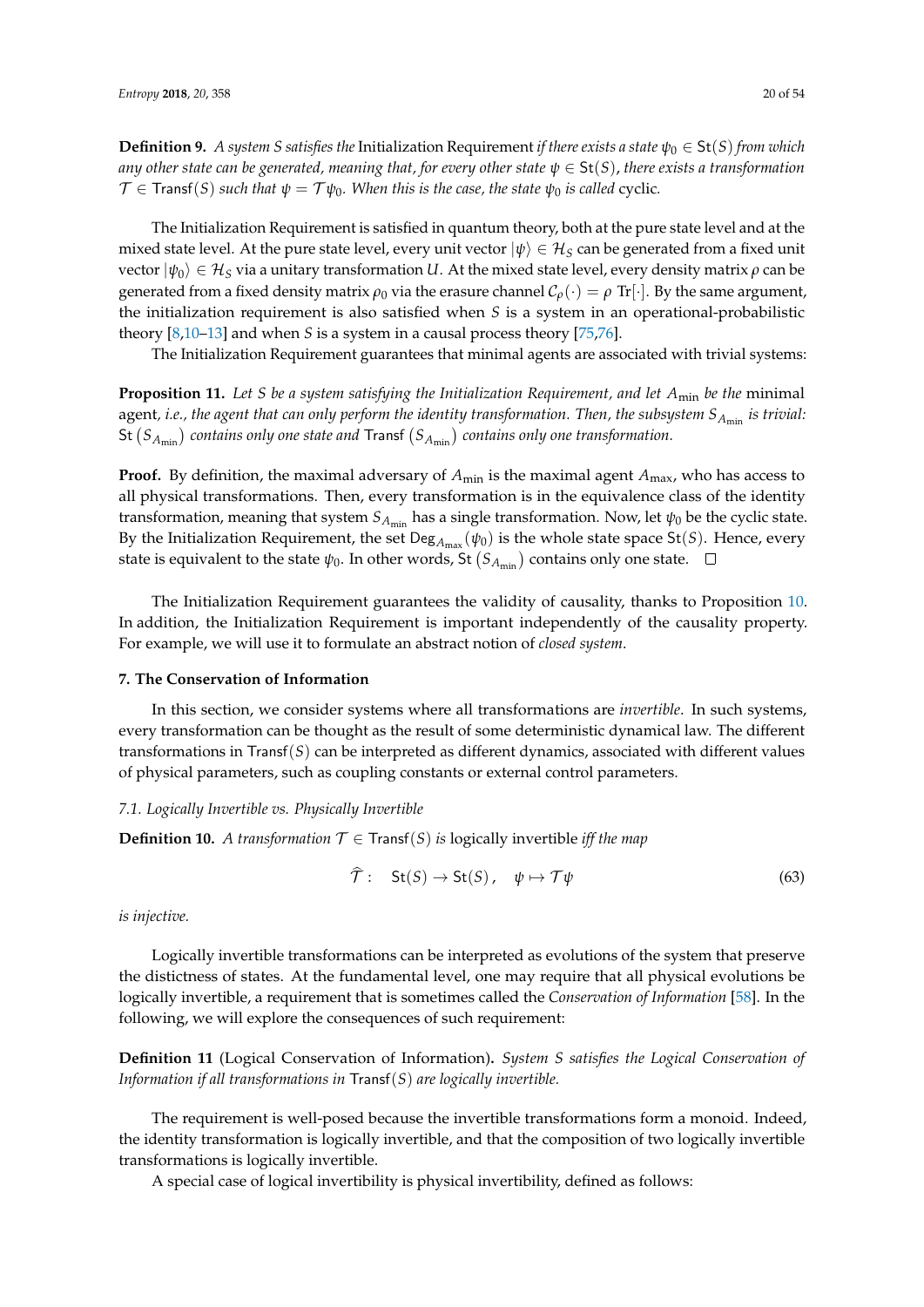**Definition 9.** *A system $S$ satisfies the* Initialization Requirement *if there exists a state $\psi_0 \in \mathsf{St}(S)$ from which any other state can be generated, meaning that, for every other state $\psi \in \mathsf{St}(S)$, there exists a transformation $\mathcal{T} \in \mathsf{Transf}(S)$ such that $\psi = \mathcal{T}\psi_0$. When this is the case, the state $\psi_0$ is called* cyclic.

The Initialization Requirement is satisfied in quantum theory, both at the pure state level and at the mixed state level. At the pure state level, every unit vector $|\psi\rangle \in \mathcal{H}_S$ can be generated from a fixed unit vector $|\psi_0\rangle \in \mathcal{H}_S$ via a unitary transformation $U$. At the mixed state level, every density matrix $\rho$ can be generated from a fixed density matrix $\rho_0$ via the erasure channel $\mathcal{C}_\rho(\cdot) = \rho \ \mathrm{Tr}[\cdot]$. By the same argument, the initialization requirement is also satisfied when $S$ is a system in an operational-probabilistic theory [8,10–13] and when $S$ is a system in a causal process theory [75,76].

The Initialization Requirement guarantees that minimal agents are associated with trivial systems:

**Proposition 11.** *Let $S$ be a system satisfying the Initialization Requirement, and let $A_{\min}$ be the* minimal agent*, i.e., the agent that can only perform the identity transformation. Then, the subsystem $S_{A_{\min}}$ is trivial: $\mathsf{St}\left(S_{A_{\min}}\right)$ contains only one state and $\mathsf{Transf}\left(S_{A_{\min}}\right)$ contains only one transformation.*

**Proof.** By definition, the maximal adversary of $A_{\min}$ is the maximal agent $A_{\max}$, who has access to all physical transformations. Then, every transformation is in the equivalence class of the identity transformation, meaning that system $S_{A_{\min}}$ has a single transformation. Now, let $\psi_0$ be the cyclic state. By the Initialization Requirement, the set $\mathsf{Deg}_{A_{\max}}(\psi_0)$ is the whole state space $\mathsf{St}(S)$. Hence, every state is equivalent to the state $\psi_0$. In other words, $\mathsf{St}\left(S_{A_{\min}}\right)$ contains only one state. $\square$

The Initialization Requirement guarantees the validity of causality, thanks to Proposition 10. In addition, the Initialization Requirement is important independently of the causality property. For example, we will use it to formulate an abstract notion of *closed system*.

## 7. The Conservation of Information

In this section, we consider systems where all transformations are *invertible*. In such systems, every transformation can be thought as the result of some deterministic dynamical law. The different transformations in $\mathsf{Transf}(S)$ can be interpreted as different dynamics, associated with different values of physical parameters, such as coupling constants or external control parameters.

### 7.1. Logically Invertible vs. Physically Invertible

**Definition 10.** *A transformation $\mathcal{T} \in \mathsf{Transf}(S)$ is* logically invertible *iff the map*

$$\widehat{\mathcal{T}}: \quad \mathsf{St}(S) \to \mathsf{St}(S), \quad \psi \mapsto \mathcal{T}\psi \tag{63}$$

*is injective.*

Logically invertible transformations can be interpreted as evolutions of the system that preserve the distictness of states. At the fundamental level, one may require that all physical evolutions be logically invertible, a requirement that is sometimes called the *Conservation of Information* [58]. In the following, we will explore the consequences of such requirement:

**Definition 11** (Logical Conservation of Information)**.** *System $S$ satisfies the Logical Conservation of Information if all transformations in $\mathsf{Transf}(S)$ are logically invertible.*

The requirement is well-posed because the invertible transformations form a monoid. Indeed, the identity transformation is logically invertible, and that the composition of two logically invertible transformations is logically invertible.

A special case of logical invertibility is physical invertibility, defined as follows: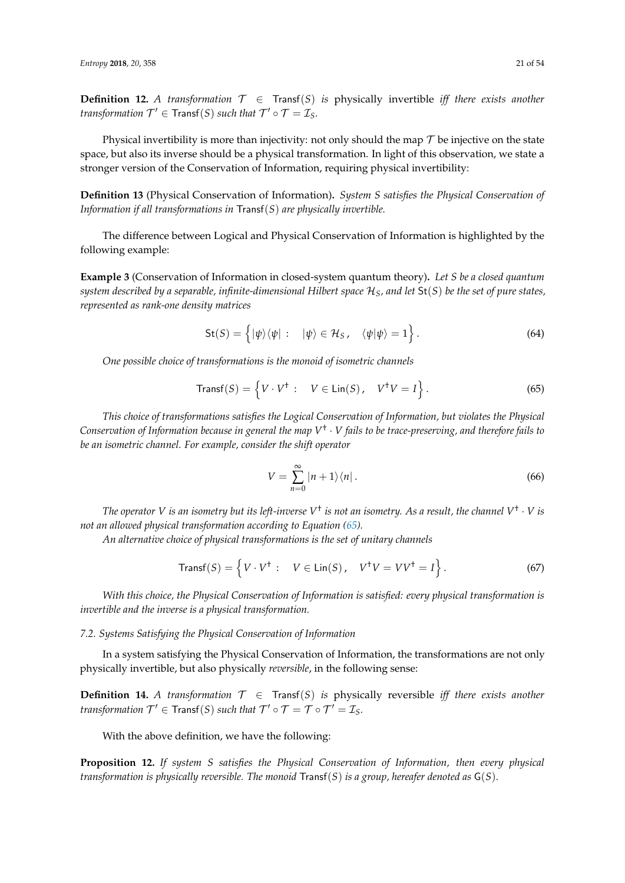**Definition 12.** *A transformation $\mathcal{T} \in \mathsf{Transf}(S)$ is* physically invertible *iff there exists another transformation $\mathcal{T}' \in \mathsf{Transf}(S)$ such that $\mathcal{T}' \circ \mathcal{T} = \mathcal{I}_S$.*

Physical invertibility is more than injectivity: not only should the map $\mathcal{T}$ be injective on the state space, but also its inverse should be a physical transformation. In light of this observation, we state a stronger version of the Conservation of Information, requiring physical invertibility:

**Definition 13** (Physical Conservation of Information)**.** *System S satisfies the Physical Conservation of Information if all transformations in $\mathsf{Transf}(S)$ are physically invertible.*

The difference between Logical and Physical Conservation of Information is highlighted by the following example:

**Example 3** (Conservation of Information in closed-system quantum theory)**.** *Let S be a closed quantum system described by a separable, infinite-dimensional Hilbert space $\mathcal{H}_S$, and let $\mathsf{St}(S)$ be the set of pure states, represented as rank-one density matrices*

$$\mathsf{St}(S) = \Big\{ |\psi\rangle\langle\psi| : \quad |\psi\rangle \in \mathcal{H}_S \,, \quad \langle\psi|\psi\rangle = 1 \Big\} \,. \tag{64}$$

*One possible choice of transformations is the monoid of isometric channels*

$$\mathsf{Transf}(S) = \Big\{ V \cdot V^\dagger : \quad V \in \mathsf{Lin}(S) \,, \quad V^\dagger V = I \Big\} \,. \tag{65}$$

*This choice of transformations satisfies the Logical Conservation of Information, but violates the Physical Conservation of Information because in general the map $V^\dagger \cdot V$ fails to be trace-preserving, and therefore fails to be an isometric channel. For example, consider the shift operator*

$$V = \sum_{n=0}^{\infty} |n+1\rangle\langle n| \,. \tag{66}$$

*The operator V is an isometry but its left-inverse $V^\dagger$ is not an isometry. As a result, the channel $V^\dagger \cdot V$ is not an allowed physical transformation according to Equation (65).*

*An alternative choice of physical transformations is the set of unitary channels*

$$\mathsf{Transf}(S) = \Big\{ V \cdot V^\dagger : \quad V \in \mathsf{Lin}(S) \,, \quad V^\dagger V = V V^\dagger = I \Big\} \,. \tag{67}$$

*With this choice, the Physical Conservation of Information is satisfied: every physical transformation is invertible and the inverse is a physical transformation.*

### 7.2. Systems Satisfying the Physical Conservation of Information

In a system satisfying the Physical Conservation of Information, the transformations are not only physically invertible, but also physically *reversible*, in the following sense:

**Definition 14.** *A transformation $\mathcal{T} \in \mathsf{Transf}(S)$ is* physically reversible *iff there exists another transformation $\mathcal{T}' \in \mathsf{Transf}(S)$ such that $\mathcal{T}' \circ \mathcal{T} = \mathcal{T} \circ \mathcal{T}' = \mathcal{I}_S$.*

With the above definition, we have the following:

**Proposition 12.** *If system S satisfies the Physical Conservation of Information, then every physical transformation is physically reversible. The monoid $\mathsf{Transf}(S)$ is a group, hereafer denoted as $\mathsf{G}(S)$.*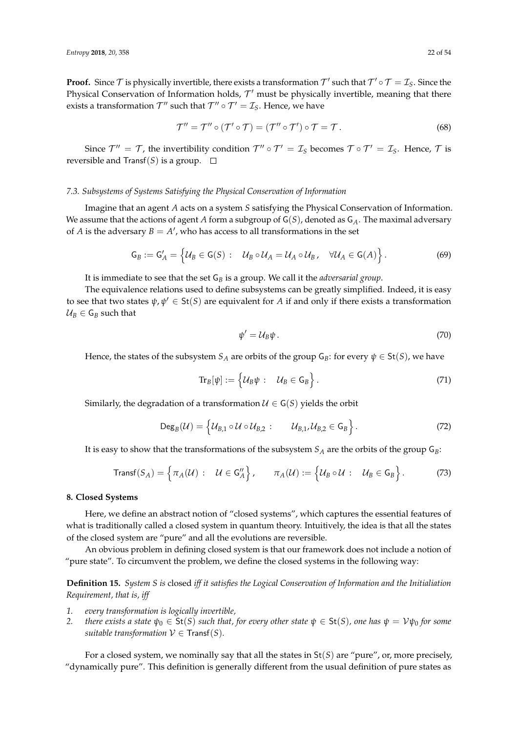**Proof.** Since $\mathcal{T}$ is physically invertible, there exists a transformation $\mathcal{T}'$ such that $\mathcal{T}' \circ \mathcal{T} = \mathcal{I}_S$. Since the Physical Conservation of Information holds, $\mathcal{T}'$ must be physically invertible, meaning that there exists a transformation $\mathcal{T}''$ such that $\mathcal{T}'' \circ \mathcal{T}' = \mathcal{I}_S$. Hence, we have

$$\mathcal{T}'' = \mathcal{T}'' \circ (\mathcal{T}' \circ \mathcal{T}) = (\mathcal{T}'' \circ \mathcal{T}') \circ \mathcal{T} = \mathcal{T}\,. \tag{68}$$

Since $\mathcal{T}'' = \mathcal{T}$, the invertibility condition $\mathcal{T}'' \circ \mathcal{T}' = \mathcal{I}_S$ becomes $\mathcal{T} \circ \mathcal{T}' = \mathcal{I}_S$. Hence, $\mathcal{T}$ is reversible and $\mathsf{Transf}(S)$ is a group. $\square$

### 7.3. Subsystems of Systems Satisfying the Physical Conservation of Information

Imagine that an agent $A$ acts on a system $S$ satisfying the Physical Conservation of Information. We assume that the actions of agent $A$ form a subgroup of $\mathsf{G}(S)$, denoted as $\mathsf{G}_A$. The maximal adversary of $A$ is the adversary $B = A'$, who has access to all transformations in the set

$$\mathsf{G}_B := \mathsf{G}_A' = \Big\{ \mathcal{U}_B \in \mathsf{G}(S) : \quad \mathcal{U}_B \circ \mathcal{U}_A = \mathcal{U}_A \circ \mathcal{U}_B\,, \quad \forall \mathcal{U}_A \in \mathsf{G}(A) \Big\}\,. \tag{69}$$

It is immediate to see that the set $\mathsf{G}_B$ is a group. We call it the *adversarial group*.

The equivalence relations used to define subsystems can be greatly simplified. Indeed, it is easy to see that two states $\psi, \psi' \in \mathsf{St}(S)$ are equivalent for $A$ if and only if there exists a transformation $\mathcal{U}_B \in \mathsf{G}_B$ such that

$$\psi' = \mathcal{U}_B \psi\,. \tag{70}$$

Hence, the states of the subsystem $S_A$ are orbits of the group $\mathsf{G}_B$: for every $\psi \in \mathsf{St}(S)$, we have

$$\mathrm{Tr}_B[\psi] := \Big\{ \mathcal{U}_B \psi : \quad \mathcal{U}_B \in \mathsf{G}_B \Big\}\,. \tag{71}$$

Similarly, the degradation of a transformation $\mathcal{U} \in \mathsf{G}(S)$ yields the orbit

$$\mathsf{Deg}_B(\mathcal{U}) = \Big\{ \mathcal{U}_{B,1} \circ \mathcal{U} \circ \mathcal{U}_{B,2} : \qquad \mathcal{U}_{B,1}, \mathcal{U}_{B,2} \in \mathsf{G}_B \Big\}\,. \tag{72}$$

It is easy to show that the transformations of the subsystem $S_A$ are the orbits of the group $\mathsf{G}_B$:

$$\mathsf{Transf}(S_A) = \Big\{ \pi_A(\mathcal{U}) : \quad \mathcal{U} \in \mathsf{G}_A'' \Big\}\,, \qquad \pi_A(\mathcal{U}) := \Big\{ \mathcal{U}_B \circ \mathcal{U} : \quad \mathcal{U}_B \in \mathsf{G}_B \Big\}\,. \tag{73}$$

## 8. Closed Systems

Here, we define an abstract notion of "closed systems", which captures the essential features of what is traditionally called a closed system in quantum theory. Intuitively, the idea is that all the states of the closed system are "pure" and all the evolutions are reversible.

An obvious problem in defining closed system is that our framework does not include a notion of "pure state". To circumvent the problem, we define the closed systems in the following way:

**Definition 15.** *System $S$ is* closed *iff it satisfies the Logical Conservation of Information and the Initialiation Requirement, that is, iff*

1. *every transformation is logically invertible,*
2. *there exists a state $\psi_0 \in \mathsf{St}(S)$ such that, for every other state $\psi \in \mathsf{St}(S)$, one has $\psi = \mathcal{V}\psi_0$ for some suitable transformation $\mathcal{V} \in \mathsf{Transf}(S)$.*

For a closed system, we nominally say that all the states in $\mathsf{St}(S)$ are "pure", or, more precisely, "dynamically pure". This definition is generally different from the usual definition of pure states as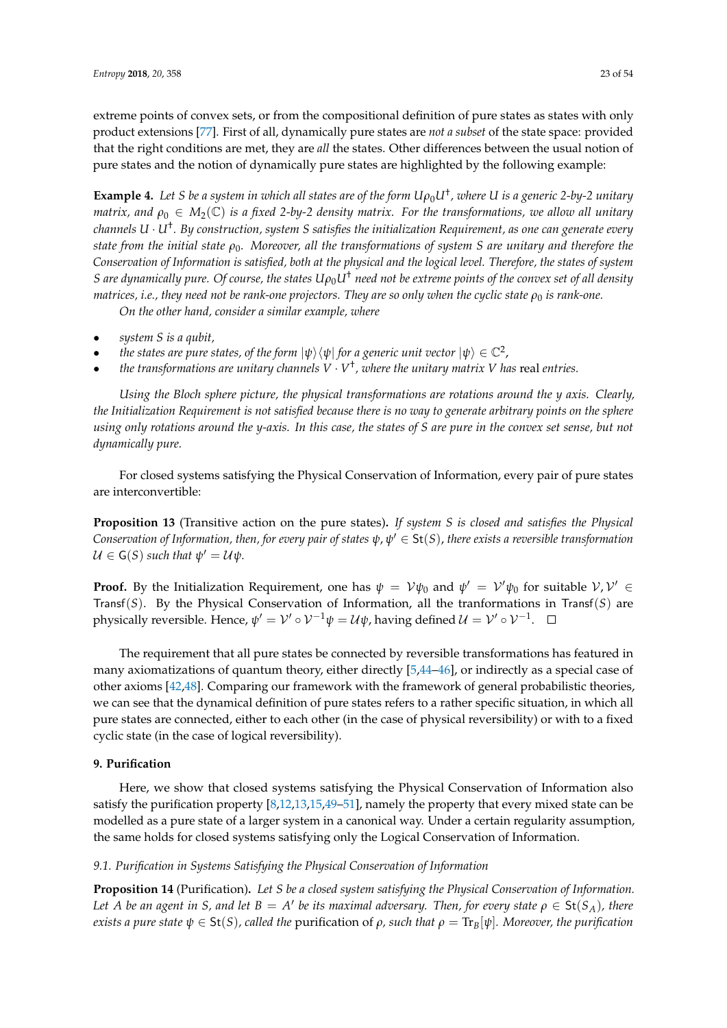extreme points of convex sets, or from the compositional definition of pure states as states with only product extensions [77]. First of all, dynamically pure states are *not a subset* of the state space: provided that the right conditions are met, they are *all* the states. Other differences between the usual notion of pure states and the notion of dynamically pure states are highlighted by the following example:

**Example 4.** *Let $S$ be a system in which all states are of the form $U\rho_0 U^\dagger$, where $U$ is a generic 2-by-2 unitary matrix, and $\rho_0 \in M_2(\mathbb{C})$ is a fixed 2-by-2 density matrix. For the transformations, we allow all unitary channels $U \cdot U^\dagger$. By construction, system $S$ satisfies the initialization Requirement, as one can generate every state from the initial state $\rho_0$. Moreover, all the transformations of system $S$ are unitary and therefore the Conservation of Information is satisfied, both at the physical and the logical level. Therefore, the states of system $S$ are dynamically pure. Of course, the states $U\rho_0 U^\dagger$ need not be extreme points of the convex set of all density matrices, i.e., they need not be rank-one projectors. They are so only when the cyclic state $\rho_0$ is rank-one.*

*On the other hand, consider a similar example, where*

- *system $S$ is a qubit,*
- *the states are pure states, of the form $|\psi\rangle\langle\psi|$ for a generic unit vector $|\psi\rangle \in \mathbb{C}^2$,*
- *the transformations are unitary channels $V \cdot V^\dagger$, where the unitary matrix $V$ has* real *entries.*

*Using the Bloch sphere picture, the physical transformations are rotations around the $y$ axis. Clearly, the Initialization Requirement is not satisfied because there is no way to generate arbitrary points on the sphere using only rotations around the $y$-axis. In this case, the states of $S$ are pure in the convex set sense, but not dynamically pure.*

For closed systems satisfying the Physical Conservation of Information, every pair of pure states are interconvertible:

**Proposition 13** (Transitive action on the pure states)**.** *If system $S$ is closed and satisfies the Physical Conservation of Information, then, for every pair of states $\psi, \psi' \in \mathsf{St}(S)$, there exists a reversible transformation $\mathcal{U} \in \mathsf{G}(S)$ such that $\psi' = \mathcal{U}\psi$.*

**Proof.** By the Initialization Requirement, one has $\psi = \mathcal{V}\psi_0$ and $\psi' = \mathcal{V}'\psi_0$ for suitable $\mathcal{V}, \mathcal{V}' \in \mathsf{Transf}(S)$. By the Physical Conservation of Information, all the tranformations in $\mathsf{Transf}(S)$ are physically reversible. Hence, $\psi' = \mathcal{V}' \circ \mathcal{V}^{-1}\psi = \mathcal{U}\psi$, having defined $\mathcal{U} = \mathcal{V}' \circ \mathcal{V}^{-1}$. □

The requirement that all pure states be connected by reversible transformations has featured in many axiomatizations of quantum theory, either directly [5,44–46], or indirectly as a special case of other axioms [42,48]. Comparing our framework with the framework of general probabilistic theories, we can see that the dynamical definition of pure states refers to a rather specific situation, in which all pure states are connected, either to each other (in the case of physical reversibility) or with to a fixed cyclic state (in the case of logical reversibility).

## 9. Purification

Here, we show that closed systems satisfying the Physical Conservation of Information also satisfy the purification property [8,12,13,15,49–51], namely the property that every mixed state can be modelled as a pure state of a larger system in a canonical way. Under a certain regularity assumption, the same holds for closed systems satisfying only the Logical Conservation of Information.

### 9.1. Purification in Systems Satisfying the Physical Conservation of Information

**Proposition 14** (Purification)**.** *Let $S$ be a closed system satisfying the Physical Conservation of Information. Let $A$ be an agent in $S$, and let $B = A'$ be its maximal adversary. Then, for every state $\rho \in \mathsf{St}(S_A)$, there exists a pure state $\psi \in \mathsf{St}(S)$, called the* purification of *$\rho$, such that $\rho = \mathrm{Tr}_B[\psi]$. Moreover, the purification*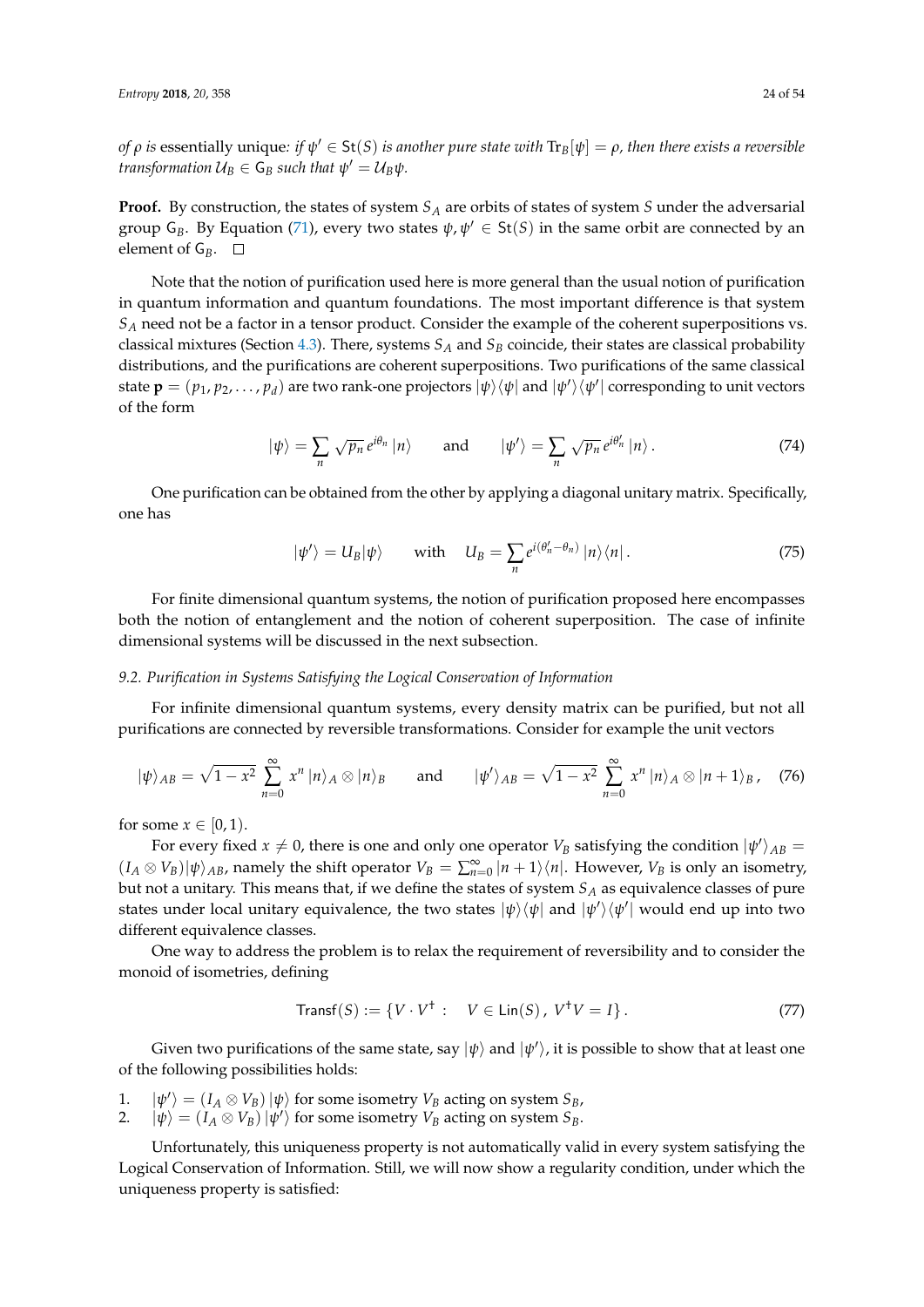*of $\rho$ is* essentially unique*: if $\psi' \in \mathsf{St}(S)$ is another pure state with $\mathrm{Tr}_B[\psi] = \rho$, then there exists a reversible transformation $\mathcal{U}_B \in \mathsf{G}_B$ such that $\psi' = \mathcal{U}_B\psi$.*

**Proof.** By construction, the states of system $S_A$ are orbits of states of system $S$ under the adversarial group $\mathsf{G}_B$. By Equation (71), every two states $\psi, \psi' \in \mathsf{St}(S)$ in the same orbit are connected by an element of $\mathsf{G}_B$. □

Note that the notion of purification used here is more general than the usual notion of purification in quantum information and quantum foundations. The most important difference is that system $S_A$ need not be a factor in a tensor product. Consider the example of the coherent superpositions vs. classical mixtures (Section 4.3). There, systems $S_A$ and $S_B$ coincide, their states are classical probability distributions, and the purifications are coherent superpositions. Two purifications of the same classical state $\mathbf{p} = (p_1, p_2, \dots, p_d)$ are two rank-one projectors $|\psi\rangle\langle\psi|$ and $|\psi'\rangle\langle\psi'|$ corresponding to unit vectors of the form

$$|\psi\rangle = \sum_n \sqrt{p_n}\, e^{i\theta_n}\, |n\rangle \qquad \text{and} \qquad |\psi'\rangle = \sum_n \sqrt{p_n}\, e^{i\theta_n'}\, |n\rangle\,. \tag{74}$$

One purification can be obtained from the other by applying a diagonal unitary matrix. Specifically, one has

$$|\psi'\rangle = U_B|\psi\rangle \qquad \text{with} \qquad U_B = \sum_n e^{i(\theta_n' - \theta_n)}\, |n\rangle\langle n|\,. \tag{75}$$

For finite dimensional quantum systems, the notion of purification proposed here encompasses both the notion of entanglement and the notion of coherent superposition. The case of infinite dimensional systems will be discussed in the next subsection.

### 9.2. Purification in Systems Satisfying the Logical Conservation of Information

For infinite dimensional quantum systems, every density matrix can be purified, but not all purifications are connected by reversible transformations. Consider for example the unit vectors

$$|\psi\rangle_{AB} = \sqrt{1-x^2}\, \sum_{n=0}^{\infty} x^n\, |n\rangle_A \otimes |n\rangle_B \qquad \text{and} \qquad |\psi'\rangle_{AB} = \sqrt{1-x^2}\, \sum_{n=0}^{\infty} x^n\, |n\rangle_A \otimes |n+1\rangle_B\,, \tag{76}$$

for some $x \in [0, 1)$.

For every fixed $x \neq 0$, there is one and only one operator $V_B$ satisfying the condition $|\psi'\rangle_{AB} = (I_A \otimes V_B)|\psi\rangle_{AB}$, namely the shift operator $V_B = \sum_{n=0}^{\infty} |n+1\rangle\langle n|$. However, $V_B$ is only an isometry, but not a unitary. This means that, if we define the states of system $S_A$ as equivalence classes of pure states under local unitary equivalence, the two states $|\psi\rangle\langle\psi|$ and $|\psi'\rangle\langle\psi'|$ would end up into two different equivalence classes.

One way to address the problem is to relax the requirement of reversibility and to consider the monoid of isometries, defining

$$\mathsf{Transf}(S) := \{V \cdot V^\dagger : \quad V \in \mathsf{Lin}(S)\,,\ V^\dagger V = I\}\,. \tag{77}$$

Given two purifications of the same state, say $|\psi\rangle$ and $|\psi'\rangle$, it is possible to show that at least one of the following possibilities holds:

1. $|\psi'\rangle = (I_A \otimes V_B)\, |\psi\rangle$ for some isometry $V_B$ acting on system $S_B$,
2. $|\psi\rangle = (I_A \otimes V_B)\, |\psi'\rangle$ for some isometry $V_B$ acting on system $S_B$.

Unfortunately, this uniqueness property is not automatically valid in every system satisfying the Logical Conservation of Information. Still, we will now show a regularity condition, under which the uniqueness property is satisfied: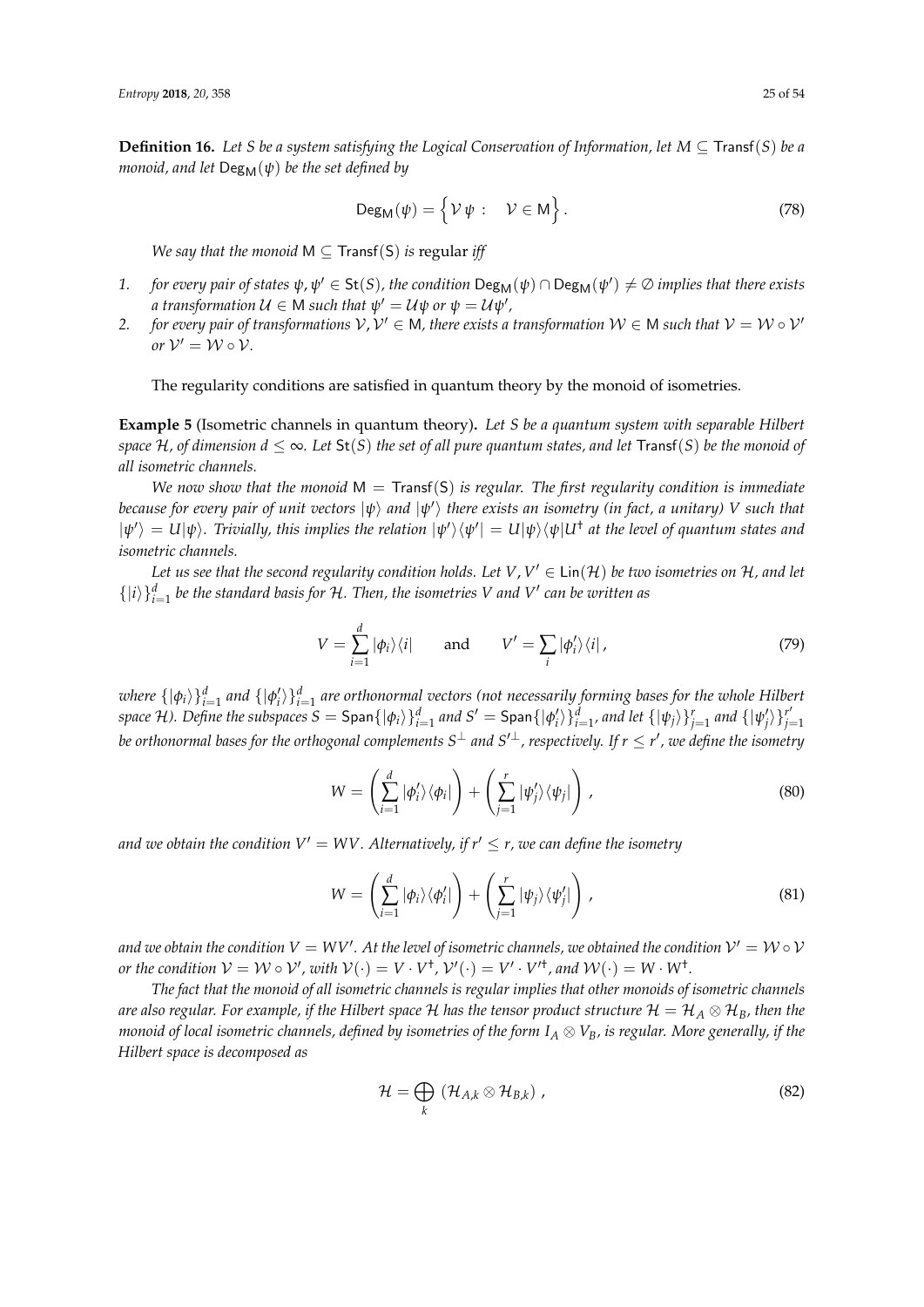**Definition 16.** *Let $S$ be a system satisfying the Logical Conservation of Information, let $\mathsf{M} \subseteq \mathsf{Transf}(S)$ be a monoid, and let $\mathsf{Deg}_{\mathsf{M}}(\psi)$ be the set defined by*

$$\mathsf{Deg}_{\mathsf{M}}(\psi) = \left\{ \mathcal{V}\,\psi : \quad \mathcal{V} \in \mathsf{M} \right\}. \tag{78}$$

*We say that the monoid $\mathsf{M} \subseteq \mathsf{Transf}(\mathsf{S})$ is* regular *iff*

1. *for every pair of states $\psi, \psi' \in \mathsf{St}(S)$, the condition $\mathsf{Deg}_{\mathsf{M}}(\psi) \cap \mathsf{Deg}_{\mathsf{M}}(\psi') \neq \emptyset$ implies that there exists a transformation $\mathcal{U} \in \mathsf{M}$ such that $\psi' = \mathcal{U}\psi$ or $\psi = \mathcal{U}\psi'$,*
2. *for every pair of transformations $\mathcal{V}, \mathcal{V}' \in \mathsf{M}$, there exists a transformation $\mathcal{W} \in \mathsf{M}$ such that $\mathcal{V} = \mathcal{W} \circ \mathcal{V}'$ or $\mathcal{V}' = \mathcal{W} \circ \mathcal{V}$.*

The regularity conditions are satisfied in quantum theory by the monoid of isometries.

**Example 5** (Isometric channels in quantum theory)**.** *Let $S$ be a quantum system with separable Hilbert space $\mathcal{H}$, of dimension $d \leq \infty$. Let $\mathsf{St}(S)$ the set of all pure quantum states, and let $\mathsf{Transf}(S)$ be the monoid of all isometric channels.*

*We now show that the monoid $\mathsf{M} = \mathsf{Transf}(\mathsf{S})$ is regular. The first regularity condition is immediate because for every pair of unit vectors $|\psi\rangle$ and $|\psi'\rangle$ there exists an isometry (in fact, a unitary) $V$ such that $|\psi'\rangle = U|\psi\rangle$. Trivially, this implies the relation $|\psi'\rangle\langle\psi'| = U|\psi\rangle\langle\psi|U^\dagger$ at the level of quantum states and isometric channels.*

*Let us see that the second regularity condition holds. Let $V, V' \in \mathsf{Lin}(\mathcal{H})$ be two isometries on $\mathcal{H}$, and let $\{|i\rangle\}_{i=1}^d$ be the standard basis for $\mathcal{H}$. Then, the isometries $V$ and $V'$ can be written as*

$$V = \sum_{i=1}^{d} |\phi_i\rangle\langle i| \qquad \text{and} \qquad V' = \sum_i |\phi_i'\rangle\langle i|\,, \tag{79}$$

*where $\{|\phi_i\rangle\}_{i=1}^d$ and $\{|\phi_i'\rangle\}_{i=1}^d$ are orthonormal vectors (not necessarily forming bases for the whole Hilbert space $\mathcal{H}$). Define the subspaces $S = \mathsf{Span}\{|\phi_i\rangle\}_{i=1}^d$ and $S' = \mathsf{Span}\{|\phi_i'\rangle\}_{i=1}^d$, and let $\{|\psi_j\rangle\}_{j=1}^r$ and $\{|\psi_j'\rangle\}_{j=1}^{r'}$ be orthonormal bases for the orthogonal complements $S^\perp$ and $S'^\perp$, respectively. If $r \leq r'$, we define the isometry*

$$W = \left( \sum_{i=1}^{d} |\phi_i'\rangle\langle\phi_i| \right) + \left( \sum_{j=1}^{r} |\psi_j'\rangle\langle\psi_j| \right)\,, \tag{80}$$

*and we obtain the condition $V' = WV$. Alternatively, if $r' \leq r$, we can define the isometry*

$$W = \left( \sum_{i=1}^{d} |\phi_i\rangle\langle\phi_i'| \right) + \left( \sum_{j=1}^{r} |\psi_j\rangle\langle\psi_j'| \right)\,, \tag{81}$$

*and we obtain the condition $V = WV'$. At the level of isometric channels, we obtained the condition $\mathcal{V}' = \mathcal{W} \circ \mathcal{V}$ or the condition $\mathcal{V} = \mathcal{W} \circ \mathcal{V}'$, with $\mathcal{V}(\cdot) = V \cdot V^\dagger$, $\mathcal{V}'(\cdot) = V' \cdot V'^\dagger$, and $\mathcal{W}(\cdot) = W \cdot W^\dagger$.*

*The fact that the monoid of all isometric channels is regular implies that other monoids of isometric channels are also regular. For example, if the Hilbert space $\mathcal{H}$ has the tensor product structure $\mathcal{H} = \mathcal{H}_A \otimes \mathcal{H}_B$, then the monoid of local isometric channels, defined by isometries of the form $I_A \otimes V_B$, is regular. More generally, if the Hilbert space is decomposed as*

$$\mathcal{H} = \bigoplus_k \left( \mathcal{H}_{A,k} \otimes \mathcal{H}_{B,k} \right)\,, \tag{82}$$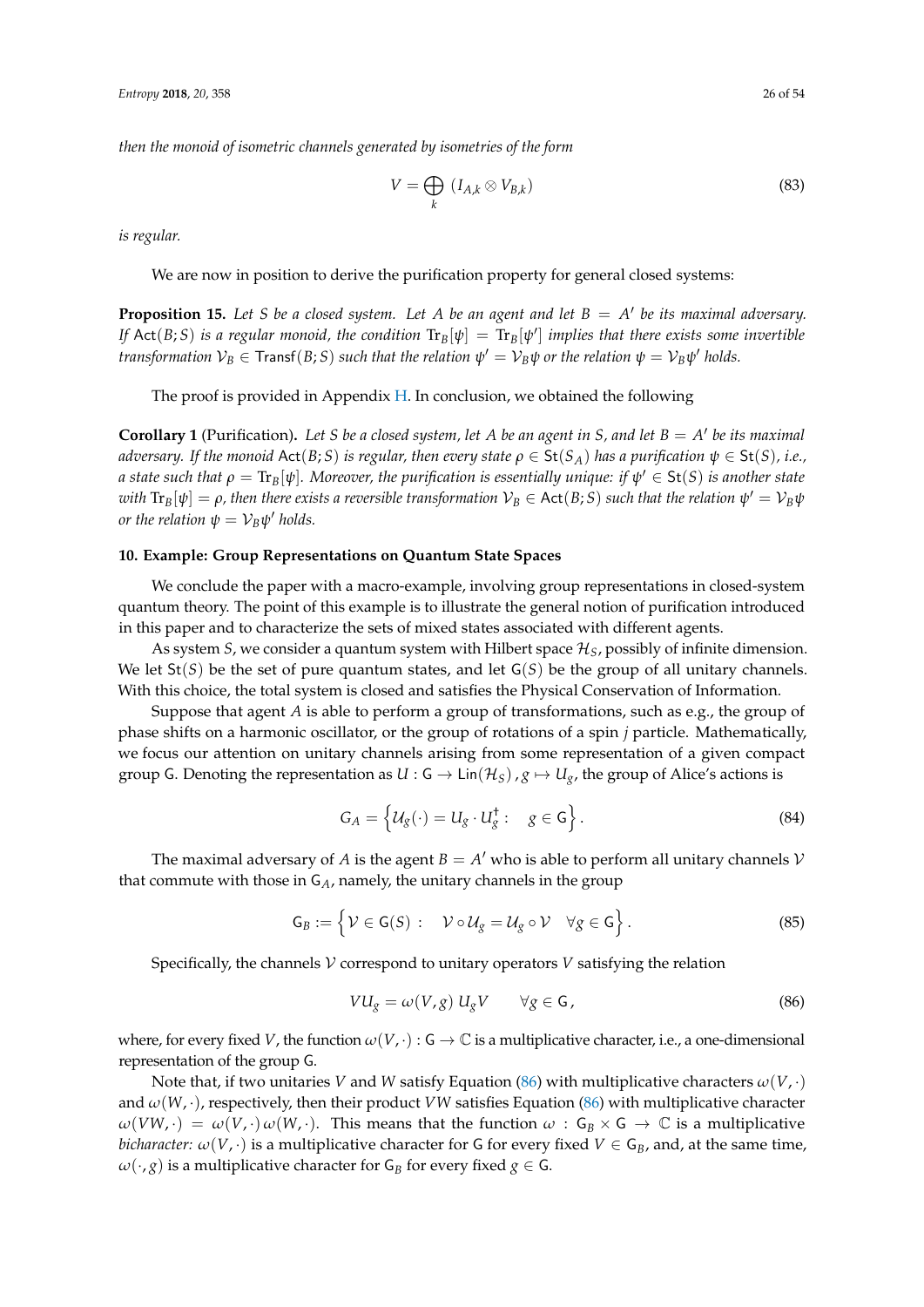*then the monoid of isometric channels generated by isometries of the form*

$$V = \bigoplus_k \left( I_{A,k} \otimes V_{B,k} \right) \tag{83}$$

*is regular.*

We are now in position to derive the purification property for general closed systems:

**Proposition 15.** *Let $S$ be a closed system. Let $A$ be an agent and let $B = A'$ be its maximal adversary. If $\mathsf{Act}(B;S)$ is a regular monoid, the condition $\mathrm{Tr}_B[\psi] = \mathrm{Tr}_B[\psi']$ implies that there exists some invertible transformation $\mathcal{V}_B \in \mathsf{Transf}(B;S)$ such that the relation $\psi' = \mathcal{V}_B \psi$ or the relation $\psi = \mathcal{V}_B \psi'$ holds.*

The proof is provided in Appendix H. In conclusion, we obtained the following

**Corollary 1** (Purification)**.** *Let $S$ be a closed system, let $A$ be an agent in $S$, and let $B = A'$ be its maximal adversary. If the monoid $\mathsf{Act}(B;S)$ is regular, then every state $\rho \in \mathsf{St}(S_A)$ has a purification $\psi \in \mathsf{St}(S)$, i.e., a state such that $\rho = \mathrm{Tr}_B[\psi]$. Moreover, the purification is essentially unique: if $\psi' \in \mathsf{St}(S)$ is another state with $\mathrm{Tr}_B[\psi] = \rho$, then there exists a reversible transformation $\mathcal{V}_B \in \mathsf{Act}(B;S)$ such that the relation $\psi' = \mathcal{V}_B \psi$ or the relation $\psi = \mathcal{V}_B \psi'$ holds.*

### 10. Example: Group Representations on Quantum State Spaces

We conclude the paper with a macro-example, involving group representations in closed-system quantum theory. The point of this example is to illustrate the general notion of purification introduced in this paper and to characterize the sets of mixed states associated with different agents.

As system $S$, we consider a quantum system with Hilbert space $\mathcal{H}_S$, possibly of infinite dimension. We let $\mathsf{St}(S)$ be the set of pure quantum states, and let $\mathsf{G}(S)$ be the group of all unitary channels. With this choice, the total system is closed and satisfies the Physical Conservation of Information.

Suppose that agent $A$ is able to perform a group of transformations, such as e.g., the group of phase shifts on a harmonic oscillator, or the group of rotations of a spin $j$ particle. Mathematically, we focus our attention on unitary channels arising from some representation of a given compact group $\mathsf{G}$. Denoting the representation as $U : \mathsf{G} \to \mathsf{Lin}(\mathcal{H}_S)\,, g \mapsto U_g$, the group of Alice's actions is

$$G_A = \left\{ \mathcal{U}_g(\cdot) = U_g \cdot U_g^\dagger : \quad g \in \mathsf{G} \right\}. \tag{84}$$

The maximal adversary of $A$ is the agent $B = A'$ who is able to perform all unitary channels $\mathcal{V}$ that commute with those in $\mathsf{G}_A$, namely, the unitary channels in the group

$$\mathsf{G}_B := \left\{ \mathcal{V} \in \mathsf{G}(S) : \quad \mathcal{V} \circ \mathcal{U}_g = \mathcal{U}_g \circ \mathcal{V} \quad \forall g \in \mathsf{G} \right\}. \tag{85}$$

Specifically, the channels $\mathcal{V}$ correspond to unitary operators $V$ satisfying the relation

$$V U_g = \omega(V, g)\, U_g V \qquad \forall g \in \mathsf{G}\,, \tag{86}$$

where, for every fixed $V$, the function $\omega(V, \cdot) : \mathsf{G} \to \mathbb{C}$ is a multiplicative character, i.e., a one-dimensional representation of the group $\mathsf{G}$.

Note that, if two unitaries $V$ and $W$ satisfy Equation (86) with multiplicative characters $\omega(V,\cdot)$ and $\omega(W,\cdot)$, respectively, then their product $VW$ satisfies Equation (86) with multiplicative character $\omega(VW,\cdot) = \omega(V,\cdot)\,\omega(W,\cdot)$. This means that the function $\omega : \mathsf{G}_B \times \mathsf{G} \to \mathbb{C}$ is a multiplicative *bicharacter:* $\omega(V,\cdot)$ is a multiplicative character for $\mathsf{G}$ for every fixed $V \in \mathsf{G}_B$, and, at the same time, $\omega(\cdot, g)$ is a multiplicative character for $\mathsf{G}_B$ for every fixed $g \in \mathsf{G}$.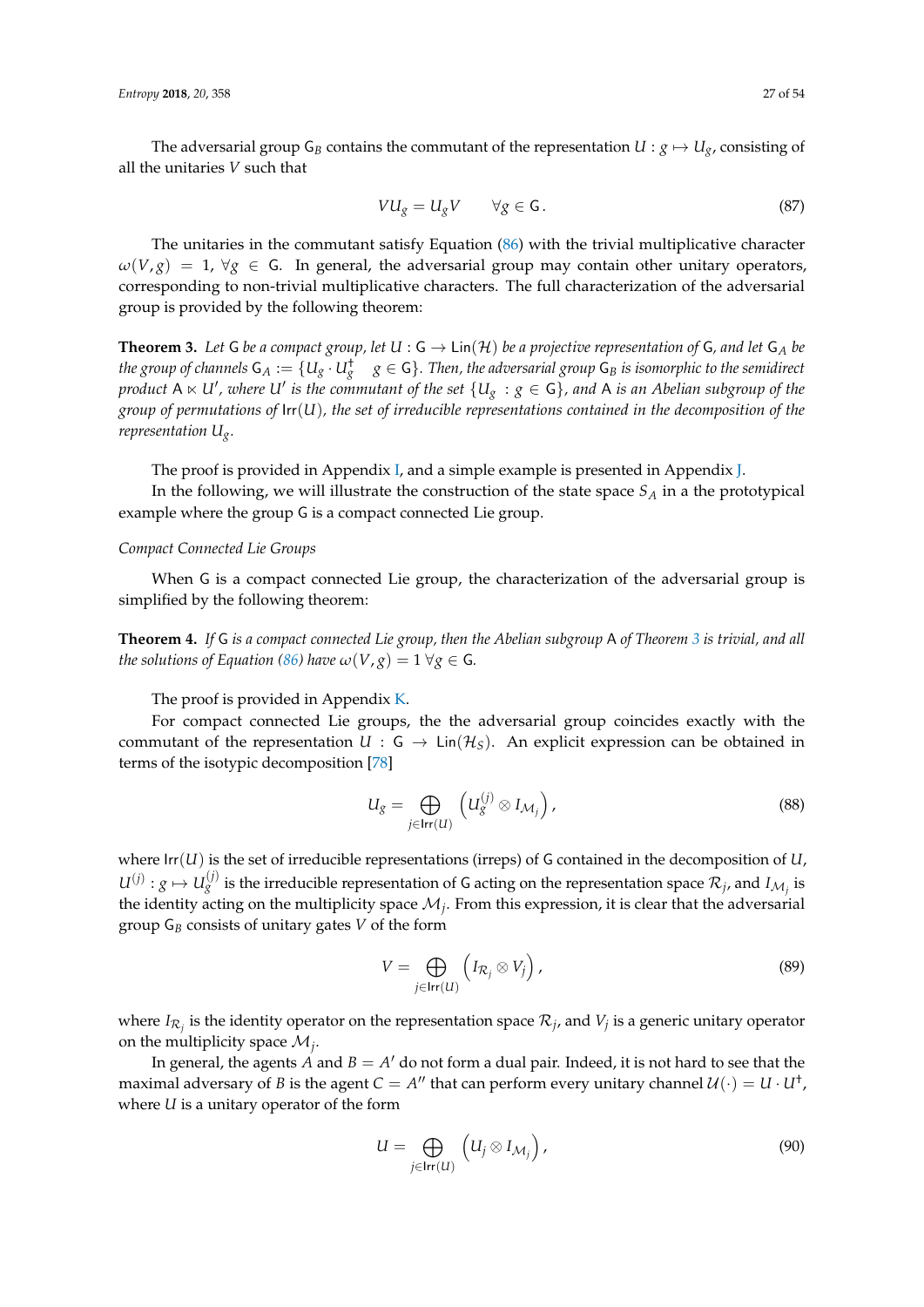The adversarial group $\mathsf{G}_B$ contains the commutant of the representation $U : g \mapsto U_g$, consisting of all the unitaries $V$ such that

$$VU_g = U_g V \qquad \forall g \in \mathsf{G}\,. \tag{87}$$

The unitaries in the commutant satisfy Equation (86) with the trivial multiplicative character $\omega(V, g) = 1$, $\forall g \in \mathsf{G}$. In general, the adversarial group may contain other unitary operators, corresponding to non-trivial multiplicative characters. The full characterization of the adversarial group is provided by the following theorem:

**Theorem 3.** *Let $\mathsf{G}$ be a compact group, let $U : \mathsf{G} \to \mathsf{Lin}(\mathcal{H})$ be a projective representation of $\mathsf{G}$, and let $\mathsf{G}_A$ be the group of channels $\mathsf{G}_A := \{U_g \cdot U_g^\dagger \quad g \in \mathsf{G}\}$. Then, the adversarial group $\mathsf{G}_B$ is isomorphic to the semidirect product $\mathsf{A} \ltimes U'$, where $U'$ is the commutant of the set $\{U_g : g \in \mathsf{G}\}$, and $\mathsf{A}$ is an Abelian subgroup of the group of permutations of $\mathsf{Irr}(U)$, the set of irreducible representations contained in the decomposition of the representation $U_g$.*

The proof is provided in Appendix I, and a simple example is presented in Appendix J.

In the following, we will illustrate the construction of the state space $S_A$ in a the prototypical example where the group $\mathsf{G}$ is a compact connected Lie group.

*Compact Connected Lie Groups*

When $\mathsf{G}$ is a compact connected Lie group, the characterization of the adversarial group is simplified by the following theorem:

**Theorem 4.** *If $\mathsf{G}$ is a compact connected Lie group, then the Abelian subgroup $\mathsf{A}$ of Theorem 3 is trivial, and all the solutions of Equation (86) have $\omega(V, g) = 1\ \forall g \in \mathsf{G}$.*

The proof is provided in Appendix K.

For compact connected Lie groups, the the adversarial group coincides exactly with the commutant of the representation $U : \mathsf{G} \to \mathsf{Lin}(\mathcal{H}_S)$. An explicit expression can be obtained in terms of the isotypic decomposition [78]

$$U_g = \bigoplus_{j \in \mathsf{Irr}(U)} \left( U_g^{(j)} \otimes I_{\mathcal{M}_j} \right), \tag{88}$$

where $\mathsf{Irr}(U)$ is the set of irreducible representations (irreps) of $\mathsf{G}$ contained in the decomposition of $U$, $U^{(j)} : g \mapsto U_g^{(j)}$ is the irreducible representation of $\mathsf{G}$ acting on the representation space $\mathcal{R}_j$, and $I_{\mathcal{M}_j}$ is the identity acting on the multiplicity space $\mathcal{M}_j$. From this expression, it is clear that the adversarial group $\mathsf{G}_B$ consists of unitary gates $V$ of the form

$$V = \bigoplus_{j \in \mathsf{Irr}(U)} \left( I_{\mathcal{R}_j} \otimes V_j \right), \tag{89}$$

where $I_{\mathcal{R}_j}$ is the identity operator on the representation space $\mathcal{R}_j$, and $V_j$ is a generic unitary operator on the multiplicity space $\mathcal{M}_j$.

In general, the agents $A$ and $B = A'$ do not form a dual pair. Indeed, it is not hard to see that the maximal adversary of $B$ is the agent $C = A''$ that can perform every unitary channel $\mathcal{U}(\cdot) = U \cdot U^\dagger$, where $U$ is a unitary operator of the form

$$U = \bigoplus_{j \in \mathsf{Irr}(U)} \left( U_j \otimes I_{\mathcal{M}_j} \right), \tag{90}$$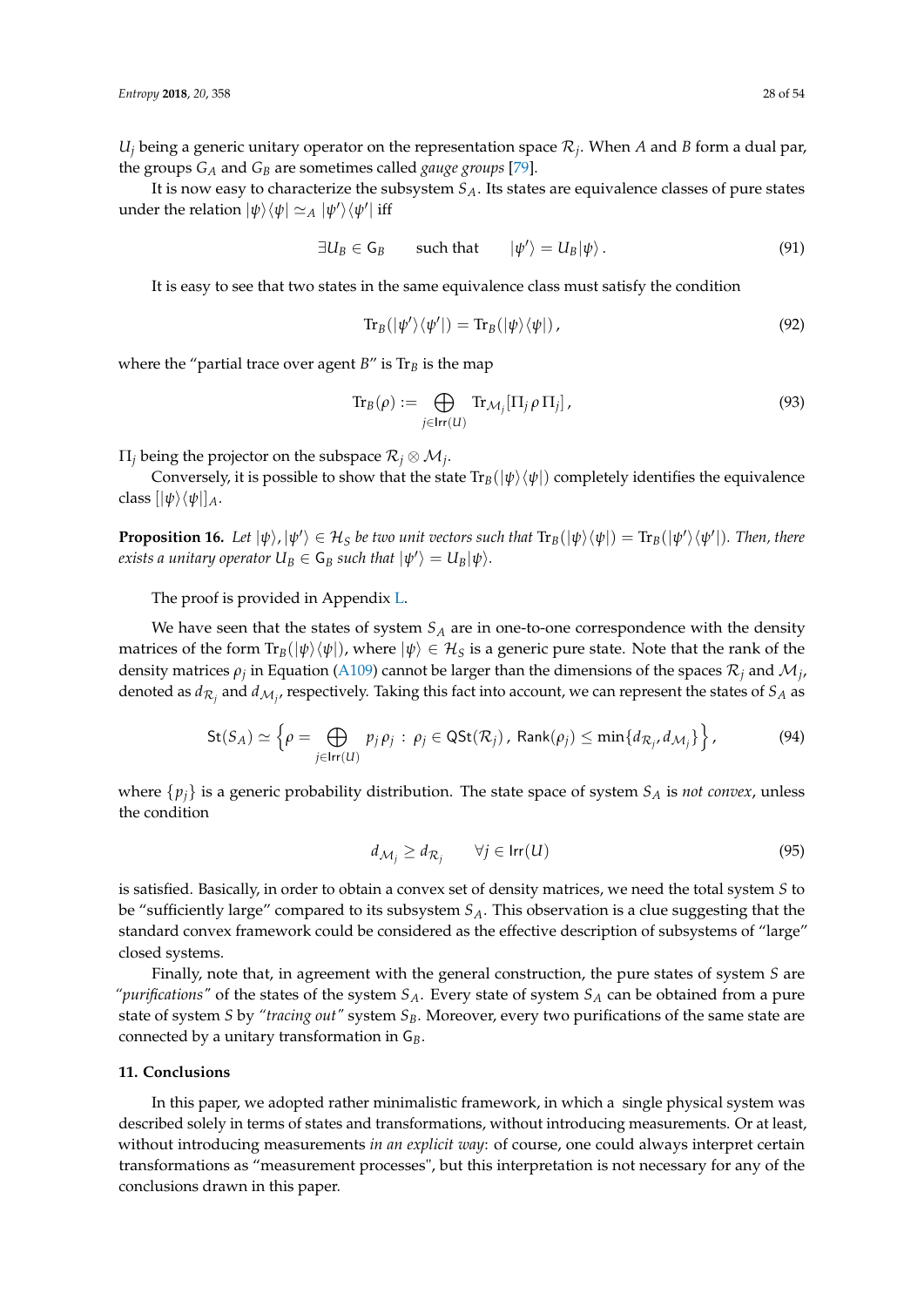$U_j$ being a generic unitary operator on the representation space $\mathcal{R}_j$. When $A$ and $B$ form a dual par, the groups $G_A$ and $G_B$ are sometimes called *gauge groups* [79].

It is now easy to characterize the subsystem $S_A$. Its states are equivalence classes of pure states under the relation $|\psi\rangle\langle\psi| \simeq_A |\psi'\rangle\langle\psi'|$ iff

$$\exists U_B \in \mathsf{G}_B \qquad \text{such that} \qquad |\psi'\rangle = U_B|\psi\rangle\,. \tag{91}$$

It is easy to see that two states in the same equivalence class must satisfy the condition

$$\mathrm{Tr}_B(|\psi'\rangle\langle\psi'|) = \mathrm{Tr}_B(|\psi\rangle\langle\psi|)\,, \tag{92}$$

where the "partial trace over agent $B$" is $\mathrm{Tr}_B$ is the map

$$\mathrm{Tr}_B(\rho) := \bigoplus_{j\in\mathsf{Irr}(U)} \mathrm{Tr}_{\mathcal{M}_j}[\Pi_j\,\rho\,\Pi_j]\,, \tag{93}$$

$\Pi_j$ being the projector on the subspace $\mathcal{R}_j \otimes \mathcal{M}_j$.

Conversely, it is possible to show that the state $\mathrm{Tr}_B(|\psi\rangle\langle\psi|)$ completely identifies the equivalence class $[|\psi\rangle\langle\psi|]_A$.

**Proposition 16.** *Let $|\psi\rangle, |\psi'\rangle \in \mathcal{H}_S$ be two unit vectors such that $\mathrm{Tr}_B(|\psi\rangle\langle\psi|) = \mathrm{Tr}_B(|\psi'\rangle\langle\psi'|)$. Then, there exists a unitary operator $U_B \in \mathsf{G}_B$ such that $|\psi'\rangle = U_B|\psi\rangle$.*

The proof is provided in Appendix L.

We have seen that the states of system $S_A$ are in one-to-one correspondence with the density matrices of the form $\mathrm{Tr}_B(|\psi\rangle\langle\psi|)$, where $|\psi\rangle \in \mathcal{H}_S$ is a generic pure state. Note that the rank of the density matrices $\rho_j$ in Equation (A109) cannot be larger than the dimensions of the spaces $\mathcal{R}_j$ and $\mathcal{M}_j$, denoted as $d_{\mathcal{R}_j}$ and $d_{\mathcal{M}_j}$, respectively. Taking this fact into account, we can represent the states of $S_A$ as

$$\mathsf{St}(S_A) \simeq \Big\{\rho = \bigoplus_{j\in\mathsf{Irr}(U)} p_j\,\rho_j \;:\; \rho_j \in \mathsf{QSt}(\mathcal{R}_j)\,,\; \mathsf{Rank}(\rho_j) \le \min\{d_{\mathcal{R}_j}, d_{\mathcal{M}_j}\}\Big\}\,, \tag{94}$$

where $\{p_j\}$ is a generic probability distribution. The state space of system $S_A$ is *not convex*, unless the condition

$$d_{\mathcal{M}_j} \ge d_{\mathcal{R}_j} \qquad \forall j \in \mathsf{Irr}(U) \tag{95}$$

is satisfied. Basically, in order to obtain a convex set of density matrices, we need the total system $S$ to be "sufficiently large" compared to its subsystem $S_A$. This observation is a clue suggesting that the standard convex framework could be considered as the effective description of subsystems of "large" closed systems.

Finally, note that, in agreement with the general construction, the pure states of system $S$ are *"purifications"* of the states of the system $S_A$. Every state of system $S_A$ can be obtained from a pure state of system $S$ by *"tracing out"* system $S_B$. Moreover, every two purifications of the same state are connected by a unitary transformation in $\mathsf{G}_B$.

## 11. Conclusions

In this paper, we adopted rather minimalistic framework, in which a single physical system was described solely in terms of states and transformations, without introducing measurements. Or at least, without introducing measurements *in an explicit way*: of course, one could always interpret certain transformations as "measurement processes", but this interpretation is not necessary for any of the conclusions drawn in this paper.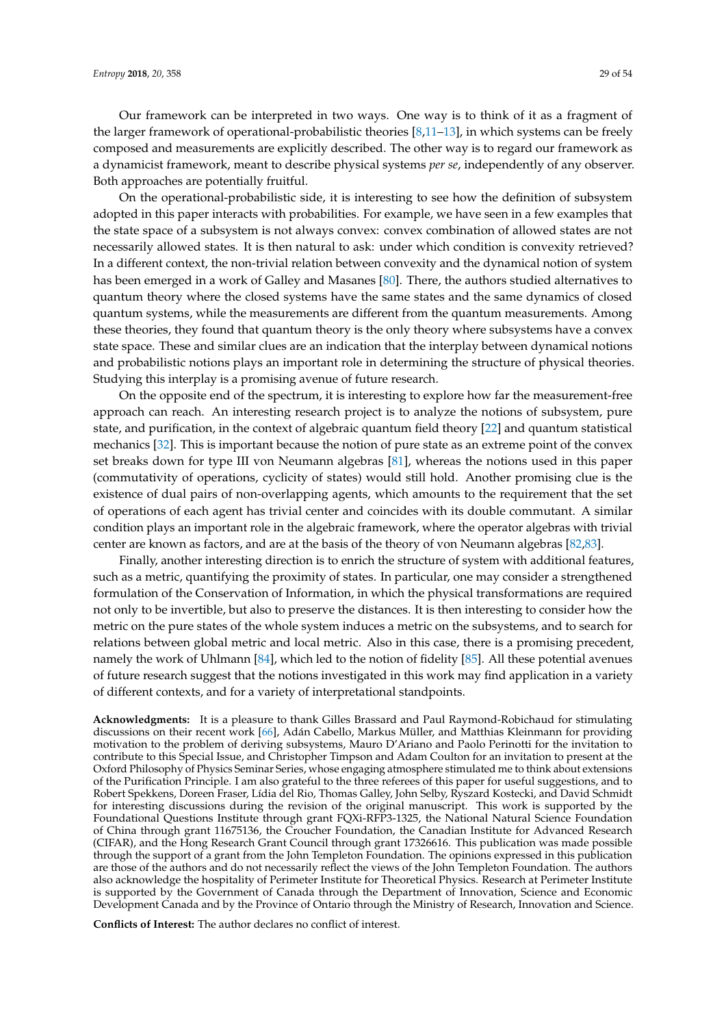Our framework can be interpreted in two ways. One way is to think of it as a fragment of the larger framework of operational-probabilistic theories [8,11–13], in which systems can be freely composed and measurements are explicitly described. The other way is to regard our framework as a dynamicist framework, meant to describe physical systems *per se*, independently of any observer. Both approaches are potentially fruitful.

On the operational-probabilistic side, it is interesting to see how the definition of subsystem adopted in this paper interacts with probabilities. For example, we have seen in a few examples that the state space of a subsystem is not always convex: convex combination of allowed states are not necessarily allowed states. It is then natural to ask: under which condition is convexity retrieved? In a different context, the non-trivial relation between convexity and the dynamical notion of system has been emerged in a work of Galley and Masanes [80]. There, the authors studied alternatives to quantum theory where the closed systems have the same states and the same dynamics of closed quantum systems, while the measurements are different from the quantum measurements. Among these theories, they found that quantum theory is the only theory where subsystems have a convex state space. These and similar clues are an indication that the interplay between dynamical notions and probabilistic notions plays an important role in determining the structure of physical theories. Studying this interplay is a promising avenue of future research.

On the opposite end of the spectrum, it is interesting to explore how far the measurement-free approach can reach. An interesting research project is to analyze the notions of subsystem, pure state, and purification, in the context of algebraic quantum field theory [22] and quantum statistical mechanics [32]. This is important because the notion of pure state as an extreme point of the convex set breaks down for type III von Neumann algebras [81], whereas the notions used in this paper (commutativity of operations, cyclicity of states) would still hold. Another promising clue is the existence of dual pairs of non-overlapping agents, which amounts to the requirement that the set of operations of each agent has trivial center and coincides with its double commutant. A similar condition plays an important role in the algebraic framework, where the operator algebras with trivial center are known as factors, and are at the basis of the theory of von Neumann algebras [82,83].

Finally, another interesting direction is to enrich the structure of system with additional features, such as a metric, quantifying the proximity of states. In particular, one may consider a strengthened formulation of the Conservation of Information, in which the physical transformations are required not only to be invertible, but also to preserve the distances. It is then interesting to consider how the metric on the pure states of the whole system induces a metric on the subsystems, and to search for relations between global metric and local metric. Also in this case, there is a promising precedent, namely the work of Uhlmann [84], which led to the notion of fidelity [85]. All these potential avenues of future research suggest that the notions investigated in this work may find application in a variety of different contexts, and for a variety of interpretational standpoints.

**Acknowledgments:** It is a pleasure to thank Gilles Brassard and Paul Raymond-Robichaud for stimulating discussions on their recent work [66], Adán Cabello, Markus Müller, and Matthias Kleinmann for providing motivation to the problem of deriving subsystems, Mauro D'Ariano and Paolo Perinotti for the invitation to contribute to this Special Issue, and Christopher Timpson and Adam Coulton for an invitation to present at the Oxford Philosophy of Physics Seminar Series, whose engaging atmosphere stimulated me to think about extensions of the Purification Principle. I am also grateful to the three referees of this paper for useful suggestions, and to Robert Spekkens, Doreen Fraser, Lídia del Rio, Thomas Galley, John Selby, Ryszard Kostecki, and David Schmidt for interesting discussions during the revision of the original manuscript. This work is supported by the Foundational Questions Institute through grant FQXi-RFP3-1325, the National Natural Science Foundation of China through grant 11675136, the Croucher Foundation, the Canadian Institute for Advanced Research (CIFAR), and the Hong Research Grant Council through grant 17326616. This publication was made possible through the support of a grant from the John Templeton Foundation. The opinions expressed in this publication are those of the authors and do not necessarily reflect the views of the John Templeton Foundation. The authors also acknowledge the hospitality of Perimeter Institute for Theoretical Physics. Research at Perimeter Institute is supported by the Government of Canada through the Department of Innovation, Science and Economic Development Canada and by the Province of Ontario through the Ministry of Research, Innovation and Science.

**Conflicts of Interest:** The author declares no conflict of interest.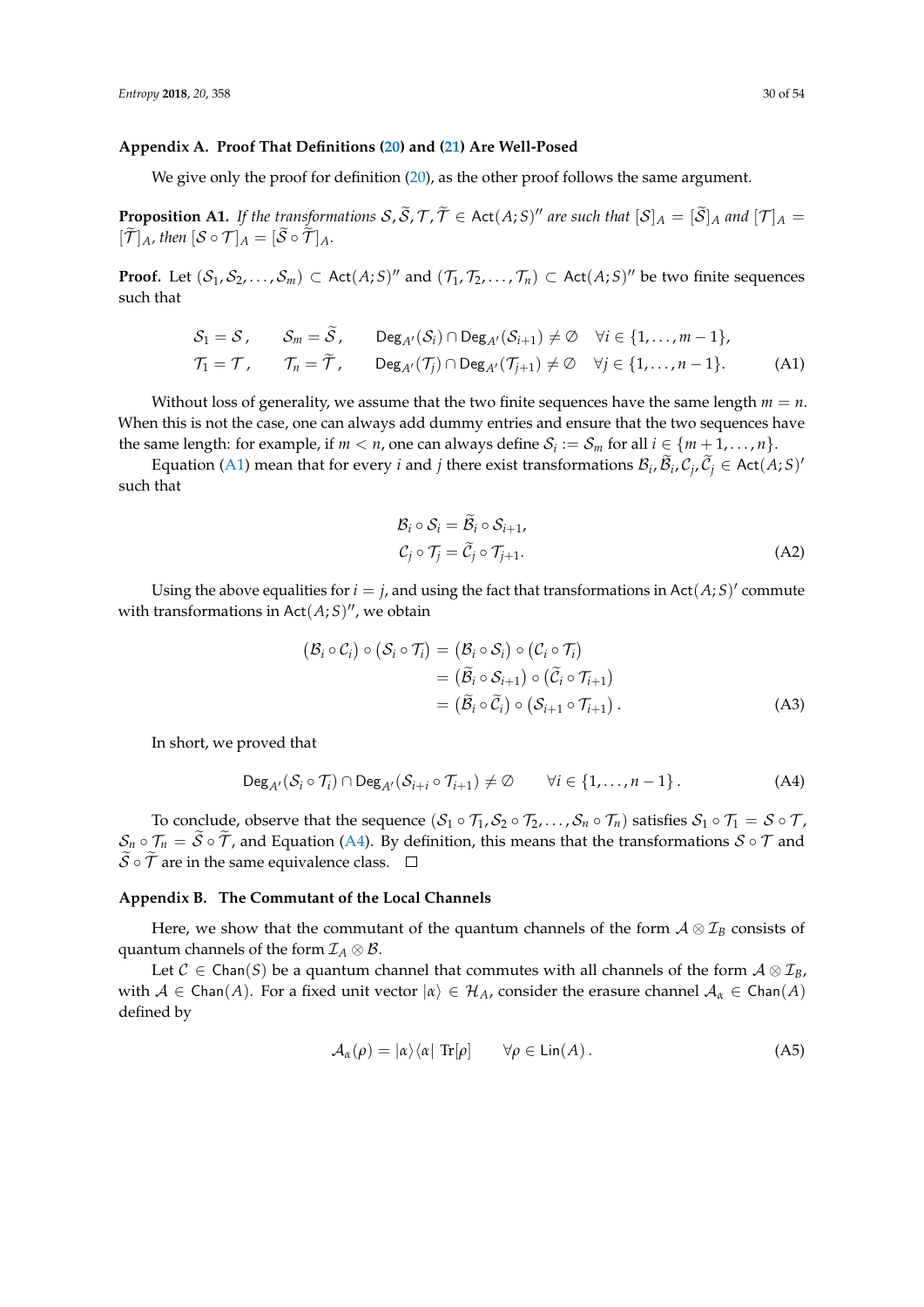## Appendix A. Proof That Definitions (20) and (21) Are Well-Posed

We give only the proof for definition (20), as the other proof follows the same argument.

**Proposition A1.** *If the transformations $\mathcal{S}, \widetilde{\mathcal{S}}, \mathcal{T}, \widetilde{\mathcal{T}} \in \mathsf{Act}(A;S)''$ are such that $[\mathcal{S}]_A = [\widetilde{\mathcal{S}}]_A$ and $[\mathcal{T}]_A = [\widetilde{\mathcal{T}}]_A$, then $[\mathcal{S} \circ \mathcal{T}]_A = [\widetilde{\mathcal{S}} \circ \widetilde{\mathcal{T}}]_A$.*

**Proof.** Let $(\mathcal{S}_1, \mathcal{S}_2, \ldots, \mathcal{S}_m) \subset \mathsf{Act}(A;S)''$ and $(\mathcal{T}_1, \mathcal{T}_2, \ldots, \mathcal{T}_n) \subset \mathsf{Act}(A;S)''$ be two finite sequences such that

$$
\begin{aligned}
&\mathcal{S}_1 = \mathcal{S}\,, \qquad \mathcal{S}_m = \widetilde{\mathcal{S}}\,, \qquad \mathsf{Deg}_{A'}(\mathcal{S}_i) \cap \mathsf{Deg}_{A'}(\mathcal{S}_{i+1}) \neq \emptyset \quad \forall i \in \{1, \ldots, m-1\}, \\
&\mathcal{T}_1 = \mathcal{T}\,, \qquad \mathcal{T}_n = \widetilde{\mathcal{T}}\,, \qquad \mathsf{Deg}_{A'}(\mathcal{T}_j) \cap \mathsf{Deg}_{A'}(\mathcal{T}_{j+1}) \neq \emptyset \quad \forall j \in \{1, \ldots, n-1\}.
\end{aligned}
\tag{A1}
$$

Without loss of generality, we assume that the two finite sequences have the same length $m = n$. When this is not the case, one can always add dummy entries and ensure that the two sequences have the same length: for example, if $m < n$, one can always define $\mathcal{S}_i := \mathcal{S}_m$ for all $i \in \{m+1, \ldots, n\}$.

Equation (A1) mean that for every $i$ and $j$ there exist transformations $\mathcal{B}_i, \widetilde{\mathcal{B}}_i, \mathcal{C}_j, \widetilde{\mathcal{C}}_j \in \mathsf{Act}(A;S)'$ such that

$$
\begin{aligned}
\mathcal{B}_i \circ \mathcal{S}_i &= \widetilde{\mathcal{B}}_i \circ \mathcal{S}_{i+1}, \\
\mathcal{C}_j \circ \mathcal{T}_j &= \widetilde{\mathcal{C}}_j \circ \mathcal{T}_{j+1}.
\end{aligned}
\tag{A2}
$$

Using the above equalities for $i = j$, and using the fact that transformations in $\mathsf{Act}(A;S)'$ commute with transformations in $\mathsf{Act}(A;S)''$, we obtain

$$
\begin{aligned}
(\mathcal{B}_i \circ \mathcal{C}_i) \circ (\mathcal{S}_i \circ \mathcal{T}_i) &= (\mathcal{B}_i \circ \mathcal{S}_i) \circ (\mathcal{C}_i \circ \mathcal{T}_i) \\
&= (\widetilde{\mathcal{B}}_i \circ \mathcal{S}_{i+1}) \circ (\widetilde{\mathcal{C}}_i \circ \mathcal{T}_{i+1}) \\
&= (\widetilde{\mathcal{B}}_i \circ \widetilde{\mathcal{C}}_i) \circ (\mathcal{S}_{i+1} \circ \mathcal{T}_{i+1})\,.
\end{aligned}
\tag{A3}
$$

In short, we proved that

$$
\mathsf{Deg}_{A'}(\mathcal{S}_i \circ \mathcal{T}_i) \cap \mathsf{Deg}_{A'}(\mathcal{S}_{i+i} \circ \mathcal{T}_{i+1}) \neq \emptyset \qquad \forall i \in \{1, \ldots, n-1\}\,.
\tag{A4}
$$

To conclude, observe that the sequence $(\mathcal{S}_1 \circ \mathcal{T}_1, \mathcal{S}_2 \circ \mathcal{T}_2, \ldots, \mathcal{S}_n \circ \mathcal{T}_n)$ satisfies $\mathcal{S}_1 \circ \mathcal{T}_1 = \mathcal{S} \circ \mathcal{T}$, $\mathcal{S}_n \circ \mathcal{T}_n = \widetilde{\mathcal{S}} \circ \widetilde{\mathcal{T}}$, and Equation (A4). By definition, this means that the transformations $\mathcal{S} \circ \mathcal{T}$ and $\widetilde{\mathcal{S}} \circ \widetilde{\mathcal{T}}$ are in the same equivalence class. □

## Appendix B. The Commutant of the Local Channels

Here, we show that the commutant of the quantum channels of the form $\mathcal{A} \otimes \mathcal{I}_B$ consists of quantum channels of the form $\mathcal{I}_A \otimes \mathcal{B}$.

Let $\mathcal{C} \in \mathsf{Chan}(S)$ be a quantum channel that commutes with all channels of the form $\mathcal{A} \otimes \mathcal{I}_B$, with $\mathcal{A} \in \mathsf{Chan}(A)$. For a fixed unit vector $|\alpha\rangle \in \mathcal{H}_A$, consider the erasure channel $\mathcal{A}_\alpha \in \mathsf{Chan}(A)$ defined by

$$
\mathcal{A}_\alpha(\rho) = |\alpha\rangle\langle\alpha| \; \mathrm{Tr}[\rho] \qquad \forall \rho \in \mathsf{Lin}(A)\,.
\tag{A5}
$$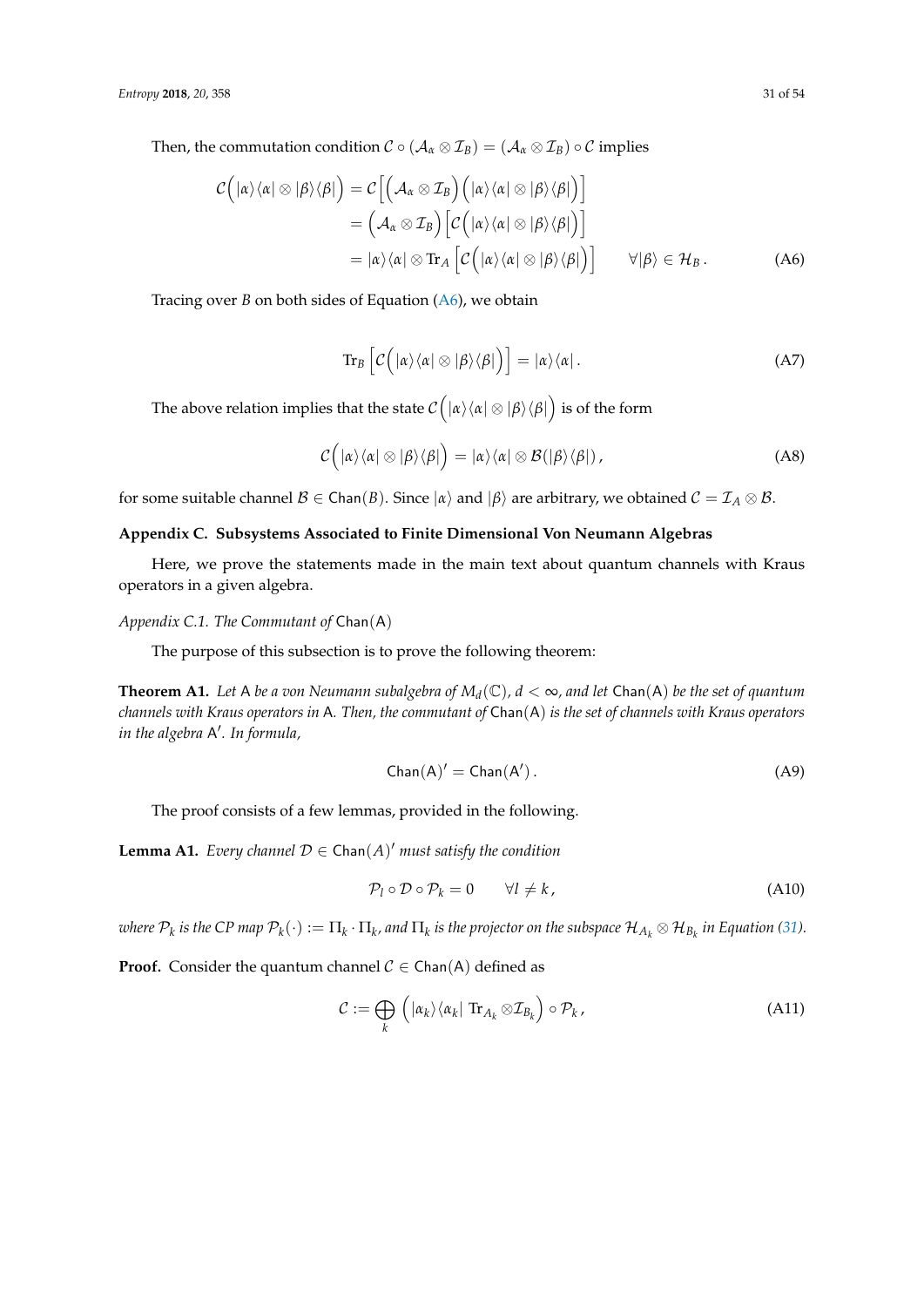Then, the commutation condition $\mathcal{C} \circ (\mathcal{A}_\alpha \otimes \mathcal{I}_B) = (\mathcal{A}_\alpha \otimes \mathcal{I}_B) \circ \mathcal{C}$ implies

$$\begin{aligned}
\mathcal{C}\Big(|\alpha\rangle\langle\alpha| \otimes |\beta\rangle\langle\beta|\Big) &= \mathcal{C}\Big[\Big(\mathcal{A}_\alpha \otimes \mathcal{I}_B\Big)\Big(|\alpha\rangle\langle\alpha| \otimes |\beta\rangle\langle\beta|\Big)\Big] \\
&= \Big(\mathcal{A}_\alpha \otimes \mathcal{I}_B\Big)\Big[\mathcal{C}\Big(|\alpha\rangle\langle\alpha| \otimes |\beta\rangle\langle\beta|\Big)\Big] \\
&= |\alpha\rangle\langle\alpha| \otimes \mathrm{Tr}_A\Big[\mathcal{C}\Big(|\alpha\rangle\langle\alpha| \otimes |\beta\rangle\langle\beta|\Big)\Big] \qquad \forall |\beta\rangle \in \mathcal{H}_B\,.
\end{aligned} \tag{A6}$$

Tracing over $B$ on both sides of Equation (A6), we obtain

$$\mathrm{Tr}_B\Big[\mathcal{C}\Big(|\alpha\rangle\langle\alpha| \otimes |\beta\rangle\langle\beta|\Big)\Big] = |\alpha\rangle\langle\alpha|\,. \tag{A7}$$

The above relation implies that the state $\mathcal{C}\Big(|\alpha\rangle\langle\alpha| \otimes |\beta\rangle\langle\beta|\Big)$ is of the form

$$\mathcal{C}\Big(|\alpha\rangle\langle\alpha| \otimes |\beta\rangle\langle\beta|\Big) = |\alpha\rangle\langle\alpha| \otimes \mathcal{B}(|\beta\rangle\langle\beta|)\,, \tag{A8}$$

for some suitable channel $\mathcal{B} \in \mathsf{Chan}(B)$. Since $|\alpha\rangle$ and $|\beta\rangle$ are arbitrary, we obtained $\mathcal{C} = \mathcal{I}_A \otimes \mathcal{B}$.

## Appendix C. Subsystems Associated to Finite Dimensional Von Neumann Algebras

Here, we prove the statements made in the main text about quantum channels with Kraus operators in a given algebra.

### *Appendix C.1. The Commutant of* $\mathsf{Chan}(\mathsf{A})$

The purpose of this subsection is to prove the following theorem:

**Theorem A1.** *Let* $\mathsf{A}$ *be a von Neumann subalgebra of* $M_d(\mathbb{C})$*,* $d < \infty$*, and let* $\mathsf{Chan}(\mathsf{A})$ *be the set of quantum channels with Kraus operators in* $\mathsf{A}$*. Then, the commutant of* $\mathsf{Chan}(\mathsf{A})$ *is the set of channels with Kraus operators in the algebra* $\mathsf{A}'$*. In formula,*

$$\mathsf{Chan}(\mathsf{A})' = \mathsf{Chan}(\mathsf{A}')\,. \tag{A9}$$

The proof consists of a few lemmas, provided in the following.

**Lemma A1.** *Every channel* $\mathcal{D} \in \mathsf{Chan}(A)'$ *must satisfy the condition*

$$\mathcal{P}_l \circ \mathcal{D} \circ \mathcal{P}_k = 0 \qquad \forall l \neq k\,, \tag{A10}$$

*where* $\mathcal{P}_k$ *is the CP map* $\mathcal{P}_k(\cdot) := \Pi_k \cdot \Pi_k$*, and* $\Pi_k$ *is the projector on the subspace* $\mathcal{H}_{A_k} \otimes \mathcal{H}_{B_k}$ *in Equation (31).*

**Proof.** Consider the quantum channel $\mathcal{C} \in \mathsf{Chan}(\mathsf{A})$ defined as

$$\mathcal{C} := \bigoplus_k \Big(|\alpha_k\rangle\langle\alpha_k|\ \mathrm{Tr}_{A_k} \otimes \mathcal{I}_{B_k}\Big) \circ \mathcal{P}_k\,, \tag{A11}$$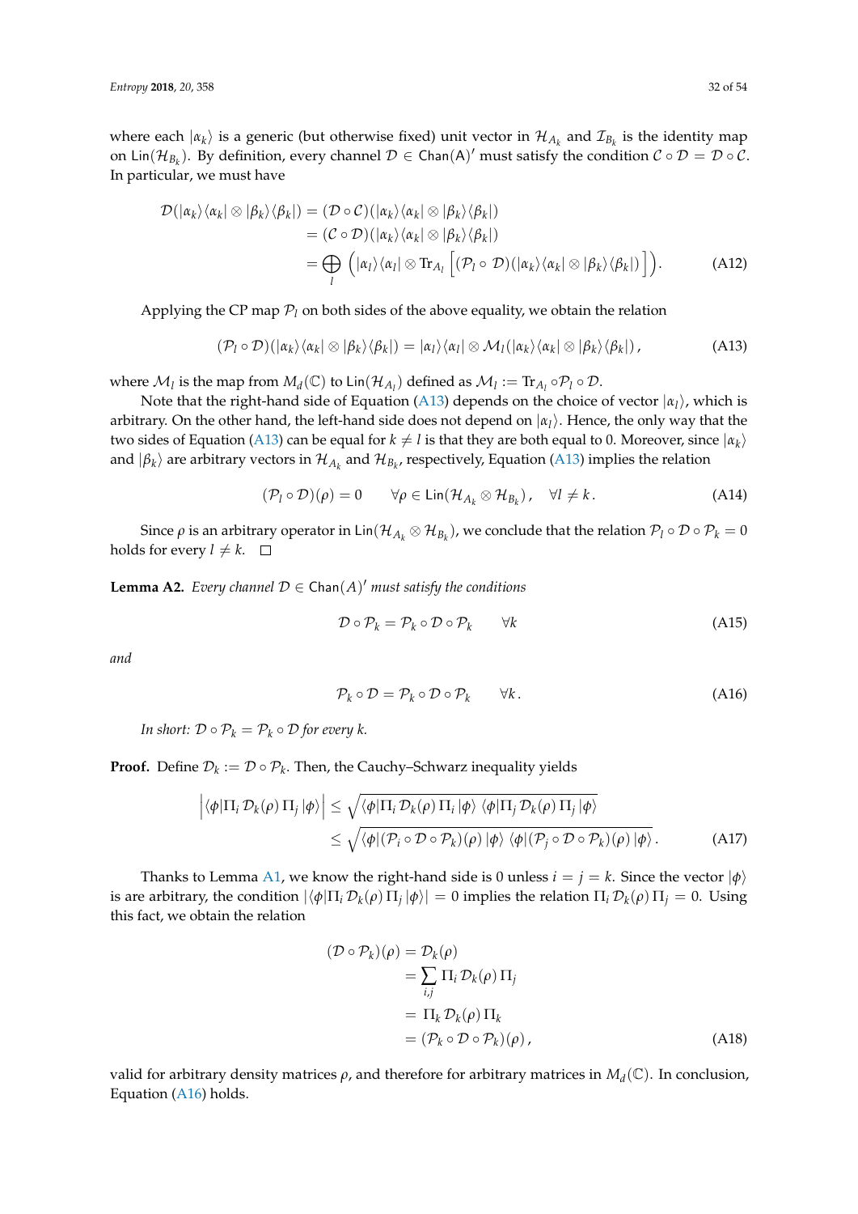where each $|\alpha_k\rangle$ is a generic (but otherwise fixed) unit vector in $\mathcal{H}_{A_k}$ and $\mathcal{I}_{B_k}$ is the identity map on $\mathsf{Lin}(\mathcal{H}_{B_k})$. By definition, every channel $\mathcal{D} \in \mathsf{Chan}(\mathsf{A})'$ must satisfy the condition $\mathcal{C} \circ \mathcal{D} = \mathcal{D} \circ \mathcal{C}$. In particular, we must have

$$
\begin{aligned}
\mathcal{D}(|\alpha_k\rangle\langle\alpha_k| \otimes |\beta_k\rangle\langle\beta_k|) &= (\mathcal{D} \circ \mathcal{C})(|\alpha_k\rangle\langle\alpha_k| \otimes |\beta_k\rangle\langle\beta_k|) \\
&= (\mathcal{C} \circ \mathcal{D})(|\alpha_k\rangle\langle\alpha_k| \otimes |\beta_k\rangle\langle\beta_k|) \\
&= \bigoplus_l \left( |\alpha_l\rangle\langle\alpha_l| \otimes \mathrm{Tr}_{A_l}\left[ (\mathcal{P}_l \circ \mathcal{D})(|\alpha_k\rangle\langle\alpha_k| \otimes |\beta_k\rangle\langle\beta_k|) \right] \right).
\end{aligned} \tag{A12}
$$

Applying the CP map $\mathcal{P}_l$ on both sides of the above equality, we obtain the relation

$$
(\mathcal{P}_l \circ \mathcal{D})(|\alpha_k\rangle\langle\alpha_k| \otimes |\beta_k\rangle\langle\beta_k|) = |\alpha_l\rangle\langle\alpha_l| \otimes \mathcal{M}_l(|\alpha_k\rangle\langle\alpha_k| \otimes |\beta_k\rangle\langle\beta_k|), \tag{A13}
$$

where $\mathcal{M}_l$ is the map from $M_d(\mathbb{C})$ to $\mathsf{Lin}(\mathcal{H}_{A_l})$ defined as $\mathcal{M}_l := \mathrm{Tr}_{A_l} \circ \mathcal{P}_l \circ \mathcal{D}$.

Note that the right-hand side of Equation (A13) depends on the choice of vector $|\alpha_l\rangle$, which is arbitrary. On the other hand, the left-hand side does not depend on $|\alpha_l\rangle$. Hence, the only way that the two sides of Equation (A13) can be equal for $k \neq l$ is that they are both equal to 0. Moreover, since $|\alpha_k\rangle$ and $|\beta_k\rangle$ are arbitrary vectors in $\mathcal{H}_{A_k}$ and $\mathcal{H}_{B_k}$, respectively, Equation (A13) implies the relation

$$
(\mathcal{P}_l \circ \mathcal{D})(\rho) = 0 \qquad \forall \rho \in \mathsf{Lin}(\mathcal{H}_{A_k} \otimes \mathcal{H}_{B_k}), \quad \forall l \neq k. \tag{A14}
$$

Since $\rho$ is an arbitrary operator in $\mathsf{Lin}(\mathcal{H}_{A_k} \otimes \mathcal{H}_{B_k})$, we conclude that the relation $\mathcal{P}_l \circ \mathcal{D} \circ \mathcal{P}_k = 0$ holds for every $l \neq k$. $\square$

**Lemma A2.** *Every channel $\mathcal{D} \in \mathsf{Chan}(A)'$ must satisfy the conditions*

$$
\mathcal{D} \circ \mathcal{P}_k = \mathcal{P}_k \circ \mathcal{D} \circ \mathcal{P}_k \qquad \forall k \tag{A15}
$$

*and*

$$
\mathcal{P}_k \circ \mathcal{D} = \mathcal{P}_k \circ \mathcal{D} \circ \mathcal{P}_k \qquad \forall k. \tag{A16}
$$

*In short: $\mathcal{D} \circ \mathcal{P}_k = \mathcal{P}_k \circ \mathcal{D}$ for every $k$.*

**Proof.** Define $\mathcal{D}_k := \mathcal{D} \circ \mathcal{P}_k$. Then, the Cauchy–Schwarz inequality yields

$$
\begin{aligned}
\left| \langle\phi|\Pi_i \, \mathcal{D}_k(\rho) \, \Pi_j \, |\phi\rangle \right| &\leq \sqrt{\langle\phi|\Pi_i \, \mathcal{D}_k(\rho) \, \Pi_i \, |\phi\rangle \; \langle\phi|\Pi_j \, \mathcal{D}_k(\rho) \, \Pi_j \, |\phi\rangle} \\
&\leq \sqrt{\langle\phi|(\mathcal{P}_i \circ \mathcal{D} \circ \mathcal{P}_k)(\rho) \, |\phi\rangle \; \langle\phi|(\mathcal{P}_j \circ \mathcal{D} \circ \mathcal{P}_k)(\rho) \, |\phi\rangle}.
\end{aligned} \tag{A17}
$$

Thanks to Lemma A1, we know the right-hand side is 0 unless $i = j = k$. Since the vector $|\phi\rangle$ is are arbitrary, the condition $|\langle\phi|\Pi_i \, \mathcal{D}_k(\rho) \, \Pi_j \, |\phi\rangle| = 0$ implies the relation $\Pi_i \, \mathcal{D}_k(\rho) \, \Pi_j = 0$. Using this fact, we obtain the relation

$$
\begin{aligned}
(\mathcal{D} \circ \mathcal{P}_k)(\rho) &= \mathcal{D}_k(\rho) \\
&= \sum_{i,j} \Pi_i \, \mathcal{D}_k(\rho) \, \Pi_j \\
&= \Pi_k \, \mathcal{D}_k(\rho) \, \Pi_k \\
&= (\mathcal{P}_k \circ \mathcal{D} \circ \mathcal{P}_k)(\rho),
\end{aligned} \tag{A18}
$$

valid for arbitrary density matrices $\rho$, and therefore for arbitrary matrices in $M_d(\mathbb{C})$. In conclusion, Equation (A16) holds.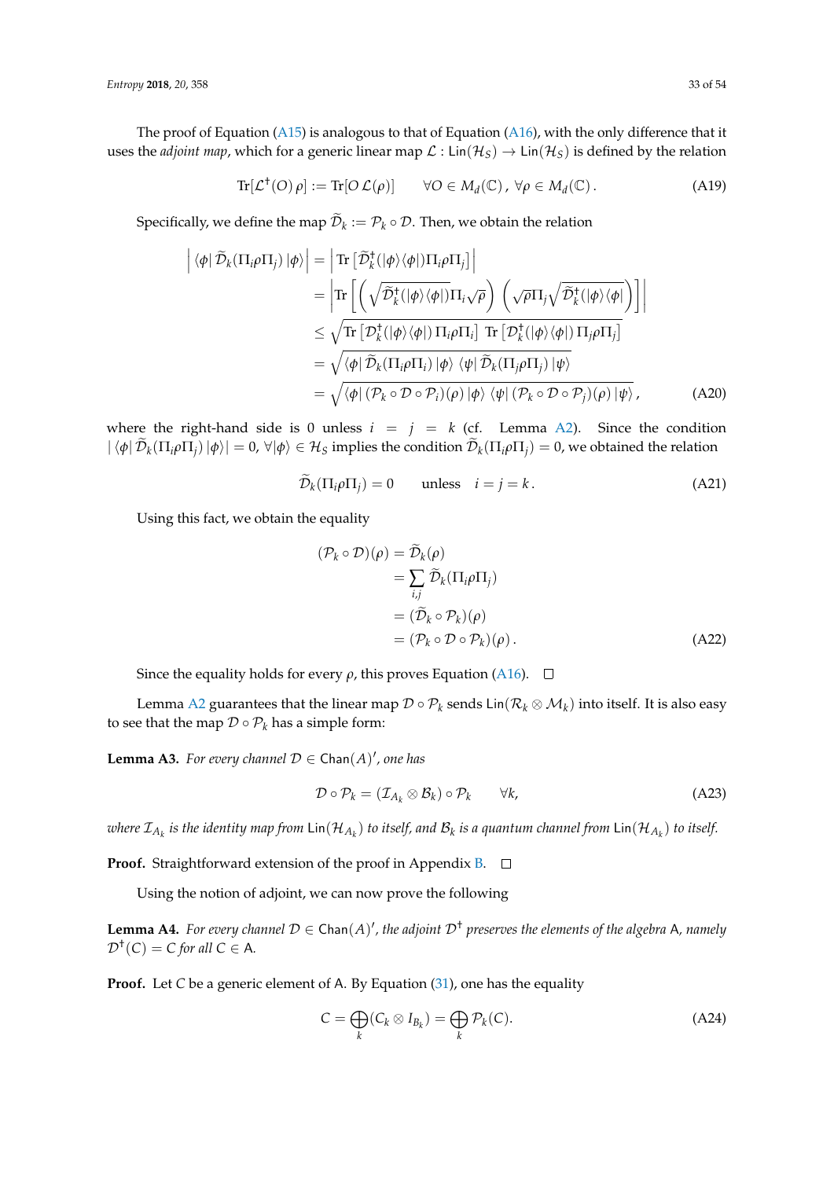The proof of Equation (A15) is analogous to that of Equation (A16), with the only difference that it uses the *adjoint map*, which for a generic linear map $\mathcal{L} : \mathsf{Lin}(\mathcal{H}_S) \to \mathsf{Lin}(\mathcal{H}_S)$ is defined by the relation

$$\mathrm{Tr}[\mathcal{L}^\dagger(O)\,\rho] := \mathrm{Tr}[O\,\mathcal{L}(\rho)] \qquad \forall O \in M_d(\mathbb{C})\,,\ \forall \rho \in M_d(\mathbb{C})\,. \tag{A19}$$

Specifically, we define the map $\widetilde{\mathcal{D}}_k := \mathcal{P}_k \circ \mathcal{D}$. Then, we obtain the relation

$$\begin{aligned}
\left| \langle\phi|\, \widetilde{\mathcal{D}}_k(\Pi_i \rho \Pi_j)\, |\phi\rangle \right| &= \left| \mathrm{Tr}\left[ \widetilde{\mathcal{D}}_k^\dagger(|\phi\rangle\langle\phi|)\Pi_i\rho\Pi_j \right] \right| \\
&= \left| \mathrm{Tr}\left[ \left( \sqrt{\widetilde{\mathcal{D}}_k^\dagger(|\phi\rangle\langle\phi|)}\Pi_i\sqrt{\rho} \right) \left( \sqrt{\rho}\Pi_j \sqrt{\widetilde{\mathcal{D}}_k^\dagger(|\phi\rangle\langle\phi|} \right) \right] \right| \\
&\le \sqrt{\mathrm{Tr}\left[ \mathcal{D}_k^\dagger(|\phi\rangle\langle\phi|)\,\Pi_i\rho\Pi_i \right]\ \mathrm{Tr}\left[ \mathcal{D}_k^\dagger(|\phi\rangle\langle\phi|)\,\Pi_j\rho\Pi_j \right]} \\
&= \sqrt{\langle\phi|\,\widetilde{\mathcal{D}}_k(\Pi_i\rho\Pi_i)\,|\phi\rangle\ \langle\psi|\,\widetilde{\mathcal{D}}_k(\Pi_j\rho\Pi_j)\,|\psi\rangle} \\
&= \sqrt{\langle\phi|\,(\mathcal{P}_k \circ \mathcal{D} \circ \mathcal{P}_i)(\rho)\,|\phi\rangle\ \langle\psi|\,(\mathcal{P}_k \circ \mathcal{D} \circ \mathcal{P}_j)(\rho)\,|\psi\rangle}\,,
\end{aligned} \tag{A20}$$

where the right-hand side is 0 unless $i = j = k$ (cf. Lemma A2). Since the condition $|\langle\phi|\,\widetilde{\mathcal{D}}_k(\Pi_i\rho\Pi_j)\,|\phi\rangle| = 0$, $\forall|\phi\rangle \in \mathcal{H}_S$ implies the condition $\widetilde{\mathcal{D}}_k(\Pi_i\rho\Pi_j) = 0$, we obtained the relation

$$\widetilde{\mathcal{D}}_k(\Pi_i\rho\Pi_j) = 0 \qquad \text{unless} \quad i = j = k\,. \tag{A21}$$

Using this fact, we obtain the equality

$$\begin{aligned}
(\mathcal{P}_k \circ \mathcal{D})(\rho) &= \widetilde{\mathcal{D}}_k(\rho) \\
&= \sum_{i,j} \widetilde{\mathcal{D}}_k(\Pi_i\rho\Pi_j) \\
&= (\widetilde{\mathcal{D}}_k \circ \mathcal{P}_k)(\rho) \\
&= (\mathcal{P}_k \circ \mathcal{D} \circ \mathcal{P}_k)(\rho)\,.
\end{aligned} \tag{A22}$$

Since the equality holds for every $\rho$, this proves Equation (A16). □

Lemma A2 guarantees that the linear map $\mathcal{D} \circ \mathcal{P}_k$ sends $\mathsf{Lin}(\mathcal{R}_k \otimes \mathcal{M}_k)$ into itself. It is also easy to see that the map $\mathcal{D} \circ \mathcal{P}_k$ has a simple form:

**Lemma A3.** *For every channel $\mathcal{D} \in \mathsf{Chan}(A)'$, one has*

$$\mathcal{D} \circ \mathcal{P}_k = (\mathcal{I}_{A_k} \otimes \mathcal{B}_k) \circ \mathcal{P}_k \qquad \forall k, \tag{A23}$$

*where $\mathcal{I}_{A_k}$ is the identity map from $\mathsf{Lin}(\mathcal{H}_{A_k})$ to itself, and $\mathcal{B}_k$ is a quantum channel from $\mathsf{Lin}(\mathcal{H}_{A_k})$ to itself.*

**Proof.** Straightforward extension of the proof in Appendix B. □

Using the notion of adjoint, we can now prove the following

**Lemma A4.** *For every channel $\mathcal{D} \in \mathsf{Chan}(A)'$, the adjoint $\mathcal{D}^\dagger$ preserves the elements of the algebra $\mathsf{A}$, namely $\mathcal{D}^\dagger(C) = C$ for all $C \in \mathsf{A}$.*

**Proof.** Let $C$ be a generic element of $\mathsf{A}$. By Equation (31), one has the equality

$$C = \bigoplus_k (C_k \otimes I_{B_k}) = \bigoplus_k \mathcal{P}_k(C). \tag{A24}$$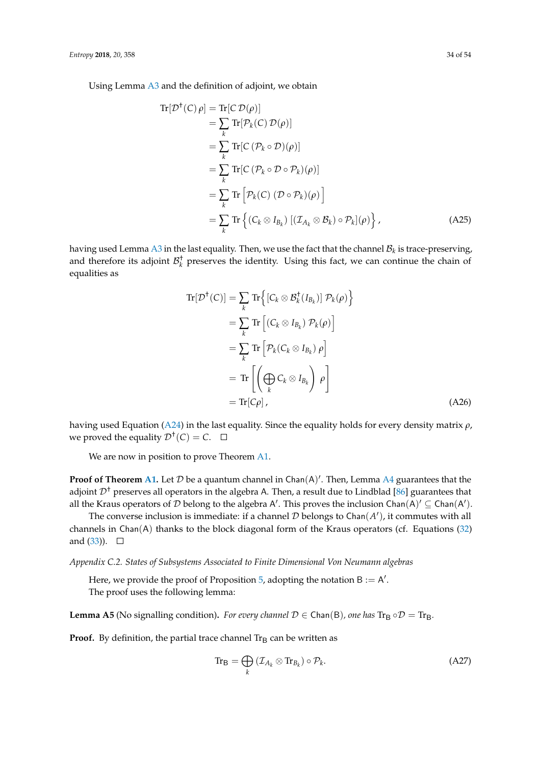Using Lemma A3 and the definition of adjoint, we obtain

$$
\begin{aligned}
\mathrm{Tr}[\mathcal{D}^\dagger(C)\,\rho] &= \mathrm{Tr}[C\,\mathcal{D}(\rho)] \\
&= \sum_k \mathrm{Tr}[\mathcal{P}_k(C)\,\mathcal{D}(\rho)] \\
&= \sum_k \mathrm{Tr}[C\,(\mathcal{P}_k \circ \mathcal{D})(\rho)] \\
&= \sum_k \mathrm{Tr}[C\,(\mathcal{P}_k \circ \mathcal{D} \circ \mathcal{P}_k)(\rho)] \\
&= \sum_k \mathrm{Tr}\left[\mathcal{P}_k(C)\,(\mathcal{D} \circ \mathcal{P}_k)(\rho)\right] \\
&= \sum_k \mathrm{Tr}\left\{(C_k \otimes I_{B_k})\,[(\mathcal{I}_{A_k} \otimes \mathcal{B}_k) \circ \mathcal{P}_k](\rho)\right\},
\end{aligned}
\tag{A25}
$$

having used Lemma A3 in the last equality. Then, we use the fact that the channel $\mathcal{B}_k$ is trace-preserving, and therefore its adjoint $\mathcal{B}_k^\dagger$ preserves the identity. Using this fact, we can continue the chain of equalities as

$$
\begin{aligned}
\mathrm{Tr}[\mathcal{D}^\dagger(C)] &= \sum_k \mathrm{Tr}\left\{[C_k \otimes \mathcal{B}_k^\dagger(I_{B_k})]\,\mathcal{P}_k(\rho)\right\} \\
&= \sum_k \mathrm{Tr}\left[(C_k \otimes I_{B_k})\,\mathcal{P}_k(\rho)\right] \\
&= \sum_k \mathrm{Tr}\left[\mathcal{P}_k(C_k \otimes I_{B_k})\,\rho\right] \\
&= \mathrm{Tr}\left[\left(\bigoplus_k C_k \otimes I_{B_k}\right)\,\rho\right] \\
&= \mathrm{Tr}[C\rho],
\end{aligned}
\tag{A26}
$$

having used Equation (A24) in the last equality. Since the equality holds for every density matrix $\rho$, we proved the equality $\mathcal{D}^\dagger(C) = C$. □

We are now in position to prove Theorem A1.

**Proof of Theorem A1.** Let $\mathcal{D}$ be a quantum channel in $\mathsf{Chan}(\mathsf{A})'$. Then, Lemma A4 guarantees that the adjoint $\mathcal{D}^\dagger$ preserves all operators in the algebra $\mathsf{A}$. Then, a result due to Lindblad [86] guarantees that all the Kraus operators of $\mathcal{D}$ belong to the algebra $\mathsf{A}'$. This proves the inclusion $\mathsf{Chan}(\mathsf{A})' \subseteq \mathsf{Chan}(\mathsf{A}')$.

The converse inclusion is immediate: if a channel $\mathcal{D}$ belongs to $\mathsf{Chan}(A')$, it commutes with all channels in $\mathsf{Chan}(\mathsf{A})$ thanks to the block diagonal form of the Kraus operators (cf. Equations (32) and (33)). □

*Appendix C.2. States of Subsystems Associated to Finite Dimensional Von Neumann algebras*

Here, we provide the proof of Proposition 5, adopting the notation $\mathsf{B} := \mathsf{A}'$.

The proof uses the following lemma:

**Lemma A5** (No signalling condition)**.** *For every channel $\mathcal{D} \in \mathsf{Chan}(\mathsf{B})$, one has $\mathrm{Tr}_{\mathsf{B}} \circ \mathcal{D} = \mathrm{Tr}_{\mathsf{B}}$.*

**Proof.** By definition, the partial trace channel $\mathrm{Tr}_{\mathsf{B}}$ can be written as

$$
\mathrm{Tr}_{\mathsf{B}} = \bigoplus_k (\mathcal{I}_{A_k} \otimes \mathrm{Tr}_{B_k}) \circ \mathcal{P}_k.
\tag{A27}
$$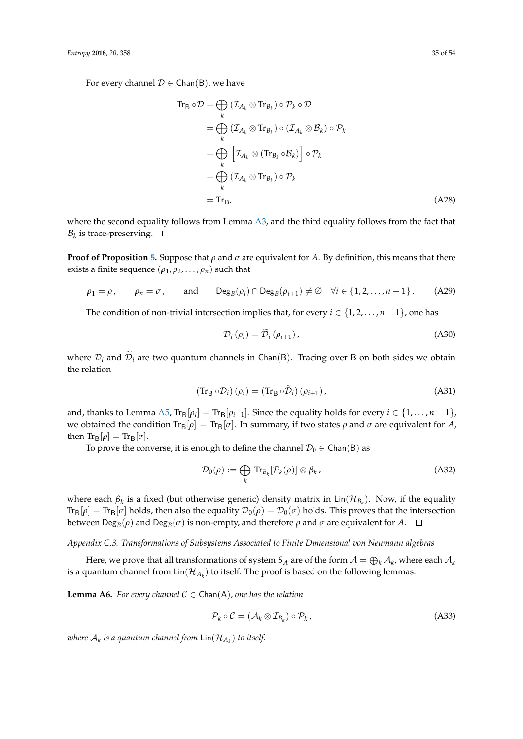For every channel $\mathcal{D} \in \mathsf{Chan}(\mathsf{B})$, we have

$$
\begin{aligned}
\mathrm{Tr}_{\mathsf{B}} \circ \mathcal{D} &= \bigoplus_k \left(\mathcal{I}_{A_k} \otimes \mathrm{Tr}_{B_k}\right) \circ \mathcal{P}_k \circ \mathcal{D} \\
&= \bigoplus_k \left(\mathcal{I}_{A_k} \otimes \mathrm{Tr}_{B_k}\right) \circ \left(\mathcal{I}_{A_k} \otimes \mathcal{B}_k\right) \circ \mathcal{P}_k \\
&= \bigoplus_k \left[\mathcal{I}_{A_k} \otimes \left(\mathrm{Tr}_{B_k} \circ \mathcal{B}_k\right)\right] \circ \mathcal{P}_k \\
&= \bigoplus_k \left(\mathcal{I}_{A_k} \otimes \mathrm{Tr}_{B_k}\right) \circ \mathcal{P}_k \\
&= \mathrm{Tr}_{\mathsf{B}},
\end{aligned}
\tag{A28}
$$

where the second equality follows from Lemma A3, and the third equality follows from the fact that $\mathcal{B}_k$ is trace-preserving. □

**Proof of Proposition 5.** Suppose that $\rho$ and $\sigma$ are equivalent for $A$. By definition, this means that there exists a finite sequence $(\rho_1, \rho_2, \ldots, \rho_n)$ such that

$$
\rho_1 = \rho\,, \qquad \rho_n = \sigma\,, \qquad \text{and} \qquad \mathsf{Deg}_B(\rho_i) \cap \mathsf{Deg}_B(\rho_{i+1}) \neq \emptyset \quad \forall i \in \{1, 2, \ldots, n-1\}\,. \tag{A29}
$$

The condition of non-trivial intersection implies that, for every $i \in \{1, 2, \ldots, n-1\}$, one has

$$
\mathcal{D}_i\left(\rho_i\right) = \widetilde{\mathcal{D}}_i\left(\rho_{i+1}\right), \tag{A30}
$$

where $\mathcal{D}_i$ and $\widetilde{\mathcal{D}}_i$ are two quantum channels in $\mathsf{Chan}(\mathsf{B})$. Tracing over $\mathsf{B}$ on both sides we obtain the relation

$$
\left(\mathrm{Tr}_{\mathsf{B}} \circ \mathcal{D}_i\right)\left(\rho_i\right) = \left(\mathrm{Tr}_{\mathsf{B}} \circ \widetilde{\mathcal{D}}_i\right)\left(\rho_{i+1}\right), \tag{A31}
$$

and, thanks to Lemma A5, $\mathrm{Tr}_{\mathsf{B}}[\rho_i] = \mathrm{Tr}_{\mathsf{B}}[\rho_{i+1}]$. Since the equality holds for every $i \in \{1, \ldots, n-1\}$, we obtained the condition $\mathrm{Tr}_{\mathsf{B}}[\rho] = \mathrm{Tr}_{\mathsf{B}}[\sigma]$. In summary, if two states $\rho$ and $\sigma$ are equivalent for $A$, then $\mathrm{Tr}_{\mathsf{B}}[\rho] = \mathrm{Tr}_{\mathsf{B}}[\sigma]$.

To prove the converse, it is enough to define the channel $\mathcal{D}_0 \in \mathsf{Chan}(\mathsf{B})$ as

$$
\mathcal{D}_0(\rho) := \bigoplus_k \mathrm{Tr}_{B_k}[\mathcal{P}_k(\rho)] \otimes \beta_k\,, \tag{A32}
$$

where each $\beta_k$ is a fixed (but otherwise generic) density matrix in $\mathsf{Lin}(\mathcal{H}_{B_k})$. Now, if the equality $\mathrm{Tr}_{\mathsf{B}}[\rho] = \mathrm{Tr}_{\mathsf{B}}[\sigma]$ holds, then also the equality $\mathcal{D}_0(\rho) = \mathcal{D}_0(\sigma)$ holds. This proves that the intersection between $\mathsf{Deg}_B(\rho)$ and $\mathsf{Deg}_B(\sigma)$ is non-empty, and therefore $\rho$ and $\sigma$ are equivalent for $A$. □

*Appendix C.3. Transformations of Subsystems Associated to Finite Dimensional von Neumann algebras*

Here, we prove that all transformations of system $S_A$ are of the form $\mathcal{A} = \bigoplus_k \mathcal{A}_k$, where each $\mathcal{A}_k$ is a quantum channel from $\mathsf{Lin}(\mathcal{H}_{A_k})$ to itself. The proof is based on the following lemmas:

**Lemma A6.** *For every channel $\mathcal{C} \in \mathsf{Chan}(\mathsf{A})$, one has the relation*

$$
\mathcal{P}_k \circ \mathcal{C} = \left(\mathcal{A}_k \otimes \mathcal{I}_{B_k}\right) \circ \mathcal{P}_k\,, \tag{A33}
$$

*where $\mathcal{A}_k$ is a quantum channel from $\mathsf{Lin}(\mathcal{H}_{A_k})$ to itself.*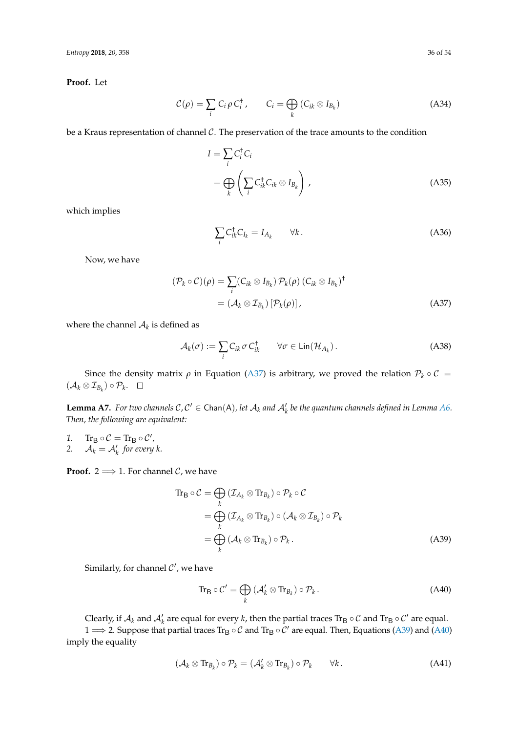**Proof.** Let

$$\mathcal{C}(\rho) = \sum_i C_i \, \rho \, C_i^\dagger \,, \qquad C_i = \bigoplus_k \left( C_{ik} \otimes I_{B_k} \right) \tag{A34}$$

be a Kraus representation of channel $\mathcal{C}$. The preservation of the trace amounts to the condition

$$\begin{aligned} I &= \sum_i C_i^\dagger C_i \\ &= \bigoplus_k \left( \sum_i C_{ik}^\dagger C_{ik} \otimes I_{B_k} \right) , \end{aligned} \tag{A35}$$

which implies

$$\sum_i C_{ik}^\dagger C_{I_k} = I_{A_k} \qquad \forall k \,. \tag{A36}$$

Now, we have

$$\begin{aligned} (\mathcal{P}_k \circ \mathcal{C})(\rho) &= \sum_i (C_{ik} \otimes I_{B_k}) \, \mathcal{P}_k(\rho) \, (C_{ik} \otimes I_{B_k})^\dagger \\ &= (\mathcal{A}_k \otimes \mathcal{I}_{B_k}) \left[ \mathcal{P}_k(\rho) \right] , \end{aligned} \tag{A37}$$

where the channel $\mathcal{A}_k$ is defined as

$$\mathcal{A}_k(\sigma) := \sum_i C_{ik} \, \sigma \, C_{ik}^\dagger \qquad \forall \sigma \in \mathsf{Lin}(\mathcal{H}_{A_k}) \,. \tag{A38}$$

Since the density matrix $\rho$ in Equation (A37) is arbitrary, we proved the relation $\mathcal{P}_k \circ \mathcal{C} = (\mathcal{A}_k \otimes \mathcal{I}_{B_k}) \circ \mathcal{P}_k$. $\square$

**Lemma A7.** *For two channels $\mathcal{C}, \mathcal{C}' \in \mathsf{Chan}(\mathsf{A})$, let $\mathcal{A}_k$ and $\mathcal{A}_k'$ be the quantum channels defined in Lemma A6. Then, the following are equivalent:*

1. $\mathrm{Tr}_{\mathsf{B}} \circ \mathcal{C} = \mathrm{Tr}_{\mathsf{B}} \circ \mathcal{C}'$,
2. $\mathcal{A}_k = \mathcal{A}_k'$ *for every* $k$.

**Proof.** 2 $\Longrightarrow$ 1. For channel $\mathcal{C}$, we have

$$\begin{aligned} \mathrm{Tr}_{\mathsf{B}} \circ \mathcal{C} &= \bigoplus_k \left( \mathcal{I}_{A_k} \otimes \mathrm{Tr}_{B_k} \right) \circ \mathcal{P}_k \circ \mathcal{C} \\ &= \bigoplus_k \left( \mathcal{I}_{A_k} \otimes \mathrm{Tr}_{B_k} \right) \circ \left( \mathcal{A}_k \otimes \mathcal{I}_{B_k} \right) \circ \mathcal{P}_k \\ &= \bigoplus_k \left( \mathcal{A}_k \otimes \mathrm{Tr}_{B_k} \right) \circ \mathcal{P}_k \,. \end{aligned} \tag{A39}$$

Similarly, for channel $\mathcal{C}'$, we have

$$\mathrm{Tr}_{\mathsf{B}} \circ \mathcal{C}' = \bigoplus_k \left( \mathcal{A}_k' \otimes \mathrm{Tr}_{B_k} \right) \circ \mathcal{P}_k \,. \tag{A40}$$

Clearly, if $\mathcal{A}_k$ and $\mathcal{A}_k'$ are equal for every $k$, then the partial traces $\mathrm{Tr}_{\mathsf{B}} \circ \mathcal{C}$ and $\mathrm{Tr}_{\mathsf{B}} \circ \mathcal{C}'$ are equal.

1 $\Longrightarrow$ 2. Suppose that partial traces $\mathrm{Tr}_{\mathsf{B}} \circ \mathcal{C}$ and $\mathrm{Tr}_{\mathsf{B}} \circ \mathcal{C}'$ are equal. Then, Equations (A39) and (A40) imply the equality

$$\left( \mathcal{A}_k \otimes \mathrm{Tr}_{B_k} \right) \circ \mathcal{P}_k = \left( \mathcal{A}_k' \otimes \mathrm{Tr}_{B_k} \right) \circ \mathcal{P}_k \qquad \forall k \,. \tag{A41}$$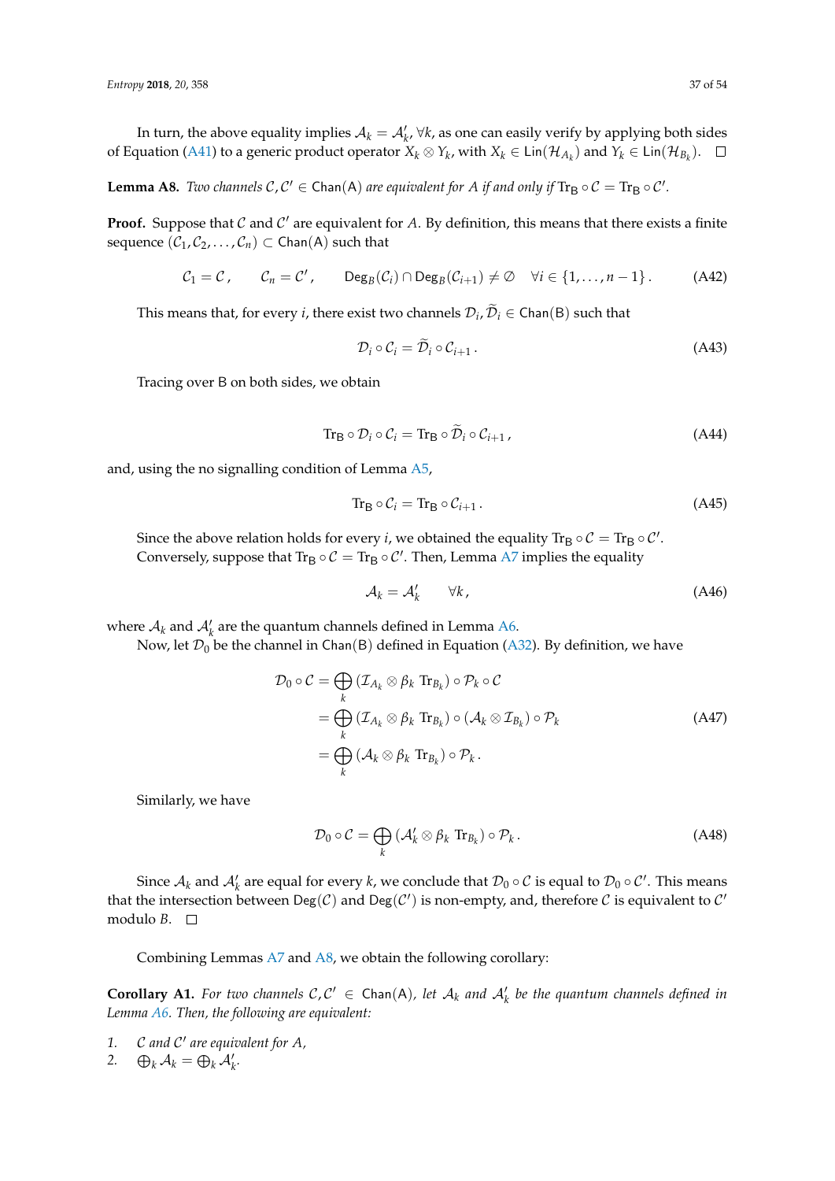In turn, the above equality implies $\mathcal{A}_k = \mathcal{A}'_k$, $\forall k$, as one can easily verify by applying both sides of Equation (A41) to a generic product operator $X_k \otimes Y_k$, with $X_k \in \mathsf{Lin}(\mathcal{H}_{A_k})$ and $Y_k \in \mathsf{Lin}(\mathcal{H}_{B_k})$. □

**Lemma A8.** *Two channels $\mathcal{C}, \mathcal{C}' \in \mathsf{Chan}(\mathsf{A})$ are equivalent for $A$ if and only if $\mathrm{Tr}_\mathsf{B} \circ \mathcal{C} = \mathrm{Tr}_\mathsf{B} \circ \mathcal{C}'$.*

**Proof.** Suppose that $\mathcal{C}$ and $\mathcal{C}'$ are equivalent for $A$. By definition, this means that there exists a finite sequence $(\mathcal{C}_1, \mathcal{C}_2, \ldots, \mathcal{C}_n) \subset \mathsf{Chan}(\mathsf{A})$ such that

$$\mathcal{C}_1 = \mathcal{C}\,, \qquad \mathcal{C}_n = \mathcal{C}'\,, \qquad \mathsf{Deg}_B(\mathcal{C}_i) \cap \mathsf{Deg}_B(\mathcal{C}_{i+1}) \neq \emptyset \quad \forall i \in \{1, \ldots, n-1\}\,. \tag{A42}$$

This means that, for every $i$, there exist two channels $\mathcal{D}_i, \widetilde{\mathcal{D}}_i \in \mathsf{Chan}(\mathsf{B})$ such that

$$\mathcal{D}_i \circ \mathcal{C}_i = \widetilde{\mathcal{D}}_i \circ \mathcal{C}_{i+1}\,. \tag{A43}$$

Tracing over $\mathsf{B}$ on both sides, we obtain

$$\mathrm{Tr}_\mathsf{B} \circ \mathcal{D}_i \circ \mathcal{C}_i = \mathrm{Tr}_\mathsf{B} \circ \widetilde{\mathcal{D}}_i \circ \mathcal{C}_{i+1}\,, \tag{A44}$$

and, using the no signalling condition of Lemma A5,

$$\mathrm{Tr}_\mathsf{B} \circ \mathcal{C}_i = \mathrm{Tr}_\mathsf{B} \circ \mathcal{C}_{i+1}\,. \tag{A45}$$

Since the above relation holds for every $i$, we obtained the equality $\mathrm{Tr}_\mathsf{B} \circ \mathcal{C} = \mathrm{Tr}_\mathsf{B} \circ \mathcal{C}'$.

Conversely, suppose that $\mathrm{Tr}_\mathsf{B} \circ \mathcal{C} = \mathrm{Tr}_\mathsf{B} \circ \mathcal{C}'$. Then, Lemma A7 implies the equality

$$\mathcal{A}_k = \mathcal{A}'_k \qquad \forall k\,, \tag{A46}$$

where $\mathcal{A}_k$ and $\mathcal{A}'_k$ are the quantum channels defined in Lemma A6.

Now, let $\mathcal{D}_0$ be the channel in $\mathsf{Chan}(\mathsf{B})$ defined in Equation (A32). By definition, we have

$$\begin{aligned}
\mathcal{D}_0 \circ \mathcal{C} &= \bigoplus_k \left(\mathcal{I}_{A_k} \otimes \beta_k \,\mathrm{Tr}_{B_k}\right) \circ \mathcal{P}_k \circ \mathcal{C} \\
&= \bigoplus_k \left(\mathcal{I}_{A_k} \otimes \beta_k \,\mathrm{Tr}_{B_k}\right) \circ \left(\mathcal{A}_k \otimes \mathcal{I}_{B_k}\right) \circ \mathcal{P}_k \\
&= \bigoplus_k \left(\mathcal{A}_k \otimes \beta_k \,\mathrm{Tr}_{B_k}\right) \circ \mathcal{P}_k\,.
\end{aligned} \tag{A47}$$

Similarly, we have

$$\mathcal{D}_0 \circ \mathcal{C} = \bigoplus_k \left(\mathcal{A}'_k \otimes \beta_k \,\mathrm{Tr}_{B_k}\right) \circ \mathcal{P}_k\,. \tag{A48}$$

Since $\mathcal{A}_k$ and $\mathcal{A}'_k$ are equal for every $k$, we conclude that $\mathcal{D}_0 \circ \mathcal{C}$ is equal to $\mathcal{D}_0 \circ \mathcal{C}'$. This means that the intersection between $\mathsf{Deg}(\mathcal{C})$ and $\mathsf{Deg}(\mathcal{C}')$ is non-empty, and, therefore $\mathcal{C}$ is equivalent to $\mathcal{C}'$ modulo $B$. □

Combining Lemmas A7 and A8, we obtain the following corollary:

**Corollary A1.** *For two channels $\mathcal{C}, \mathcal{C}' \in \mathsf{Chan}(\mathsf{A})$, let $\mathcal{A}_k$ and $\mathcal{A}'_k$ be the quantum channels defined in Lemma A6. Then, the following are equivalent:*

1. *$\mathcal{C}$ and $\mathcal{C}'$ are equivalent for $A$,*
2. *$\bigoplus_k \mathcal{A}_k = \bigoplus_k \mathcal{A}'_k$.*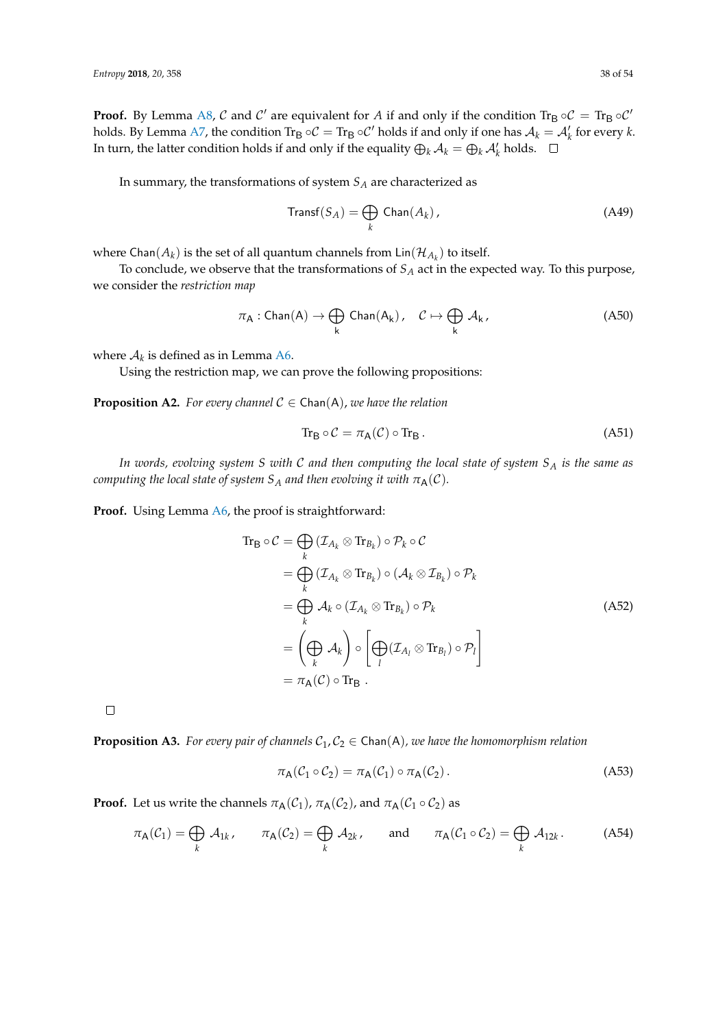**Proof.** By Lemma A8, $\mathcal{C}$ and $\mathcal{C}'$ are equivalent for $A$ if and only if the condition $\mathrm{Tr}_{\mathsf{B}} \circ \mathcal{C} = \mathrm{Tr}_{\mathsf{B}} \circ \mathcal{C}'$ holds. By Lemma A7, the condition $\mathrm{Tr}_{\mathsf{B}} \circ \mathcal{C} = \mathrm{Tr}_{\mathsf{B}} \circ \mathcal{C}'$ holds if and only if one has $\mathcal{A}_k = \mathcal{A}'_k$ for every $k$. In turn, the latter condition holds if and only if the equality $\bigoplus_k \mathcal{A}_k = \bigoplus_k \mathcal{A}'_k$ holds. □

In summary, the transformations of system $S_A$ are characterized as

$$\mathsf{Transf}(S_A) = \bigoplus_k \mathsf{Chan}(A_k)\,, \tag{A49}$$

where $\mathsf{Chan}(A_k)$ is the set of all quantum channels from $\mathrm{Lin}(\mathcal{H}_{A_k})$ to itself.

To conclude, we observe that the transformations of $S_A$ act in the expected way. To this purpose, we consider the *restriction map*

$$\pi_{\mathsf{A}} : \mathsf{Chan}(\mathsf{A}) \to \bigoplus_{\mathsf{k}} \mathsf{Chan}(\mathsf{A}_{\mathsf{k}})\,, \quad \mathcal{C} \mapsto \bigoplus_{\mathsf{k}} \mathcal{A}_{\mathsf{k}}\,, \tag{A50}$$

where $\mathcal{A}_k$ is defined as in Lemma A6.

Using the restriction map, we can prove the following propositions:

**Proposition A2.** *For every channel $\mathcal{C} \in \mathsf{Chan}(\mathsf{A})$, we have the relation*

$$\mathrm{Tr}_{\mathsf{B}} \circ \mathcal{C} = \pi_{\mathsf{A}}(\mathcal{C}) \circ \mathrm{Tr}_{\mathsf{B}}\,. \tag{A51}$$

*In words, evolving system $S$ with $\mathcal{C}$ and then computing the local state of system $S_A$ is the same as computing the local state of system $S_A$ and then evolving it with $\pi_{\mathsf{A}}(\mathcal{C})$.*

**Proof.** Using Lemma A6, the proof is straightforward:

$$\begin{aligned}
\mathrm{Tr}_{\mathsf{B}} \circ \mathcal{C} &= \bigoplus_k (\mathcal{I}_{A_k} \otimes \mathrm{Tr}_{B_k}) \circ \mathcal{P}_k \circ \mathcal{C} \\
&= \bigoplus_k (\mathcal{I}_{A_k} \otimes \mathrm{Tr}_{B_k}) \circ (\mathcal{A}_k \otimes \mathcal{I}_{B_k}) \circ \mathcal{P}_k \\
&= \bigoplus_k \mathcal{A}_k \circ (\mathcal{I}_{A_k} \otimes \mathrm{Tr}_{B_k}) \circ \mathcal{P}_k \\
&= \left( \bigoplus_k \mathcal{A}_k \right) \circ \left[ \bigoplus_l (\mathcal{I}_{A_l} \otimes \mathrm{Tr}_{B_l}) \circ \mathcal{P}_l \right] \\
&= \pi_{\mathsf{A}}(\mathcal{C}) \circ \mathrm{Tr}_{\mathsf{B}}\,.
\end{aligned} \tag{A52}$$

□

**Proposition A3.** *For every pair of channels $\mathcal{C}_1, \mathcal{C}_2 \in \mathsf{Chan}(\mathsf{A})$, we have the homomorphism relation*

$$\pi_{\mathsf{A}}(\mathcal{C}_1 \circ \mathcal{C}_2) = \pi_{\mathsf{A}}(\mathcal{C}_1) \circ \pi_{\mathsf{A}}(\mathcal{C}_2)\,. \tag{A53}$$

**Proof.** Let us write the channels $\pi_{\mathsf{A}}(\mathcal{C}_1)$, $\pi_{\mathsf{A}}(\mathcal{C}_2)$, and $\pi_{\mathsf{A}}(\mathcal{C}_1 \circ \mathcal{C}_2)$ as

$$\pi_{\mathsf{A}}(\mathcal{C}_1) = \bigoplus_k \mathcal{A}_{1k}\,, \qquad \pi_{\mathsf{A}}(\mathcal{C}_2) = \bigoplus_k \mathcal{A}_{2k}\,, \qquad \text{and} \qquad \pi_{\mathsf{A}}(\mathcal{C}_1 \circ \mathcal{C}_2) = \bigoplus_k \mathcal{A}_{12k}\,. \tag{A54}$$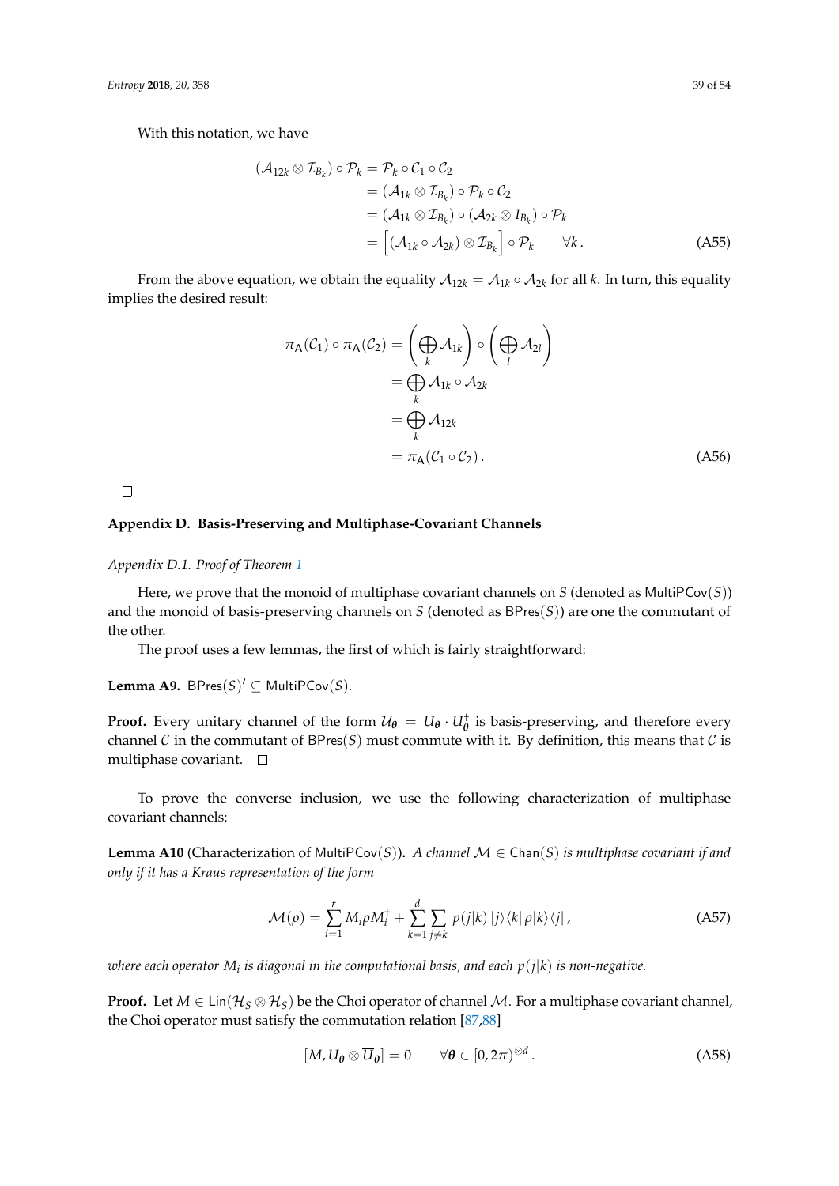With this notation, we have

$$
\begin{aligned}
(\mathcal{A}_{12k} \otimes \mathcal{I}_{B_k}) \circ \mathcal{P}_k &= \mathcal{P}_k \circ \mathcal{C}_1 \circ \mathcal{C}_2 \\
&= (\mathcal{A}_{1k} \otimes \mathcal{I}_{B_k}) \circ \mathcal{P}_k \circ \mathcal{C}_2 \\
&= (\mathcal{A}_{1k} \otimes \mathcal{I}_{B_k}) \circ (\mathcal{A}_{2k} \otimes I_{B_k}) \circ \mathcal{P}_k \\
&= \left[ (\mathcal{A}_{1k} \circ \mathcal{A}_{2k}) \otimes \mathcal{I}_{B_k} \right] \circ \mathcal{P}_k \qquad \forall k\,.
\end{aligned}
\tag{A55}
$$

From the above equation, we obtain the equality $\mathcal{A}_{12k} = \mathcal{A}_{1k} \circ \mathcal{A}_{2k}$ for all $k$. In turn, this equality implies the desired result:

$$
\begin{aligned}
\pi_{\mathsf{A}}(\mathcal{C}_1) \circ \pi_{\mathsf{A}}(\mathcal{C}_2) &= \left( \bigoplus_k \mathcal{A}_{1k} \right) \circ \left( \bigoplus_l \mathcal{A}_{2l} \right) \\
&= \bigoplus_k \mathcal{A}_{1k} \circ \mathcal{A}_{2k} \\
&= \bigoplus_k \mathcal{A}_{12k} \\
&= \pi_{\mathsf{A}}(\mathcal{C}_1 \circ \mathcal{C}_2)\,.
\end{aligned}
\tag{A56}
$$

□

## Appendix D. Basis-Preserving and Multiphase-Covariant Channels

### *Appendix D.1. Proof of Theorem 1*

Here, we prove that the monoid of multiphase covariant channels on $S$ (denoted as $\mathsf{MultiPCov}(S)$) and the monoid of basis-preserving channels on $S$ (denoted as $\mathsf{BPres}(S)$) are one the commutant of the other.

The proof uses a few lemmas, the first of which is fairly straightforward:

**Lemma A9.** $\mathsf{BPres}(S)' \subseteq \mathsf{MultiPCov}(S)$.

**Proof.** Every unitary channel of the form $\mathcal{U}_{\boldsymbol{\theta}} = U_{\boldsymbol{\theta}} \cdot U_{\boldsymbol{\theta}}^\dagger$ is basis-preserving, and therefore every channel $\mathcal{C}$ in the commutant of $\mathsf{BPres}(S)$ must commute with it. By definition, this means that $\mathcal{C}$ is multiphase covariant. □

To prove the converse inclusion, we use the following characterization of multiphase covariant channels:

**Lemma A10** (Characterization of $\mathsf{MultiPCov}(S)$)**.** *A channel $\mathcal{M} \in \mathsf{Chan}(S)$ is multiphase covariant if and only if it has a Kraus representation of the form*

$$
\mathcal{M}(\rho) = \sum_{i=1}^{r} M_i \rho M_i^\dagger + \sum_{k=1}^{d} \sum_{j \neq k} p(j|k)\, |j\rangle\langle k|\, \rho |k\rangle \langle j|\,,
\tag{A57}
$$

*where each operator $M_i$ is diagonal in the computational basis, and each $p(j|k)$ is non-negative.*

**Proof.** Let $M \in \mathsf{Lin}(\mathcal{H}_S \otimes \mathcal{H}_S)$ be the Choi operator of channel $\mathcal{M}$. For a multiphase covariant channel, the Choi operator must satisfy the commutation relation [87,88]

$$
[M, U_{\boldsymbol{\theta}} \otimes \overline{U}_{\boldsymbol{\theta}}] = 0 \qquad \forall \boldsymbol{\theta} \in [0, 2\pi)^{\otimes d}\,.
\tag{A58}
$$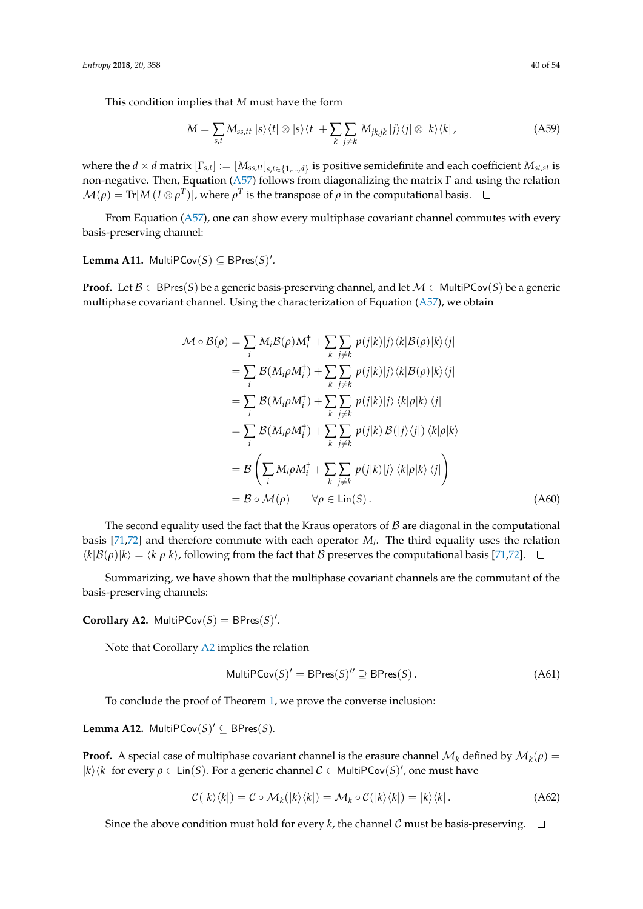This condition implies that $M$ must have the form

$$M = \sum_{s,t} M_{ss,tt} \, |s\rangle\langle t| \otimes |s\rangle\langle t| + \sum_k \sum_{j \neq k} M_{jk,jk} \, |j\rangle\langle j| \otimes |k\rangle\langle k| \,, \tag{A59}$$

where the $d \times d$ matrix $[\Gamma_{s,t}] := [M_{ss,tt}]_{s,t \in \{1,\dots,d\}}$ is positive semidefinite and each coefficient $M_{st,st}$ is non-negative. Then, Equation (A57) follows from diagonalizing the matrix $\Gamma$ and using the relation $\mathcal{M}(\rho) = \mathrm{Tr}[M \, (I \otimes \rho^T)]$, where $\rho^T$ is the transpose of $\rho$ in the computational basis. □

From Equation (A57), one can show every multiphase covariant channel commutes with every basis-preserving channel:

**Lemma A11.** $\mathsf{MultiPCov}(S) \subseteq \mathsf{BPres}(S)'$.

**Proof.** Let $\mathcal{B} \in \mathsf{BPres}(S)$ be a generic basis-preserving channel, and let $\mathcal{M} \in \mathsf{MultiPCov}(S)$ be a generic multiphase covariant channel. Using the characterization of Equation (A57), we obtain

$$\begin{aligned}
\mathcal{M} \circ \mathcal{B}(\rho) &= \sum_i M_i \mathcal{B}(\rho) M_i^\dagger + \sum_k \sum_{j \neq k} p(j|k) |j\rangle\langle k|\mathcal{B}(\rho)|k\rangle\langle j| \\
&= \sum_i \mathcal{B}(M_i \rho M_i^\dagger) + \sum_k \sum_{j \neq k} p(j|k) |j\rangle\langle k|\mathcal{B}(\rho)|k\rangle\langle j| \\
&= \sum_i \mathcal{B}(M_i \rho M_i^\dagger) + \sum_k \sum_{j \neq k} p(j|k) |j\rangle \, \langle k|\rho|k\rangle \, \langle j| \\
&= \sum_i \mathcal{B}(M_i \rho M_i^\dagger) + \sum_k \sum_{j \neq k} p(j|k) \, \mathcal{B}(|j\rangle\langle j|) \, \langle k|\rho|k\rangle \\
&= \mathcal{B}\left( \sum_i M_i \rho M_i^\dagger + \sum_k \sum_{j \neq k} p(j|k) |j\rangle \, \langle k|\rho|k\rangle \, \langle j| \right) \\
&= \mathcal{B} \circ \mathcal{M}(\rho) \qquad \forall \rho \in \mathsf{Lin}(S) \,.
\end{aligned} \tag{A60}$$

The second equality used the fact that the Kraus operators of $\mathcal{B}$ are diagonal in the computational basis [71,72] and therefore commute with each operator $M_i$. The third equality uses the relation $\langle k|\mathcal{B}(\rho)|k\rangle = \langle k|\rho|k\rangle$, following from the fact that $\mathcal{B}$ preserves the computational basis [71,72]. □

Summarizing, we have shown that the multiphase covariant channels are the commutant of the basis-preserving channels:

**Corollary A2.** $\mathsf{MultiPCov}(S) = \mathsf{BPres}(S)'$.

Note that Corollary A2 implies the relation

$$\mathsf{MultiPCov}(S)' = \mathsf{BPres}(S)'' \supseteq \mathsf{BPres}(S) \,. \tag{A61}$$

To conclude the proof of Theorem 1, we prove the converse inclusion:

**Lemma A12.** $\mathsf{MultiPCov}(S)' \subseteq \mathsf{BPres}(S)$.

**Proof.** A special case of multiphase covariant channel is the erasure channel $\mathcal{M}_k$ defined by $\mathcal{M}_k(\rho) = |k\rangle\langle k|$ for every $\rho \in \mathsf{Lin}(S)$. For a generic channel $\mathcal{C} \in \mathsf{MultiPCov}(S)'$, one must have

$$\mathcal{C}(|k\rangle\langle k|) = \mathcal{C} \circ \mathcal{M}_k(|k\rangle\langle k|) = \mathcal{M}_k \circ \mathcal{C}(|k\rangle\langle k|) = |k\rangle\langle k| \,. \tag{A62}$$

Since the above condition must hold for every $k$, the channel $\mathcal{C}$ must be basis-preserving. □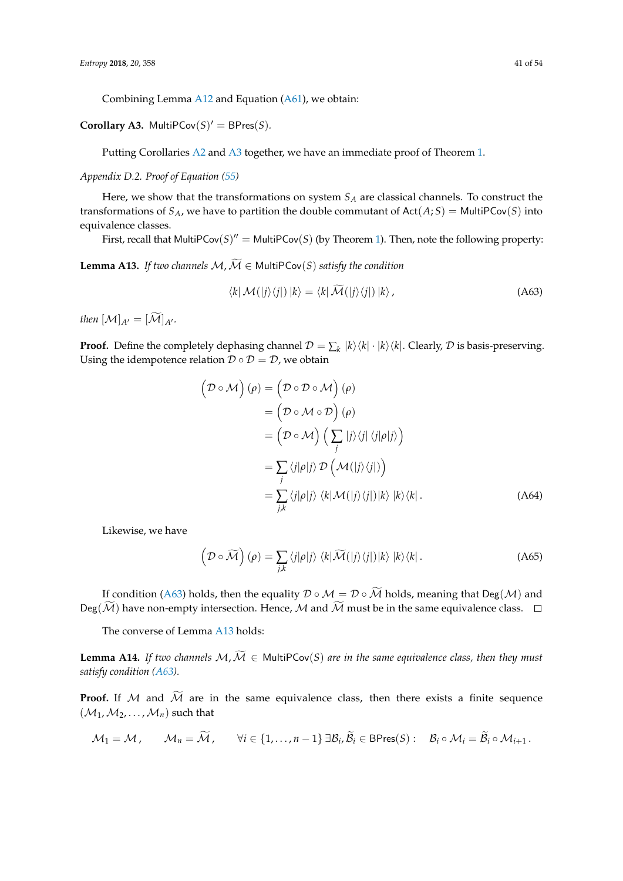Combining Lemma A12 and Equation (A61), we obtain:

**Corollary A3.** $\mathsf{MultiPCov}(S)' = \mathsf{BPres}(S)$.

Putting Corollaries A2 and A3 together, we have an immediate proof of Theorem 1.

*Appendix D.2. Proof of Equation (55)*

Here, we show that the transformations on system $S_A$ are classical channels. To construct the transformations of $S_A$, we have to partition the double commutant of $\mathsf{Act}(A; S) = \mathsf{MultiPCov}(S)$ into equivalence classes.

First, recall that $\mathsf{MultiPCov}(S)'' = \mathsf{MultiPCov}(S)$ (by Theorem 1). Then, note the following property:

**Lemma A13.** *If two channels $\mathcal{M}, \widetilde{\mathcal{M}} \in \mathsf{MultiPCov}(S)$ satisfy the condition*

$$\langle k| \, \mathcal{M}(|j\rangle\langle j|) \, |k\rangle = \langle k| \, \widetilde{\mathcal{M}}(|j\rangle\langle j|) \, |k\rangle \, , \tag{A63}$$

*then $[\mathcal{M}]_{A'} = [\widetilde{\mathcal{M}}]_{A'}$.*

**Proof.** Define the completely dephasing channel $\mathcal{D} = \sum_k |k\rangle\langle k| \cdot |k\rangle\langle k|$. Clearly, $\mathcal{D}$ is basis-preserving. Using the idempotence relation $\mathcal{D} \circ \mathcal{D} = \mathcal{D}$, we obtain

$$\begin{aligned}
\left(\mathcal{D} \circ \mathcal{M}\right)(\rho) &= \left(\mathcal{D} \circ \mathcal{D} \circ \mathcal{M}\right)(\rho) \\
&= \left(\mathcal{D} \circ \mathcal{M} \circ \mathcal{D}\right)(\rho) \\
&= \left(\mathcal{D} \circ \mathcal{M}\right)\left(\sum_j |j\rangle\langle j| \, \langle j|\rho|j\rangle\right) \\
&= \sum_j \langle j|\rho|j\rangle \, \mathcal{D}\left(\mathcal{M}(|j\rangle\langle j|)\right) \\
&= \sum_{j,k} \langle j|\rho|j\rangle \, \langle k|\mathcal{M}(|j\rangle\langle j|)|k\rangle \, |k\rangle\langle k| \, .
\end{aligned} \tag{A64}$$

Likewise, we have

$$\left(\mathcal{D} \circ \widetilde{\mathcal{M}}\right)(\rho) = \sum_{j,k} \langle j|\rho|j\rangle \, \langle k|\widetilde{\mathcal{M}}(|j\rangle\langle j|)|k\rangle \, |k\rangle\langle k| \, . \tag{A65}$$

If condition (A63) holds, then the equality $\mathcal{D} \circ \mathcal{M} = \mathcal{D} \circ \widetilde{\mathcal{M}}$ holds, meaning that $\mathsf{Deg}(\mathcal{M})$ and $\mathsf{Deg}(\widetilde{\mathcal{M}})$ have non-empty intersection. Hence, $\mathcal{M}$ and $\widetilde{\mathcal{M}}$ must be in the same equivalence class. $\square$

The converse of Lemma A13 holds:

**Lemma A14.** *If two channels $\mathcal{M}, \widetilde{\mathcal{M}} \in \mathsf{MultiPCov}(S)$ are in the same equivalence class, then they must satisfy condition (A63).*

**Proof.** If $\mathcal{M}$ and $\widetilde{\mathcal{M}}$ are in the same equivalence class, then there exists a finite sequence $(\mathcal{M}_1, \mathcal{M}_2, \dots, \mathcal{M}_n)$ such that

$$\mathcal{M}_1 = \mathcal{M} \, , \qquad \mathcal{M}_n = \widetilde{\mathcal{M}} \, , \qquad \forall i \in \{1, \dots, n-1\} \; \exists \mathcal{B}_i, \widetilde{\mathcal{B}}_i \in \mathsf{BPres}(S) : \quad \mathcal{B}_i \circ \mathcal{M}_i = \widetilde{\mathcal{B}}_i \circ \mathcal{M}_{i+1} \, .$$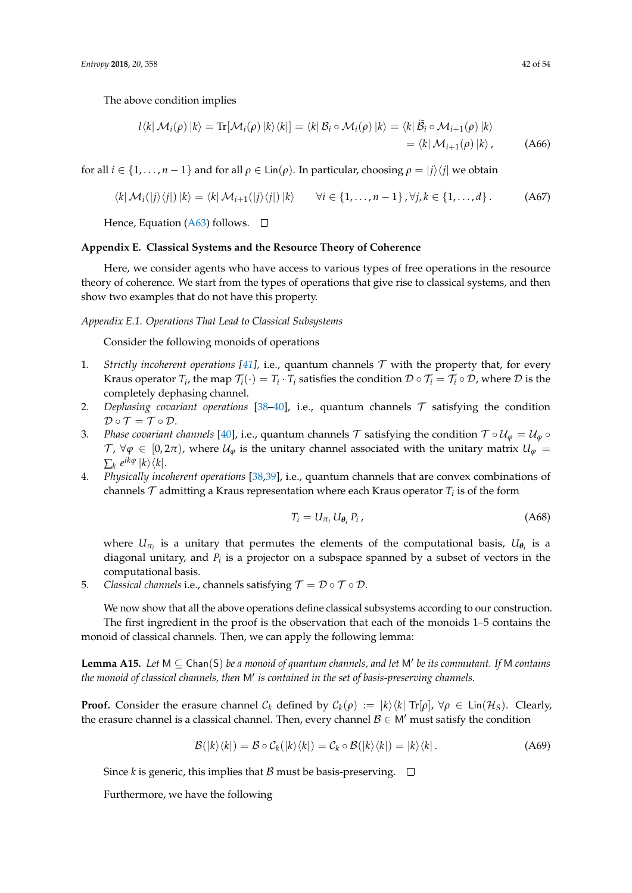The above condition implies

$$l\langle k|\,\mathcal{M}_i(\rho)\,|k\rangle = \mathrm{Tr}[\mathcal{M}_i(\rho)\,|k\rangle\langle k|] = \langle k|\,\mathcal{B}_i \circ \mathcal{M}_i(\rho)\,|k\rangle = \langle k|\,\widetilde{\mathcal{B}}_i \circ \mathcal{M}_{i+1}(\rho)\,|k\rangle$$
$$= \langle k|\,\mathcal{M}_{i+1}(\rho)\,|k\rangle\,, \qquad \text{(A66)}$$

for all $i \in \{1, \ldots, n-1\}$ and for all $\rho \in \mathsf{Lin}(\rho)$. In particular, choosing $\rho = |j\rangle\langle j|$ we obtain

$$\langle k|\,\mathcal{M}_i(|j\rangle\langle j|)\,|k\rangle = \langle k|\,\mathcal{M}_{i+1}(|j\rangle\langle j|)\,|k\rangle \qquad \forall i \in \{1, \ldots, n-1\}\,, \forall j,k \in \{1, \ldots, d\}\,. \qquad \text{(A67)}$$

Hence, Equation (A63) follows. $\square$

## Appendix E. Classical Systems and the Resource Theory of Coherence

Here, we consider agents who have access to various types of free operations in the resource theory of coherence. We start from the types of operations that give rise to classical systems, and then show two examples that do not have this property.

### *Appendix E.1. Operations That Lead to Classical Subsystems*

Consider the following monoids of operations

1. *Strictly incoherent operations [41]*, i.e., quantum channels $\mathcal{T}$ with the property that, for every Kraus operator $T_i$, the map $\mathcal{T}_i(\cdot) = T_i \cdot T_i$ satisfies the condition $\mathcal{D} \circ \mathcal{T}_i = \mathcal{T}_i \circ \mathcal{D}$, where $\mathcal{D}$ is the completely dephasing channel.
2. *Dephasing covariant operations* [38–40], i.e., quantum channels $\mathcal{T}$ satisfying the condition $\mathcal{D} \circ \mathcal{T} = \mathcal{T} \circ \mathcal{D}$.
3. *Phase covariant channels* [40], i.e., quantum channels $\mathcal{T}$ satisfying the condition $\mathcal{T} \circ \mathcal{U}_\varphi = \mathcal{U}_\varphi \circ \mathcal{T}$, $\forall \varphi \in [0, 2\pi)$, where $\mathcal{U}_\varphi$ is the unitary channel associated with the unitary matrix $U_\varphi = \sum_k e^{ik\varphi}\,|k\rangle\langle k|$.
4. *Physically incoherent operations* [38,39], i.e., quantum channels that are convex combinations of channels $\mathcal{T}$ admitting a Kraus representation where each Kraus operator $T_i$ is of the form

$$T_i = U_{\pi_i}\, U_{\boldsymbol{\theta}_i}\, P_i\,, \qquad \text{(A68)}$$

   where $U_{\pi_i}$ is a unitary that permutes the elements of the computational basis, $U_{\boldsymbol{\theta}_i}$ is a diagonal unitary, and $P_i$ is a projector on a subspace spanned by a subset of vectors in the computational basis.
5. *Classical channels* i.e., channels satisfying $\mathcal{T} = \mathcal{D} \circ \mathcal{T} \circ \mathcal{D}$.

We now show that all the above operations define classical subsystems according to our construction.

The first ingredient in the proof is the observation that each of the monoids 1–5 contains the monoid of classical channels. Then, we can apply the following lemma:

**Lemma A15.** *Let $\mathsf{M} \subseteq \mathsf{Chan}(\mathsf{S})$ be a monoid of quantum channels, and let $\mathsf{M}'$ be its commutant. If $\mathsf{M}$ contains the monoid of classical channels, then $\mathsf{M}'$ is contained in the set of basis-preserving channels.*

**Proof.** Consider the erasure channel $\mathcal{C}_k$ defined by $\mathcal{C}_k(\rho) := |k\rangle\langle k|\,\mathrm{Tr}[\rho]$, $\forall \rho \in \mathsf{Lin}(\mathcal{H}_S)$. Clearly, the erasure channel is a classical channel. Then, every channel $\mathcal{B} \in \mathsf{M}'$ must satisfy the condition

$$\mathcal{B}(|k\rangle\langle k|) = \mathcal{B} \circ \mathcal{C}_k(|k\rangle\langle k|) = \mathcal{C}_k \circ \mathcal{B}(|k\rangle\langle k|) = |k\rangle\langle k|\,. \qquad \text{(A69)}$$

Since $k$ is generic, this implies that $\mathcal{B}$ must be basis-preserving. $\square$

Furthermore, we have the following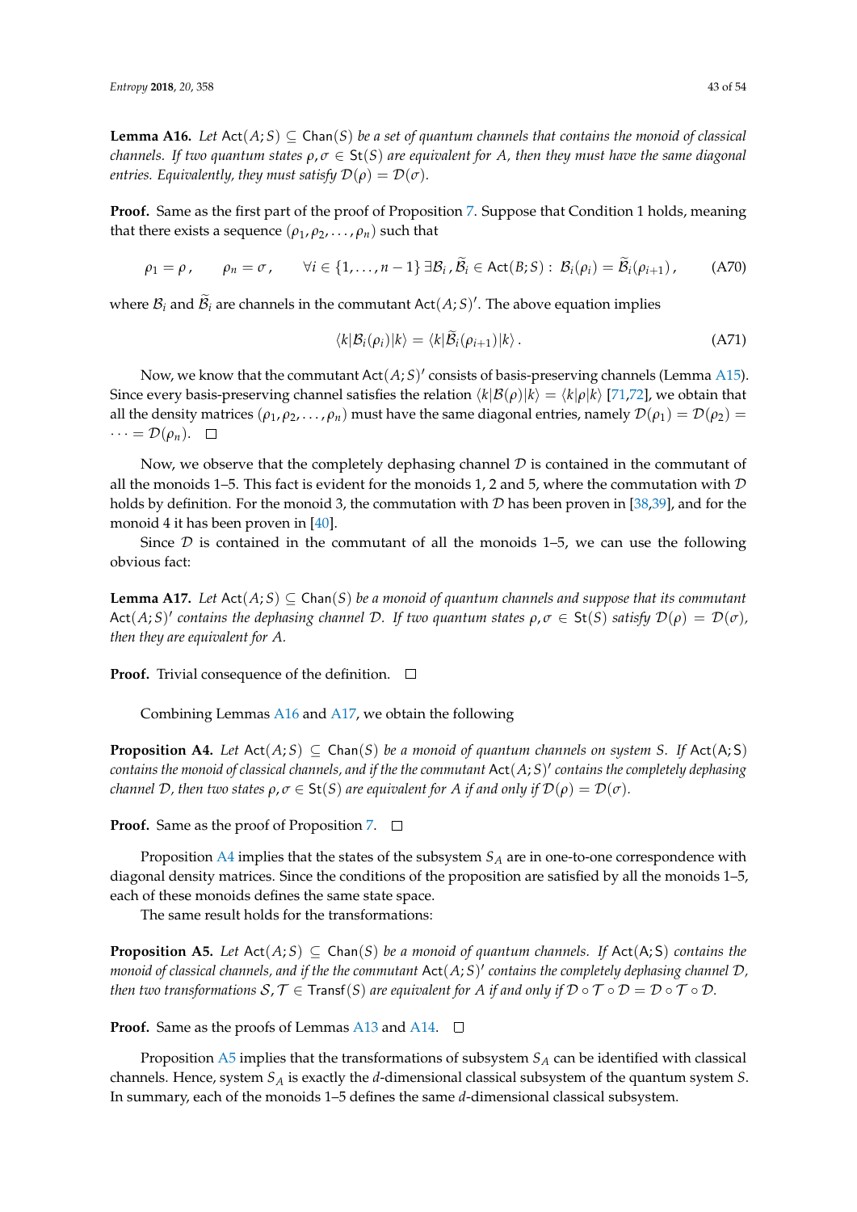**Lemma A16.** *Let* $\mathsf{Act}(A;S) \subseteq \mathsf{Chan}(S)$ *be a set of quantum channels that contains the monoid of classical channels. If two quantum states* $\rho, \sigma \in \mathsf{St}(S)$ *are equivalent for* $A$*, then they must have the same diagonal entries. Equivalently, they must satisfy* $\mathcal{D}(\rho) = \mathcal{D}(\sigma)$*.*

**Proof.** Same as the first part of the proof of Proposition 7. Suppose that Condition 1 holds, meaning that there exists a sequence $(\rho_1, \rho_2, \ldots, \rho_n)$ such that

$$\rho_1 = \rho\,, \qquad \rho_n = \sigma\,, \qquad \forall i \in \{1, \ldots, n-1\}\ \exists \mathcal{B}_i\,, \widetilde{\mathcal{B}}_i \in \mathsf{Act}(B;S):\ \mathcal{B}_i(\rho_i) = \widetilde{\mathcal{B}}_i(\rho_{i+1})\,, \tag{A70}$$

where $\mathcal{B}_i$ and $\widetilde{\mathcal{B}}_i$ are channels in the commutant $\mathsf{Act}(A;S)'$. The above equation implies

$$\langle k|\mathcal{B}_i(\rho_i)|k\rangle = \langle k|\widetilde{\mathcal{B}}_i(\rho_{i+1})|k\rangle\,. \tag{A71}$$

Now, we know that the commutant $\mathsf{Act}(A;S)'$ consists of basis-preserving channels (Lemma A15). Since every basis-preserving channel satisfies the relation $\langle k|\mathcal{B}(\rho)|k\rangle = \langle k|\rho|k\rangle$ [71,72], we obtain that all the density matrices $(\rho_1, \rho_2, \ldots, \rho_n)$ must have the same diagonal entries, namely $\mathcal{D}(\rho_1) = \mathcal{D}(\rho_2) = \cdots = \mathcal{D}(\rho_n)$. □

Now, we observe that the completely dephasing channel $\mathcal{D}$ is contained in the commutant of all the monoids 1–5. This fact is evident for the monoids 1, 2 and 5, where the commutation with $\mathcal{D}$ holds by definition. For the monoid 3, the commutation with $\mathcal{D}$ has been proven in [38,39], and for the monoid 4 it has been proven in [40].

Since $\mathcal{D}$ is contained in the commutant of all the monoids 1–5, we can use the following obvious fact:

**Lemma A17.** *Let* $\mathsf{Act}(A;S) \subseteq \mathsf{Chan}(S)$ *be a monoid of quantum channels and suppose that its commutant* $\mathsf{Act}(A;S)'$ *contains the dephasing channel* $\mathcal{D}$*. If two quantum states* $\rho, \sigma \in \mathsf{St}(S)$ *satisfy* $\mathcal{D}(\rho) = \mathcal{D}(\sigma)$*, then they are equivalent for* $A$*.*

**Proof.** Trivial consequence of the definition. □

Combining Lemmas A16 and A17, we obtain the following

**Proposition A4.** *Let* $\mathsf{Act}(A;S) \subseteq \mathsf{Chan}(S)$ *be a monoid of quantum channels on system* $S$*. If* $\mathsf{Act}(\mathsf{A};\mathsf{S})$ *contains the monoid of classical channels, and if the the commutant* $\mathsf{Act}(A;S)'$ *contains the completely dephasing channel* $\mathcal{D}$*, then two states* $\rho, \sigma \in \mathsf{St}(S)$ *are equivalent for* $A$ *if and only if* $\mathcal{D}(\rho) = \mathcal{D}(\sigma)$*.*

**Proof.** Same as the proof of Proposition 7. □

Proposition A4 implies that the states of the subsystem $S_A$ are in one-to-one correspondence with diagonal density matrices. Since the conditions of the proposition are satisfied by all the monoids 1–5, each of these monoids defines the same state space.

The same result holds for the transformations:

**Proposition A5.** *Let* $\mathsf{Act}(A;S) \subseteq \mathsf{Chan}(S)$ *be a monoid of quantum channels. If* $\mathsf{Act}(\mathsf{A};\mathsf{S})$ *contains the monoid of classical channels, and if the the commutant* $\mathsf{Act}(A;S)'$ *contains the completely dephasing channel* $\mathcal{D}$*, then two transformations* $\mathcal{S}, \mathcal{T} \in \mathsf{Transf}(S)$ *are equivalent for* $A$ *if and only if* $\mathcal{D} \circ \mathcal{T} \circ \mathcal{D} = \mathcal{D} \circ \mathcal{T} \circ \mathcal{D}$*.*

**Proof.** Same as the proofs of Lemmas A13 and A14. □

Proposition A5 implies that the transformations of subsystem $S_A$ can be identified with classical channels. Hence, system $S_A$ is exactly the $d$-dimensional classical subsystem of the quantum system $S$. In summary, each of the monoids 1–5 defines the same $d$-dimensional classical subsystem.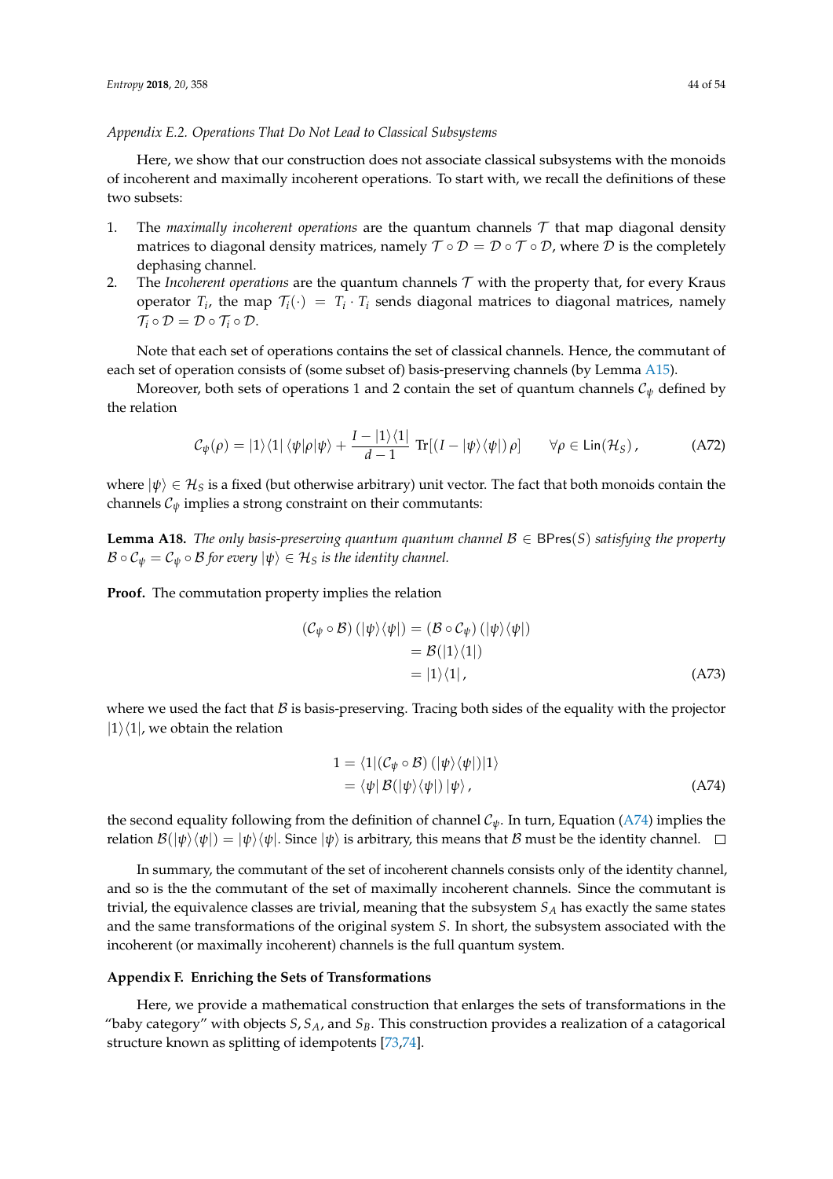### Appendix E.2. Operations That Do Not Lead to Classical Subsystems

Here, we show that our construction does not associate classical subsystems with the monoids of incoherent and maximally incoherent operations. To start with, we recall the definitions of these two subsets:

1. The *maximally incoherent operations* are the quantum channels $\mathcal{T}$ that map diagonal density matrices to diagonal density matrices, namely $\mathcal{T} \circ \mathcal{D} = \mathcal{D} \circ \mathcal{T} \circ \mathcal{D}$, where $\mathcal{D}$ is the completely dephasing channel.
2. The *Incoherent operations* are the quantum channels $\mathcal{T}$ with the property that, for every Kraus operator $T_i$, the map $\mathcal{T}_i(\cdot) = T_i \cdot T_i$ sends diagonal matrices to diagonal matrices, namely $\mathcal{T}_i \circ \mathcal{D} = \mathcal{D} \circ \mathcal{T}_i \circ \mathcal{D}$.

Note that each set of operations contains the set of classical channels. Hence, the commutant of each set of operation consists of (some subset of) basis-preserving channels (by Lemma A15).

Moreover, both sets of operations 1 and 2 contain the set of quantum channels $\mathcal{C}_\psi$ defined by the relation

$$\mathcal{C}_\psi(\rho) = |1\rangle\langle 1| \, \langle \psi|\rho|\psi\rangle + \frac{I - |1\rangle\langle 1|}{d-1} \, \mathrm{Tr}[(I - |\psi\rangle\langle\psi|)\,\rho] \qquad \forall \rho \in \mathsf{Lin}(\mathcal{H}_S)\,, \tag{A72}$$

where $|\psi\rangle \in \mathcal{H}_S$ is a fixed (but otherwise arbitrary) unit vector. The fact that both monoids contain the channels $\mathcal{C}_\psi$ implies a strong constraint on their commutants:

**Lemma A18.** *The only basis-preserving quantum quantum channel $\mathcal{B} \in \mathsf{BPres}(S)$ satisfying the property $\mathcal{B} \circ \mathcal{C}_\psi = \mathcal{C}_\psi \circ \mathcal{B}$ for every $|\psi\rangle \in \mathcal{H}_S$ is the identity channel.*

**Proof.** The commutation property implies the relation

$$\begin{aligned}
(\mathcal{C}_\psi \circ \mathcal{B})\,(|\psi\rangle\langle\psi|) &= (\mathcal{B} \circ \mathcal{C}_\psi)\,(|\psi\rangle\langle\psi|) \\
&= \mathcal{B}(|1\rangle\langle 1|) \\
&= |1\rangle\langle 1|\,,
\end{aligned} \tag{A73}$$

where we used the fact that $\mathcal{B}$ is basis-preserving. Tracing both sides of the equality with the projector $|1\rangle\langle 1|$, we obtain the relation

$$\begin{aligned}
1 &= \langle 1|(\mathcal{C}_\psi \circ \mathcal{B})\,(|\psi\rangle\langle\psi|)|1\rangle \\
&= \langle\psi|\,\mathcal{B}(|\psi\rangle\langle\psi|)\,|\psi\rangle\,,
\end{aligned} \tag{A74}$$

the second equality following from the definition of channel $\mathcal{C}_\psi$. In turn, Equation (A74) implies the relation $\mathcal{B}(|\psi\rangle\langle\psi|) = |\psi\rangle\langle\psi|$. Since $|\psi\rangle$ is arbitrary, this means that $\mathcal{B}$ must be the identity channel. □

In summary, the commutant of the set of incoherent channels consists only of the identity channel, and so is the the commutant of the set of maximally incoherent channels. Since the commutant is trivial, the equivalence classes are trivial, meaning that the subsystem $S_A$ has exactly the same states and the same transformations of the original system $S$. In short, the subsystem associated with the incoherent (or maximally incoherent) channels is the full quantum system.

## Appendix F. Enriching the Sets of Transformations

Here, we provide a mathematical construction that enlarges the sets of transformations in the "baby category" with objects $S, S_A$, and $S_B$. This construction provides a realization of a catagorical structure known as splitting of idempotents [73,74].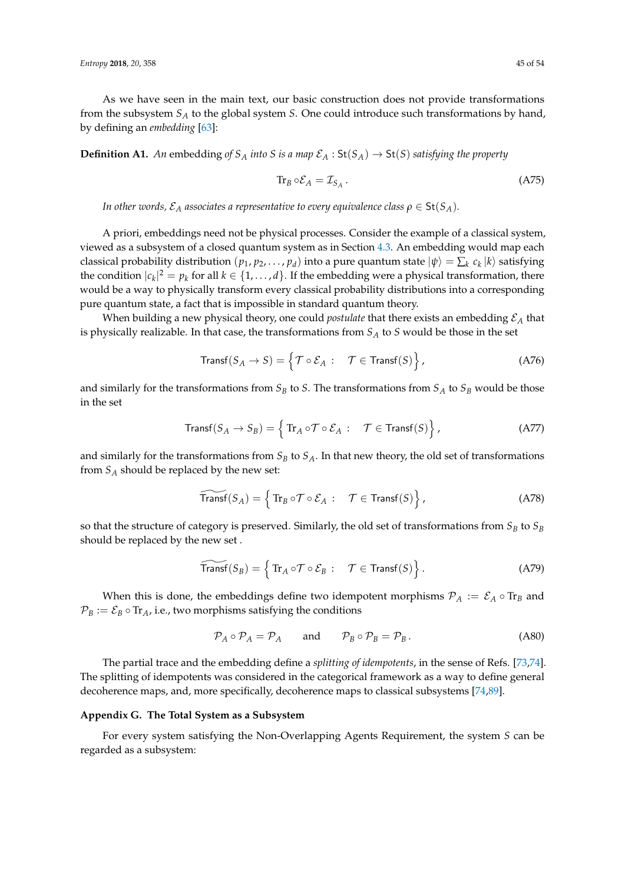As we have seen in the main text, our basic construction does not provide transformations from the subsystem $S_A$ to the global system $S$. One could introduce such transformations by hand, by defining an *embedding* [63]:

**Definition A1.** *An* embedding *of $S_A$ into $S$ is a map $\mathcal{E}_A : \mathsf{St}(S_A) \to \mathsf{St}(S)$ satisfying the property*

$$\mathrm{Tr}_B \circ \mathcal{E}_A = \mathcal{I}_{S_A}\,. \tag{A75}$$

*In other words, $\mathcal{E}_A$ associates a representative to every equivalence class $\rho \in \mathsf{St}(S_A)$.*

A priori, embeddings need not be physical processes. Consider the example of a classical system, viewed as a subsystem of a closed quantum system as in Section 4.3. An embedding would map each classical probability distribution $(p_1, p_2, \dots, p_d)$ into a pure quantum state $|\psi\rangle = \sum_k c_k |k\rangle$ satisfying the condition $|c_k|^2 = p_k$ for all $k \in \{1, \dots, d\}$. If the embedding were a physical transformation, there would be a way to physically transform every classical probability distributions into a corresponding pure quantum state, a fact that is impossible in standard quantum theory.

When building a new physical theory, one could *postulate* that there exists an embedding $\mathcal{E}_A$ that is physically realizable. In that case, the transformations from $S_A$ to $S$ would be those in the set

$$\mathsf{Transf}(S_A \to S) = \left\{ \mathcal{T} \circ \mathcal{E}_A : \quad \mathcal{T} \in \mathsf{Transf}(S) \right\}, \tag{A76}$$

and similarly for the transformations from $S_B$ to $S$. The transformations from $S_A$ to $S_B$ would be those in the set

$$\mathsf{Transf}(S_A \to S_B) = \left\{ \mathrm{Tr}_A \circ \mathcal{T} \circ \mathcal{E}_A : \quad \mathcal{T} \in \mathsf{Transf}(S) \right\}, \tag{A77}$$

and similarly for the transformations from $S_B$ to $S_A$. In that new theory, the old set of transformations from $S_A$ should be replaced by the new set:

$$\widetilde{\mathsf{Transf}}(S_A) = \left\{ \mathrm{Tr}_B \circ \mathcal{T} \circ \mathcal{E}_A : \quad \mathcal{T} \in \mathsf{Transf}(S) \right\}, \tag{A78}$$

so that the structure of category is preserved. Similarly, the old set of transformations from $S_B$ to $S_B$ should be replaced by the new set .

$$\widetilde{\mathsf{Transf}}(S_B) = \left\{ \mathrm{Tr}_A \circ \mathcal{T} \circ \mathcal{E}_B : \quad \mathcal{T} \in \mathsf{Transf}(S) \right\}. \tag{A79}$$

When this is done, the embeddings define two idempotent morphisms $\mathcal{P}_A := \mathcal{E}_A \circ \mathrm{Tr}_B$ and $\mathcal{P}_B := \mathcal{E}_B \circ \mathrm{Tr}_A$, i.e., two morphisms satisfying the conditions

$$\mathcal{P}_A \circ \mathcal{P}_A = \mathcal{P}_A \qquad \text{and} \qquad \mathcal{P}_B \circ \mathcal{P}_B = \mathcal{P}_B\,. \tag{A80}$$

The partial trace and the embedding define a *splitting of idempotents*, in the sense of Refs. [73,74]. The splitting of idempotents was considered in the categorical framework as a way to define general decoherence maps, and, more specifically, decoherence maps to classical subsystems [74,89].

### Appendix G. The Total System as a Subsystem

For every system satisfying the Non-Overlapping Agents Requirement, the system $S$ can be regarded as a subsystem: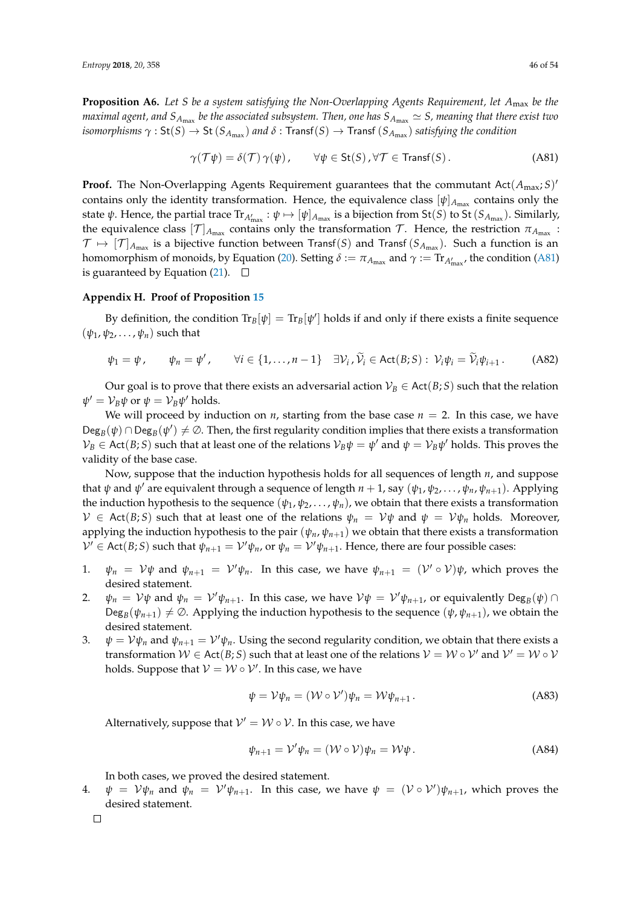**Proposition A6.** *Let $S$ be a system satisfying the Non-Overlapping Agents Requirement, let $A_{\max}$ be the maximal agent, and $S_{A_{\max}}$ be the associated subsystem. Then, one has $S_{A_{\max}} \simeq S$, meaning that there exist two isomorphisms $\gamma : \mathsf{St}(S) \to \mathsf{St}(S_{A_{\max}})$ and $\delta : \mathsf{Transf}(S) \to \mathsf{Transf}(S_{A_{\max}})$ satisfying the condition*

$$\gamma(\mathcal{T}\psi) = \delta(\mathcal{T})\,\gamma(\psi)\,, \qquad \forall \psi \in \mathsf{St}(S)\,, \forall \mathcal{T} \in \mathsf{Transf}(S)\,. \tag{A81}$$

**Proof.** The Non-Overlapping Agents Requirement guarantees that the commutant $\mathsf{Act}(A_{\max}; S)'$ contains only the identity transformation. Hence, the equivalence class $[\psi]_{A_{\max}}$ contains only the state $\psi$. Hence, the partial trace $\mathrm{Tr}_{A'_{\max}} : \psi \mapsto [\psi]_{A_{\max}}$ is a bijection from $\mathsf{St}(S)$ to $\mathsf{St}(S_{A_{\max}})$. Similarly, the equivalence class $[\mathcal{T}]_{A_{\max}}$ contains only the transformation $\mathcal{T}$. Hence, the restriction $\pi_{A_{\max}} : \mathcal{T} \mapsto [\mathcal{T}]_{A_{\max}}$ is a bijective function between $\mathsf{Transf}(S)$ and $\mathsf{Transf}(S_{A_{\max}})$. Such a function is an homomorphism of monoids, by Equation (20). Setting $\delta := \pi_{A_{\max}}$ and $\gamma := \mathrm{Tr}_{A'_{\max}}$, the condition (A81) is guaranteed by Equation (21). □

### Appendix H. Proof of Proposition 15

By definition, the condition $\mathrm{Tr}_B[\psi] = \mathrm{Tr}_B[\psi']$ holds if and only if there exists a finite sequence $(\psi_1, \psi_2, \dots, \psi_n)$ such that

$$\psi_1 = \psi\,, \qquad \psi_n = \psi'\,, \qquad \forall i \in \{1, \dots, n-1\} \quad \exists \mathcal{V}_i\,, \widetilde{\mathcal{V}}_i \in \mathsf{Act}(B;S) : \; \mathcal{V}_i\psi_i = \widetilde{\mathcal{V}}_i\psi_{i+1}\,. \tag{A82}$$

Our goal is to prove that there exists an adversarial action $\mathcal{V}_B \in \mathsf{Act}(B;S)$ such that the relation $\psi' = \mathcal{V}_B\psi$ or $\psi = \mathcal{V}_B\psi'$ holds.

We will proceed by induction on $n$, starting from the base case $n = 2$. In this case, we have $\mathsf{Deg}_B(\psi) \cap \mathsf{Deg}_B(\psi') \neq \emptyset$. Then, the first regularity condition implies that there exists a transformation $\mathcal{V}_B \in \mathsf{Act}(B;S)$ such that at least one of the relations $\mathcal{V}_B\psi = \psi'$ and $\psi = \mathcal{V}_B\psi'$ holds. This proves the validity of the base case.

Now, suppose that the induction hypothesis holds for all sequences of length $n$, and suppose that $\psi$ and $\psi'$ are equivalent through a sequence of length $n+1$, say $(\psi_1, \psi_2, \dots, \psi_n, \psi_{n+1})$. Applying the induction hypothesis to the sequence $(\psi_1, \psi_2, \dots, \psi_n)$, we obtain that there exists a transformation $\mathcal{V} \in \mathsf{Act}(B;S)$ such that at least one of the relations $\psi_n = \mathcal{V}\psi$ and $\psi = \mathcal{V}\psi_n$ holds. Moreover, applying the induction hypothesis to the pair $(\psi_n, \psi_{n+1})$ we obtain that there exists a transformation $\mathcal{V}' \in \mathsf{Act}(B;S)$ such that $\psi_{n+1} = \mathcal{V}'\psi_n$, or $\psi_n = \mathcal{V}'\psi_{n+1}$. Hence, there are four possible cases:

1. $\psi_n = \mathcal{V}\psi$ and $\psi_{n+1} = \mathcal{V}'\psi_n$. In this case, we have $\psi_{n+1} = (\mathcal{V}' \circ \mathcal{V})\psi$, which proves the desired statement.
2. $\psi_n = \mathcal{V}\psi$ and $\psi_n = \mathcal{V}'\psi_{n+1}$. In this case, we have $\mathcal{V}\psi = \mathcal{V}'\psi_{n+1}$, or equivalently $\mathsf{Deg}_B(\psi) \cap \mathsf{Deg}_B(\psi_{n+1}) \neq \emptyset$. Applying the induction hypothesis to the sequence $(\psi, \psi_{n+1})$, we obtain the desired statement.
3. $\psi = \mathcal{V}\psi_n$ and $\psi_{n+1} = \mathcal{V}'\psi_n$. Using the second regularity condition, we obtain that there exists a transformation $\mathcal{W} \in \mathsf{Act}(B;S)$ such that at least one of the relations $\mathcal{V} = \mathcal{W} \circ \mathcal{V}'$ and $\mathcal{V}' = \mathcal{W} \circ \mathcal{V}$ holds. Suppose that $\mathcal{V} = \mathcal{W} \circ \mathcal{V}'$. In this case, we have

$$\psi = \mathcal{V}\psi_n = (\mathcal{W} \circ \mathcal{V}')\psi_n = \mathcal{W}\psi_{n+1}\,. \tag{A83}$$

   Alternatively, suppose that $\mathcal{V}' = \mathcal{W} \circ \mathcal{V}$. In this case, we have

$$\psi_{n+1} = \mathcal{V}'\psi_n = (\mathcal{W} \circ \mathcal{V})\psi_n = \mathcal{W}\psi\,. \tag{A84}$$

   In both cases, we proved the desired statement.
4. $\psi = \mathcal{V}\psi_n$ and $\psi_n = \mathcal{V}'\psi_{n+1}$. In this case, we have $\psi = (\mathcal{V} \circ \mathcal{V}')\psi_{n+1}$, which proves the desired statement.

□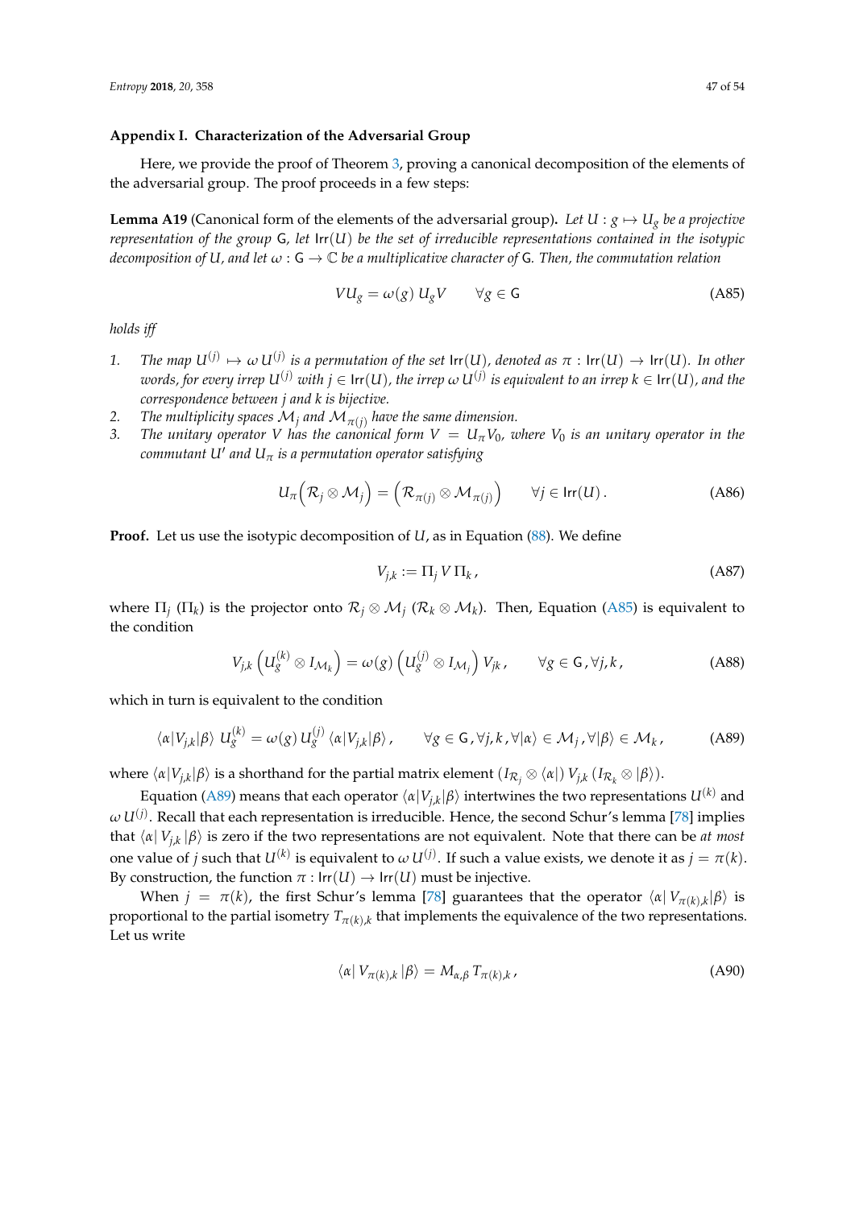## Appendix I. Characterization of the Adversarial Group

Here, we provide the proof of Theorem 3, proving a canonical decomposition of the elements of the adversarial group. The proof proceeds in a few steps:

**Lemma A19** (Canonical form of the elements of the adversarial group)**.** *Let $U : g \mapsto U_g$ be a projective representation of the group $\mathsf{G}$, let $\mathsf{Irr}(U)$ be the set of irreducible representations contained in the isotypic decomposition of $U$, and let $\omega : \mathsf{G} \to \mathbb{C}$ be a multiplicative character of $\mathsf{G}$. Then, the commutation relation*

$$VU_g = \omega(g)\, U_g V \qquad \forall g \in \mathsf{G} \tag{A85}$$

*holds iff*

1. *The map $U^{(j)} \mapsto \omega\, U^{(j)}$ is a permutation of the set $\mathsf{Irr}(U)$, denoted as $\pi : \mathsf{Irr}(U) \to \mathsf{Irr}(U)$. In other words, for every irrep $U^{(j)}$ with $j \in \mathsf{Irr}(U)$, the irrep $\omega\, U^{(j)}$ is equivalent to an irrep $k \in \mathsf{Irr}(U)$, and the correspondence between $j$ and $k$ is bijective.*
2. *The multiplicity spaces $\mathcal{M}_j$ and $\mathcal{M}_{\pi(j)}$ have the same dimension.*
3. *The unitary operator $V$ has the canonical form $V = U_\pi V_0$, where $V_0$ is an unitary operator in the commutant $U'$ and $U_\pi$ is a permutation operator satisfying*

$$U_\pi \Big( \mathcal{R}_j \otimes \mathcal{M}_j \Big) = \Big( \mathcal{R}_{\pi(j)} \otimes \mathcal{M}_{\pi(j)} \Big) \qquad \forall j \in \mathsf{Irr}(U)\,. \tag{A86}$$

**Proof.** Let us use the isotypic decomposition of $U$, as in Equation (88). We define

$$V_{j,k} := \Pi_j\, V\, \Pi_k\,, \tag{A87}$$

where $\Pi_j$ ($\Pi_k$) is the projector onto $\mathcal{R}_j \otimes \mathcal{M}_j$ ($\mathcal{R}_k \otimes \mathcal{M}_k$). Then, Equation (A85) is equivalent to the condition

$$V_{j,k} \left( U_g^{(k)} \otimes I_{\mathcal{M}_k} \right) = \omega(g) \left( U_g^{(j)} \otimes I_{\mathcal{M}_j} \right) V_{jk}\,, \qquad \forall g \in \mathsf{G}\,, \forall j,k\,, \tag{A88}$$

which in turn is equivalent to the condition

$$\langle \alpha | V_{j,k} | \beta \rangle\; U_g^{(k)} = \omega(g)\, U_g^{(j)}\, \langle \alpha | V_{j,k} | \beta \rangle\,, \qquad \forall g \in \mathsf{G}\,, \forall j,k\,, \forall |\alpha\rangle \in \mathcal{M}_j\,, \forall |\beta\rangle \in \mathcal{M}_k\,, \tag{A89}$$

where $\langle \alpha | V_{j,k} | \beta \rangle$ is a shorthand for the partial matrix element $(I_{\mathcal{R}_j} \otimes \langle \alpha |)\, V_{j,k}\, (I_{\mathcal{R}_k} \otimes |\beta\rangle)$.

Equation (A89) means that each operator $\langle \alpha | V_{j,k} | \beta \rangle$ intertwines the two representations $U^{(k)}$ and $\omega\, U^{(j)}$. Recall that each representation is irreducible. Hence, the second Schur's lemma [78] implies that $\langle \alpha |\, V_{j,k}\, | \beta \rangle$ is zero if the two representations are not equivalent. Note that there can be *at most* one value of $j$ such that $U^{(k)}$ is equivalent to $\omega\, U^{(j)}$. If such a value exists, we denote it as $j = \pi(k)$. By construction, the function $\pi : \mathsf{Irr}(U) \to \mathsf{Irr}(U)$ must be injective.

When $j = \pi(k)$, the first Schur's lemma [78] guarantees that the operator $\langle \alpha |\, V_{\pi(k),k} | \beta \rangle$ is proportional to the partial isometry $T_{\pi(k),k}$ that implements the equivalence of the two representations. Let us write

$$\langle \alpha |\, V_{\pi(k),k}\, | \beta \rangle = M_{\alpha,\beta}\, T_{\pi(k),k}\,, \tag{A90}$$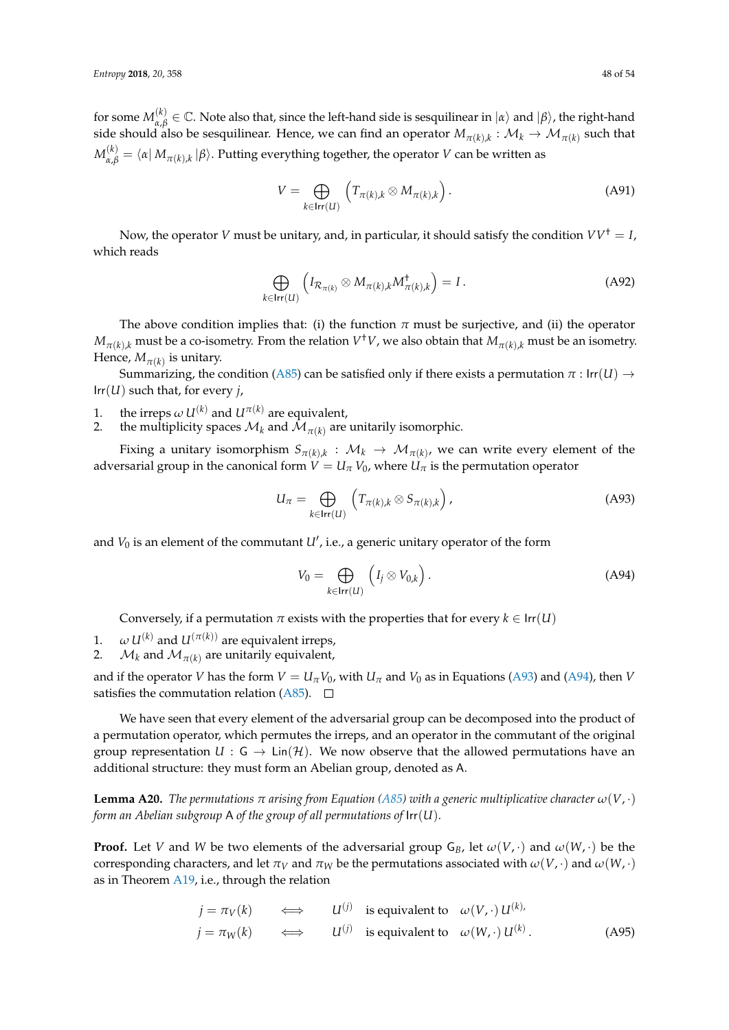for some $M^{(k)}_{\alpha,\beta} \in \mathbb{C}$. Note also that, since the left-hand side is sesquilinear in $|\alpha\rangle$ and $|\beta\rangle$, the right-hand side should also be sesquilinear. Hence, we can find an operator $M_{\pi(k),k} : \mathcal{M}_k \to \mathcal{M}_{\pi(k)}$ such that $M^{(k)}_{\alpha,\beta} = \langle\alpha|\, M_{\pi(k),k}\, |\beta\rangle$. Putting everything together, the operator $V$ can be written as

$$V = \bigoplus_{k \in \mathsf{Irr}(U)} \left( T_{\pi(k),k} \otimes M_{\pi(k),k} \right). \tag{A91}$$

Now, the operator $V$ must be unitary, and, in particular, it should satisfy the condition $VV^\dagger = I$, which reads

$$\bigoplus_{k \in \mathsf{Irr}(U)} \left( I_{\mathcal{R}_{\pi(k)}} \otimes M_{\pi(k),k} M^\dagger_{\pi(k),k} \right) = I. \tag{A92}$$

The above condition implies that: (i) the function $\pi$ must be surjective, and (ii) the operator $M_{\pi(k),k}$ must be a co-isometry. From the relation $V^\dagger V$, we also obtain that $M_{\pi(k),k}$ must be an isometry. Hence, $M_{\pi(k)}$ is unitary.

Summarizing, the condition (A85) can be satisfied only if there exists a permutation $\pi : \mathsf{Irr}(U) \to \mathsf{Irr}(U)$ such that, for every $j$,

1. the irreps $\omega\, U^{(k)}$ and $U^{\pi(k)}$ are equivalent,
2. the multiplicity spaces $\mathcal{M}_k$ and $\mathcal{M}_{\pi(k)}$ are unitarily isomorphic.

Fixing a unitary isomorphism $S_{\pi(k),k} : \mathcal{M}_k \to \mathcal{M}_{\pi(k)}$, we can write every element of the adversarial group in the canonical form $V = U_\pi\, V_0$, where $U_\pi$ is the permutation operator

$$U_\pi = \bigoplus_{k \in \mathsf{Irr}(U)} \left( T_{\pi(k),k} \otimes S_{\pi(k),k} \right), \tag{A93}$$

and $V_0$ is an element of the commutant $U'$, i.e., a generic unitary operator of the form

$$V_0 = \bigoplus_{k \in \mathsf{Irr}(U)} \left( I_j \otimes V_{0,k} \right). \tag{A94}$$

Conversely, if a permutation $\pi$ exists with the properties that for every $k \in \mathsf{Irr}(U)$

1. $\omega\, U^{(k)}$ and $U^{(\pi(k))}$ are equivalent irreps,
2. $\mathcal{M}_k$ and $\mathcal{M}_{\pi(k)}$ are unitarily equivalent,

and if the operator $V$ has the form $V = U_\pi V_0$, with $U_\pi$ and $V_0$ as in Equations (A93) and (A94), then $V$ satisfies the commutation relation (A85). $\square$

We have seen that every element of the adversarial group can be decomposed into the product of a permutation operator, which permutes the irreps, and an operator in the commutant of the original group representation $U : \mathsf{G} \to \mathsf{Lin}(\mathcal{H})$. We now observe that the allowed permutations have an additional structure: they must form an Abelian group, denoted as $\mathsf{A}$.

**Lemma A20.** *The permutations $\pi$ arising from Equation (A85) with a generic multiplicative character $\omega(V,\cdot)$ form an Abelian subgroup $\mathsf{A}$ of the group of all permutations of $\mathsf{Irr}(U)$.*

**Proof.** Let $V$ and $W$ be two elements of the adversarial group $\mathsf{G}_B$, let $\omega(V,\cdot)$ and $\omega(W,\cdot)$ be the corresponding characters, and let $\pi_V$ and $\pi_W$ be the permutations associated with $\omega(V,\cdot)$ and $\omega(W,\cdot)$ as in Theorem A19, i.e., through the relation

$$\begin{aligned} j = \pi_V(k) \quad &\Longleftrightarrow \quad U^{(j)} \quad \text{is equivalent to} \quad \omega(V,\cdot)\, U^{(k)}, \\ j = \pi_W(k) \quad &\Longleftrightarrow \quad U^{(j)} \quad \text{is equivalent to} \quad \omega(W,\cdot)\, U^{(k)}. \end{aligned} \tag{A95}$$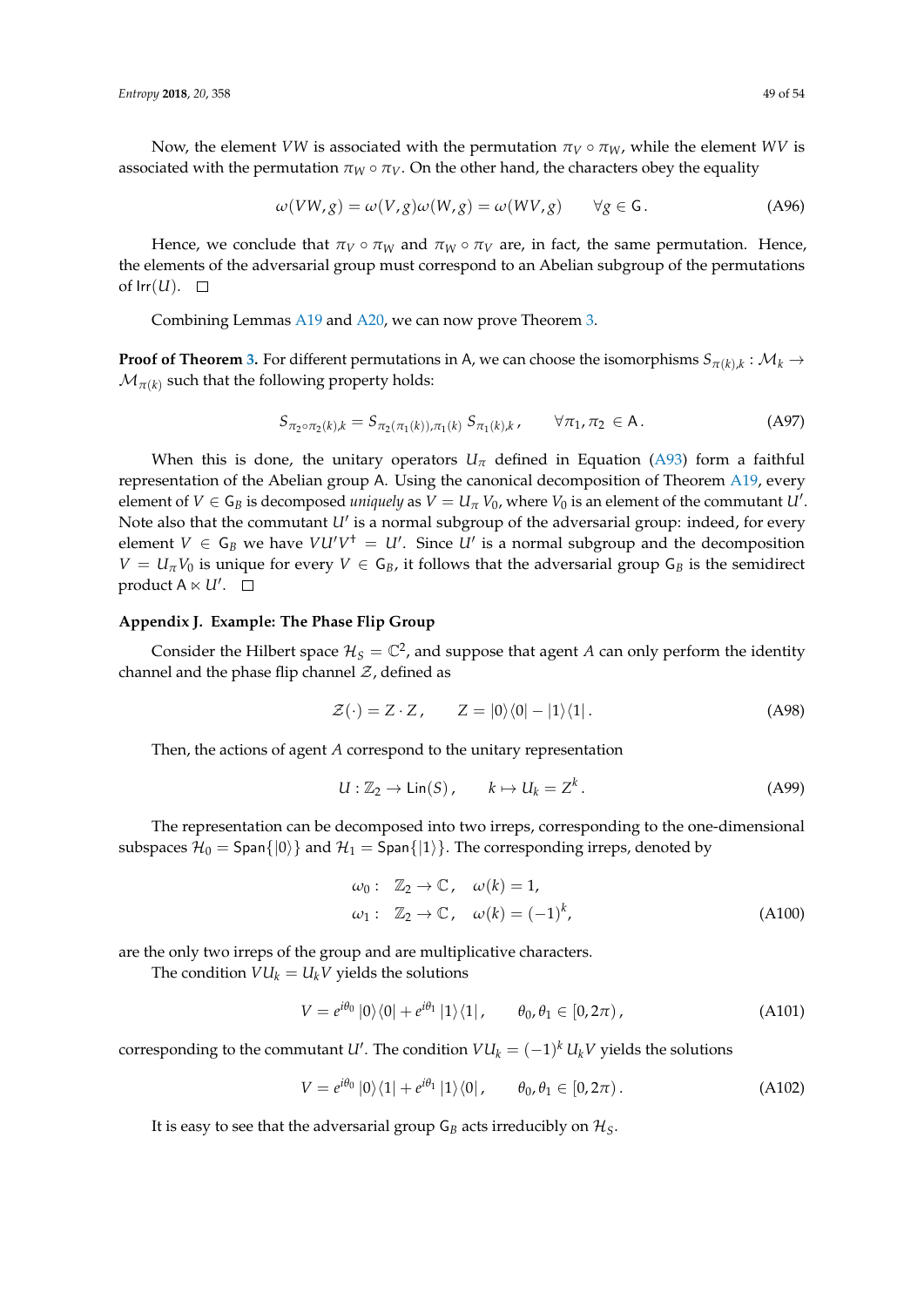Now, the element $VW$ is associated with the permutation $\pi_V \circ \pi_W$, while the element $WV$ is associated with the permutation $\pi_W \circ \pi_V$. On the other hand, the characters obey the equality

$$\omega(VW, g) = \omega(V, g)\omega(W, g) = \omega(WV, g) \qquad \forall g \in \mathsf{G}. \tag{A96}$$

Hence, we conclude that $\pi_V \circ \pi_W$ and $\pi_W \circ \pi_V$ are, in fact, the same permutation. Hence, the elements of the adversarial group must correspond to an Abelian subgroup of the permutations of $\mathsf{Irr}(U)$. $\square$

Combining Lemmas A19 and A20, we can now prove Theorem 3.

**Proof of Theorem 3.** For different permutations in $\mathsf{A}$, we can choose the isomorphisms $S_{\pi(k),k} : \mathcal{M}_k \to \mathcal{M}_{\pi(k)}$ such that the following property holds:

$$S_{\pi_2 \circ \pi_2(k),k} = S_{\pi_2(\pi_1(k)),\pi_1(k)}\, S_{\pi_1(k),k}\,, \qquad \forall \pi_1, \pi_2 \in \mathsf{A}. \tag{A97}$$

When this is done, the unitary operators $U_\pi$ defined in Equation (A93) form a faithful representation of the Abelian group $\mathsf{A}$. Using the canonical decomposition of Theorem A19, every element of $V \in \mathsf{G}_B$ is decomposed *uniquely* as $V = U_\pi\, V_0$, where $V_0$ is an element of the commutant $U'$. Note also that the commutant $U'$ is a normal subgroup of the adversarial group: indeed, for every element $V \in \mathsf{G}_B$ we have $VU'V^\dagger = U'$. Since $U'$ is a normal subgroup and the decomposition $V = U_\pi V_0$ is unique for every $V \in \mathsf{G}_B$, it follows that the adversarial group $\mathsf{G}_B$ is the semidirect product $\mathsf{A} \ltimes U'$. $\square$

## Appendix J. Example: The Phase Flip Group

Consider the Hilbert space $\mathcal{H}_S = \mathbb{C}^2$, and suppose that agent $A$ can only perform the identity channel and the phase flip channel $\mathcal{Z}$, defined as

$$\mathcal{Z}(\cdot) = Z \cdot Z\,, \qquad Z = |0\rangle\langle 0| - |1\rangle\langle 1|\,. \tag{A98}$$

Then, the actions of agent $A$ correspond to the unitary representation

$$U : \mathbb{Z}_2 \to \mathsf{Lin}(S)\,, \qquad k \mapsto U_k = Z^k\,. \tag{A99}$$

The representation can be decomposed into two irreps, corresponding to the one-dimensional subspaces $\mathcal{H}_0 = \mathsf{Span}\{|0\rangle\}$ and $\mathcal{H}_1 = \mathsf{Span}\{|1\rangle\}$. The corresponding irreps, denoted by

$$\begin{aligned}
\omega_0 :&\quad \mathbb{Z}_2 \to \mathbb{C}\,, \quad \omega(k) = 1, \\
\omega_1 :&\quad \mathbb{Z}_2 \to \mathbb{C}\,, \quad \omega(k) = (-1)^k,
\end{aligned} \tag{A100}$$

are the only two irreps of the group and are multiplicative characters.

The condition $VU_k = U_k V$ yields the solutions

$$V = e^{i\theta_0}\,|0\rangle\langle 0| + e^{i\theta_1}\,|1\rangle\langle 1|\,, \qquad \theta_0, \theta_1 \in [0, 2\pi)\,, \tag{A101}$$

corresponding to the commutant $U'$. The condition $VU_k = (-1)^k\, U_k V$ yields the solutions

$$V = e^{i\theta_0}\,|0\rangle\langle 1| + e^{i\theta_1}\,|1\rangle\langle 0|\,, \qquad \theta_0, \theta_1 \in [0, 2\pi)\,. \tag{A102}$$

It is easy to see that the adversarial group $\mathsf{G}_B$ acts irreducibly on $\mathcal{H}_S$.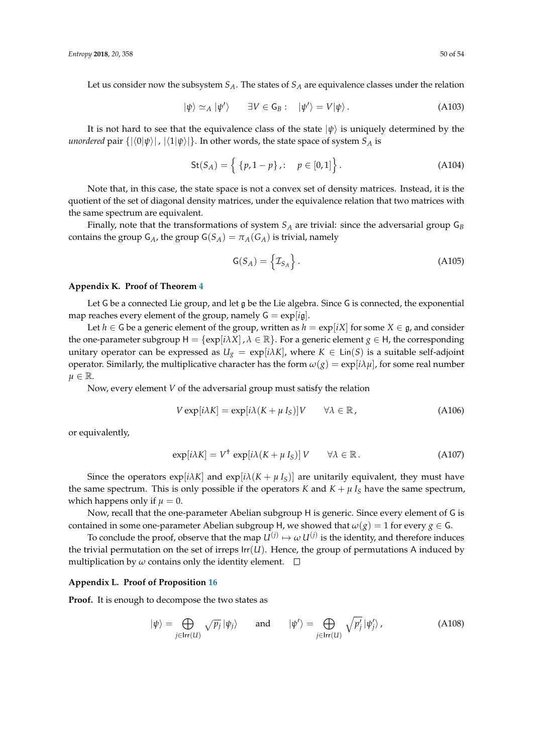Let us consider now the subsystem $S_A$. The states of $S_A$ are equivalence classes under the relation

$$|\psi\rangle \simeq_A |\psi'\rangle \qquad \exists V \in \mathsf{G}_B: \quad |\psi'\rangle = V|\psi\rangle\,. \tag{A103}$$

It is not hard to see that the equivalence class of the state $|\psi\rangle$ is uniquely determined by the *unordered* pair $\{|\langle 0|\psi\rangle|\,,\,|\langle 1|\psi\rangle|\}$. In other words, the state space of system $S_A$ is

$$\mathsf{St}(S_A) = \Big\{\,\{p, 1-p\}\,,: \quad p \in [0,1]\Big\}\,. \tag{A104}$$

Note that, in this case, the state space is not a convex set of density matrices. Instead, it is the quotient of the set of diagonal density matrices, under the equivalence relation that two matrices with the same spectrum are equivalent.

Finally, note that the transformations of system $S_A$ are trivial: since the adversarial group $\mathsf{G}_B$ contains the group $\mathsf{G}_A$, the group $\mathsf{G}(S_A) = \pi_A(G_A)$ is trivial, namely

$$\mathsf{G}(S_A) = \Big\{\mathcal{I}_{S_A}\Big\}\,. \tag{A105}$$

## Appendix K. Proof of Theorem 4

Let $\mathsf{G}$ be a connected Lie group, and let $\mathfrak{g}$ be the Lie algebra. Since $\mathsf{G}$ is connected, the exponential map reaches every element of the group, namely $\mathsf{G} = \exp[i\mathfrak{g}]$.

Let $h \in \mathsf{G}$ be a generic element of the group, written as $h = \exp[iX]$ for some $X \in \mathfrak{g}$, and consider the one-parameter subgroup $\mathsf{H} = \{\exp[i\lambda X]\,, \lambda \in \mathbb{R}\}$. For a generic element $g \in \mathsf{H}$, the corresponding unitary operator can be expressed as $U_g = \exp[i\lambda K]$, where $K \in \mathsf{Lin}(S)$ is a suitable self-adjoint operator. Similarly, the multiplicative character has the form $\omega(g) = \exp[i\lambda\mu]$, for some real number $\mu \in \mathbb{R}$.

Now, every element $V$ of the adversarial group must satisfy the relation

$$V \exp[i\lambda K] = \exp[i\lambda(K + \mu\, I_S)]V \qquad \forall \lambda \in \mathbb{R}\,, \tag{A106}$$

or equivalently,

$$\exp[i\lambda K] = V^\dagger \exp[i\lambda(K + \mu\, I_S)]\, V \qquad \forall \lambda \in \mathbb{R}\,. \tag{A107}$$

Since the operators $\exp[i\lambda K]$ and $\exp[i\lambda(K + \mu\, I_S)]$ are unitarily equivalent, they must have the same spectrum. This is only possible if the operators $K$ and $K + \mu\, I_S$ have the same spectrum, which happens only if $\mu = 0$.

Now, recall that the one-parameter Abelian subgroup $\mathsf{H}$ is generic. Since every element of $\mathsf{G}$ is contained in some one-parameter Abelian subgroup $\mathsf{H}$, we showed that $\omega(g) = 1$ for every $g \in \mathsf{G}$.

To conclude the proof, observe that the map $U^{(j)} \mapsto \omega\, U^{(j)}$ is the identity, and therefore induces the trivial permutation on the set of irreps $\mathsf{Irr}(U)$. Hence, the group of permutations $\mathsf{A}$ induced by multiplication by $\omega$ contains only the identity element. $\square$

## Appendix L. Proof of Proposition 16

**Proof.** It is enough to decompose the two states as

$$|\psi\rangle = \bigoplus_{j \in \mathsf{Irr}(U)} \sqrt{p_j}\, |\psi_j\rangle \qquad \text{and} \qquad |\psi'\rangle = \bigoplus_{j \in \mathsf{Irr}(U)} \sqrt{p'_j}\, |\psi'_j\rangle\,, \tag{A108}$$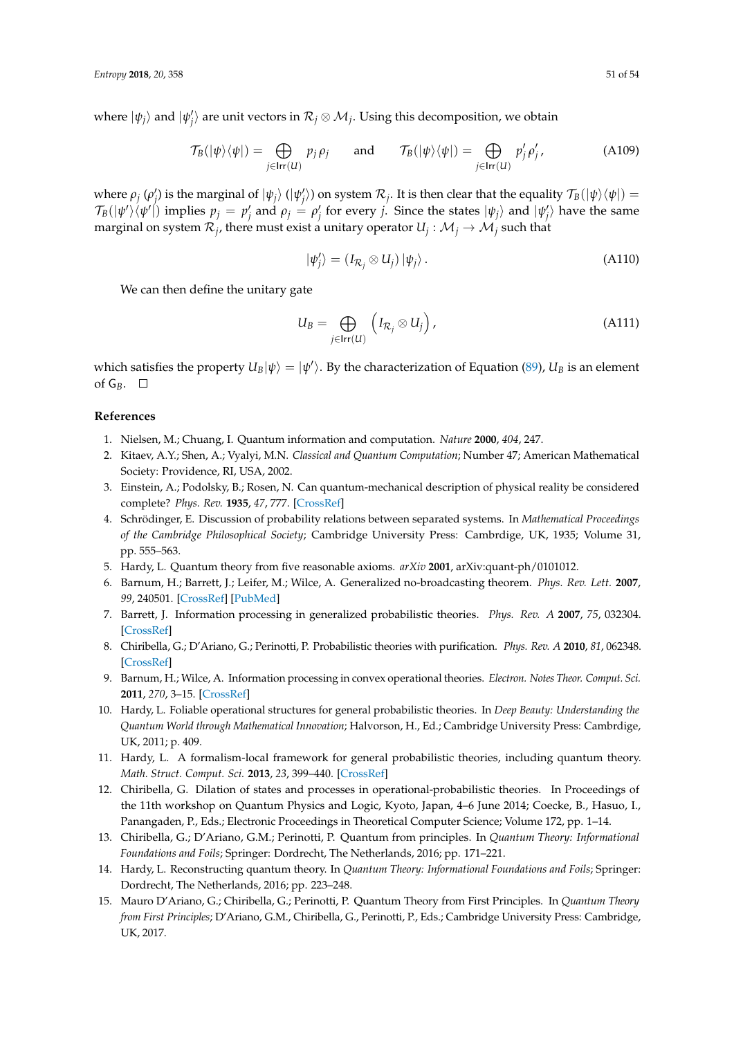where $|\psi_j\rangle$ and $|\psi'_j\rangle$ are unit vectors in $\mathcal{R}_j \otimes \mathcal{M}_j$. Using this decomposition, we obtain

$$\mathcal{T}_B(|\psi\rangle\langle\psi|) = \bigoplus_{j \in \mathsf{Irr}(U)} p_j \rho_j \qquad \text{and} \qquad \mathcal{T}_B(|\psi\rangle\langle\psi|) = \bigoplus_{j \in \mathsf{Irr}(U)} p'_j \rho'_j, \tag{A109}$$

where $\rho_j$ ($\rho'_j$) is the marginal of $|\psi_j\rangle$ ($|\psi'_j\rangle$) on system $\mathcal{R}_j$. It is then clear that the equality $\mathcal{T}_B(|\psi\rangle\langle\psi|) = \mathcal{T}_B(|\psi'\rangle\langle\psi'|)$ implies $p_j = p'_j$ and $\rho_j = \rho'_j$ for every $j$. Since the states $|\psi_j\rangle$ and $|\psi'_j\rangle$ have the same marginal on system $\mathcal{R}_j$, there must exist a unitary operator $U_j : \mathcal{M}_j \to \mathcal{M}_j$ such that

$$|\psi'_j\rangle = (I_{\mathcal{R}_j} \otimes U_j)\,|\psi_j\rangle\,. \tag{A110}$$

We can then define the unitary gate

$$U_B = \bigoplus_{j \in \mathsf{Irr}(U)} \left(I_{\mathcal{R}_j} \otimes U_j\right), \tag{A111}$$

which satisfies the property $U_B|\psi\rangle = |\psi'\rangle$. By the characterization of Equation (89), $U_B$ is an element of $\mathsf{G}_B$. □

## References

1. Nielsen, M.; Chuang, I. Quantum information and computation. *Nature* **2000**, *404*, 247.
2. Kitaev, A.Y.; Shen, A.; Vyalyi, M.N. *Classical and Quantum Computation*; Number 47; American Mathematical Society: Providence, RI, USA, 2002.
3. Einstein, A.; Podolsky, B.; Rosen, N. Can quantum-mechanical description of physical reality be considered complete? *Phys. Rev.* **1935**, *47*, 777. [CrossRef]
4. Schrödinger, E. Discussion of probability relations between separated systems. In *Mathematical Proceedings of the Cambridge Philosophical Society*; Cambridge University Press: Cambrdige, UK, 1935; Volume 31, pp. 555–563.
5. Hardy, L. Quantum theory from five reasonable axioms. *arXiv* **2001**, arXiv:quant-ph/0101012.
6. Barnum, H.; Barrett, J.; Leifer, M.; Wilce, A. Generalized no-broadcasting theorem. *Phys. Rev. Lett.* **2007**, *99*, 240501. [CrossRef] [PubMed]
7. Barrett, J. Information processing in generalized probabilistic theories. *Phys. Rev. A* **2007**, *75*, 032304. [CrossRef]
8. Chiribella, G.; D'Ariano, G.; Perinotti, P. Probabilistic theories with purification. *Phys. Rev. A* **2010**, *81*, 062348. [CrossRef]
9. Barnum, H.; Wilce, A. Information processing in convex operational theories. *Electron. Notes Theor. Comput. Sci.* **2011**, *270*, 3–15. [CrossRef]
10. Hardy, L. Foliable operational structures for general probabilistic theories. In *Deep Beauty: Understanding the Quantum World through Mathematical Innovation*; Halvorson, H., Ed.; Cambridge University Press: Cambrdige, UK, 2011; p. 409.
11. Hardy, L. A formalism-local framework for general probabilistic theories, including quantum theory. *Math. Struct. Comput. Sci.* **2013**, *23*, 399–440. [CrossRef]
12. Chiribella, G. Dilation of states and processes in operational-probabilistic theories. In Proceedings of the 11th workshop on Quantum Physics and Logic, Kyoto, Japan, 4–6 June 2014; Coecke, B., Hasuo, I., Panangaden, P., Eds.; Electronic Proceedings in Theoretical Computer Science; Volume 172, pp. 1–14.
13. Chiribella, G.; D'Ariano, G.M.; Perinotti, P. Quantum from principles. In *Quantum Theory: Informational Foundations and Foils*; Springer: Dordrecht, The Netherlands, 2016; pp. 171–221.
14. Hardy, L. Reconstructing quantum theory. In *Quantum Theory: Informational Foundations and Foils*; Springer: Dordrecht, The Netherlands, 2016; pp. 223–248.
15. Mauro D'Ariano, G.; Chiribella, G.; Perinotti, P. Quantum Theory from First Principles. In *Quantum Theory from First Principles*; D'Ariano, G.M., Chiribella, G., Perinotti, P., Eds.; Cambridge University Press: Cambridge, UK, 2017.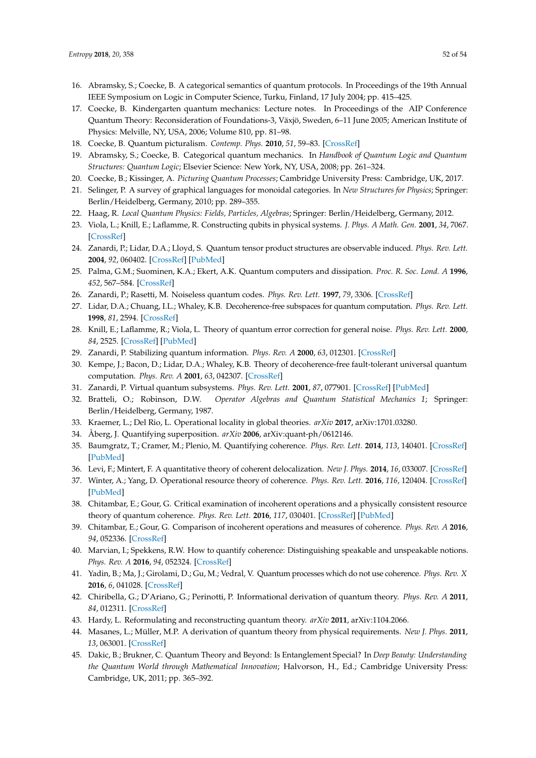16. Abramsky, S.; Coecke, B. A categorical semantics of quantum protocols. In Proceedings of the 19th Annual IEEE Symposium on Logic in Computer Science, Turku, Finland, 17 July 2004; pp. 415–425.
17. Coecke, B. Kindergarten quantum mechanics: Lecture notes. In Proceedings of the AIP Conference Quantum Theory: Reconsideration of Foundations-3, Växjö, Sweden, 6–11 June 2005; American Institute of Physics: Melville, NY, USA, 2006; Volume 810, pp. 81–98.
18. Coecke, B. Quantum picturalism. *Contemp. Phys.* **2010**, *51*, 59–83. [CrossRef]
19. Abramsky, S.; Coecke, B. Categorical quantum mechanics. In *Handbook of Quantum Logic and Quantum Structures: Quantum Logic*; Elsevier Science: New York, NY, USA, 2008; pp. 261–324.
20. Coecke, B.; Kissinger, A. *Picturing Quantum Processes*; Cambridge University Press: Cambridge, UK, 2017.
21. Selinger, P. A survey of graphical languages for monoidal categories. In *New Structures for Physics*; Springer: Berlin/Heidelberg, Germany, 2010; pp. 289–355.
22. Haag, R. *Local Quantum Physics: Fields, Particles, Algebras*; Springer: Berlin/Heidelberg, Germany, 2012.
23. Viola, L.; Knill, E.; Laflamme, R. Constructing qubits in physical systems. *J. Phys. A Math. Gen.* **2001**, *34*, 7067. [CrossRef]
24. Zanardi, P.; Lidar, D.A.; Lloyd, S. Quantum tensor product structures are observable induced. *Phys. Rev. Lett.* **2004**, *92*, 060402. [CrossRef] [PubMed]
25. Palma, G.M.; Suominen, K.A.; Ekert, A.K. Quantum computers and dissipation. *Proc. R. Soc. Lond. A* **1996**, *452*, 567–584. [CrossRef]
26. Zanardi, P.; Rasetti, M. Noiseless quantum codes. *Phys. Rev. Lett.* **1997**, *79*, 3306. [CrossRef]
27. Lidar, D.A.; Chuang, I.L.; Whaley, K.B. Decoherence-free subspaces for quantum computation. *Phys. Rev. Lett.* **1998**, *81*, 2594. [CrossRef]
28. Knill, E.; Laflamme, R.; Viola, L. Theory of quantum error correction for general noise. *Phys. Rev. Lett.* **2000**, *84*, 2525. [CrossRef] [PubMed]
29. Zanardi, P. Stabilizing quantum information. *Phys. Rev. A* **2000**, *63*, 012301. [CrossRef]
30. Kempe, J.; Bacon, D.; Lidar, D.A.; Whaley, K.B. Theory of decoherence-free fault-tolerant universal quantum computation. *Phys. Rev. A* **2001**, *63*, 042307. [CrossRef]
31. Zanardi, P. Virtual quantum subsystems. *Phys. Rev. Lett.* **2001**, *87*, 077901. [CrossRef] [PubMed]
32. Bratteli, O.; Robinson, D.W. *Operator Algebras and Quantum Statistical Mechanics 1*; Springer: Berlin/Heidelberg, Germany, 1987.
33. Kraemer, L.; Del Rio, L. Operational locality in global theories. *arXiv* **2017**, arXiv:1701.03280.
34. Åberg, J. Quantifying superposition. *arXiv* **2006**, arXiv:quant-ph/0612146.
35. Baumgratz, T.; Cramer, M.; Plenio, M. Quantifying coherence. *Phys. Rev. Lett.* **2014**, *113*, 140401. [CrossRef] [PubMed]
36. Levi, F.; Mintert, F. A quantitative theory of coherent delocalization. *New J. Phys.* **2014**, *16*, 033007. [CrossRef]
37. Winter, A.; Yang, D. Operational resource theory of coherence. *Phys. Rev. Lett.* **2016**, *116*, 120404. [CrossRef] [PubMed]
38. Chitambar, E.; Gour, G. Critical examination of incoherent operations and a physically consistent resource theory of quantum coherence. *Phys. Rev. Lett.* **2016**, *117*, 030401. [CrossRef] [PubMed]
39. Chitambar, E.; Gour, G. Comparison of incoherent operations and measures of coherence. *Phys. Rev. A* **2016**, *94*, 052336. [CrossRef]
40. Marvian, I.; Spekkens, R.W. How to quantify coherence: Distinguishing speakable and unspeakable notions. *Phys. Rev. A* **2016**, *94*, 052324. [CrossRef]
41. Yadin, B.; Ma, J.; Girolami, D.; Gu, M.; Vedral, V. Quantum processes which do not use coherence. *Phys. Rev. X* **2016**, *6*, 041028. [CrossRef]
42. Chiribella, G.; D'Ariano, G.; Perinotti, P. Informational derivation of quantum theory. *Phys. Rev. A* **2011**, *84*, 012311. [CrossRef]
43. Hardy, L. Reformulating and reconstructing quantum theory. *arXiv* **2011**, arXiv:1104.2066.
44. Masanes, L.; Müller, M.P. A derivation of quantum theory from physical requirements. *New J. Phys.* **2011**, *13*, 063001. [CrossRef]
45. Dakic, B.; Brukner, C. Quantum Theory and Beyond: Is Entanglement Special? In *Deep Beauty: Understanding the Quantum World through Mathematical Innovation*; Halvorson, H., Ed.; Cambridge University Press: Cambridge, UK, 2011; pp. 365–392.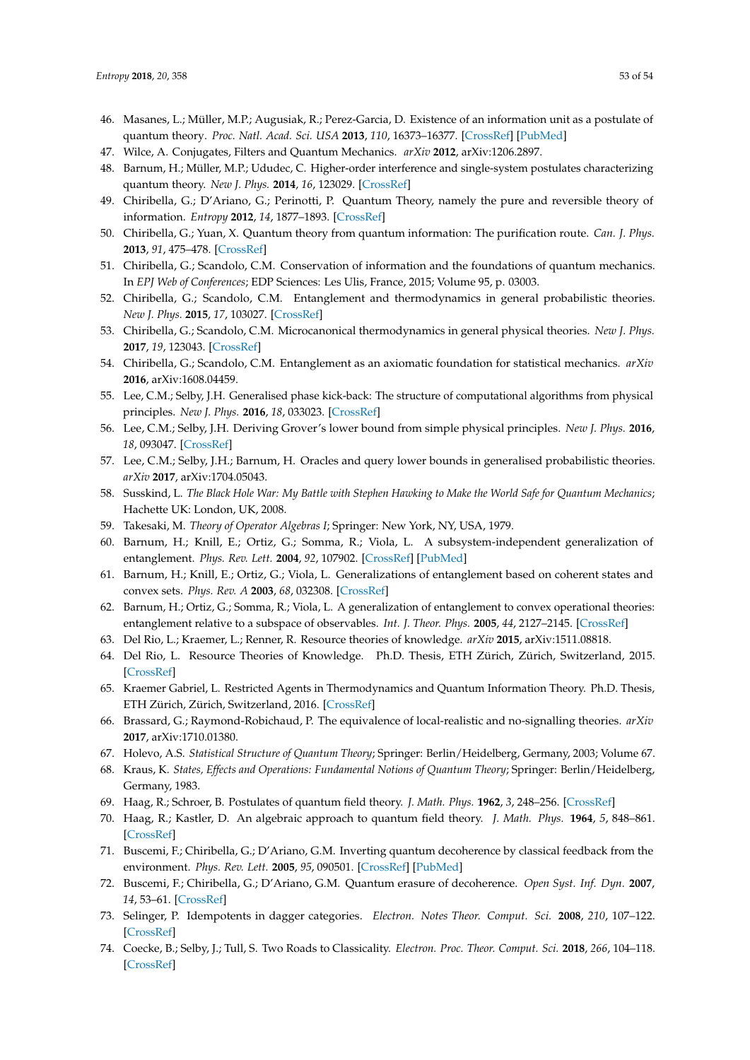46. Masanes, L.; Müller, M.P.; Augusiak, R.; Perez-Garcia, D. Existence of an information unit as a postulate of quantum theory. *Proc. Natl. Acad. Sci. USA* **2013**, *110*, 16373–16377. [CrossRef] [PubMed]
47. Wilce, A. Conjugates, Filters and Quantum Mechanics. *arXiv* **2012**, arXiv:1206.2897.
48. Barnum, H.; Müller, M.P.; Ududec, C. Higher-order interference and single-system postulates characterizing quantum theory. *New J. Phys.* **2014**, *16*, 123029. [CrossRef]
49. Chiribella, G.; D'Ariano, G.; Perinotti, P. Quantum Theory, namely the pure and reversible theory of information. *Entropy* **2012**, *14*, 1877–1893. [CrossRef]
50. Chiribella, G.; Yuan, X. Quantum theory from quantum information: The purification route. *Can. J. Phys.* **2013**, *91*, 475–478. [CrossRef]
51. Chiribella, G.; Scandolo, C.M. Conservation of information and the foundations of quantum mechanics. In *EPJ Web of Conferences*; EDP Sciences: Les Ulis, France, 2015; Volume 95, p. 03003.
52. Chiribella, G.; Scandolo, C.M. Entanglement and thermodynamics in general probabilistic theories. *New J. Phys.* **2015**, *17*, 103027. [CrossRef]
53. Chiribella, G.; Scandolo, C.M. Microcanonical thermodynamics in general physical theories. *New J. Phys.* **2017**, *19*, 123043. [CrossRef]
54. Chiribella, G.; Scandolo, C.M. Entanglement as an axiomatic foundation for statistical mechanics. *arXiv* **2016**, arXiv:1608.04459.
55. Lee, C.M.; Selby, J.H. Generalised phase kick-back: The structure of computational algorithms from physical principles. *New J. Phys.* **2016**, *18*, 033023. [CrossRef]
56. Lee, C.M.; Selby, J.H. Deriving Grover's lower bound from simple physical principles. *New J. Phys.* **2016**, *18*, 093047. [CrossRef]
57. Lee, C.M.; Selby, J.H.; Barnum, H. Oracles and query lower bounds in generalised probabilistic theories. *arXiv* **2017**, arXiv:1704.05043.
58. Susskind, L. *The Black Hole War: My Battle with Stephen Hawking to Make the World Safe for Quantum Mechanics*; Hachette UK: London, UK, 2008.
59. Takesaki, M. *Theory of Operator Algebras I*; Springer: New York, NY, USA, 1979.
60. Barnum, H.; Knill, E.; Ortiz, G.; Somma, R.; Viola, L. A subsystem-independent generalization of entanglement. *Phys. Rev. Lett.* **2004**, *92*, 107902. [CrossRef] [PubMed]
61. Barnum, H.; Knill, E.; Ortiz, G.; Viola, L. Generalizations of entanglement based on coherent states and convex sets. *Phys. Rev. A* **2003**, *68*, 032308. [CrossRef]
62. Barnum, H.; Ortiz, G.; Somma, R.; Viola, L. A generalization of entanglement to convex operational theories: entanglement relative to a subspace of observables. *Int. J. Theor. Phys.* **2005**, *44*, 2127–2145. [CrossRef]
63. Del Rio, L.; Kraemer, L.; Renner, R. Resource theories of knowledge. *arXiv* **2015**, arXiv:1511.08818.
64. Del Rio, L. Resource Theories of Knowledge. Ph.D. Thesis, ETH Zürich, Zürich, Switzerland, 2015. [CrossRef]
65. Kraemer Gabriel, L. Restricted Agents in Thermodynamics and Quantum Information Theory. Ph.D. Thesis, ETH Zürich, Zürich, Switzerland, 2016. [CrossRef]
66. Brassard, G.; Raymond-Robichaud, P. The equivalence of local-realistic and no-signalling theories. *arXiv* **2017**, arXiv:1710.01380.
67. Holevo, A.S. *Statistical Structure of Quantum Theory*; Springer: Berlin/Heidelberg, Germany, 2003; Volume 67.
68. Kraus, K. *States, Effects and Operations: Fundamental Notions of Quantum Theory*; Springer: Berlin/Heidelberg, Germany, 1983.
69. Haag, R.; Schroer, B. Postulates of quantum field theory. *J. Math. Phys.* **1962**, *3*, 248–256. [CrossRef]
70. Haag, R.; Kastler, D. An algebraic approach to quantum field theory. *J. Math. Phys.* **1964**, *5*, 848–861. [CrossRef]
71. Buscemi, F.; Chiribella, G.; D'Ariano, G.M. Inverting quantum decoherence by classical feedback from the environment. *Phys. Rev. Lett.* **2005**, *95*, 090501. [CrossRef] [PubMed]
72. Buscemi, F.; Chiribella, G.; D'Ariano, G.M. Quantum erasure of decoherence. *Open Syst. Inf. Dyn.* **2007**, *14*, 53–61. [CrossRef]
73. Selinger, P. Idempotents in dagger categories. *Electron. Notes Theor. Comput. Sci.* **2008**, *210*, 107–122. [CrossRef]
74. Coecke, B.; Selby, J.; Tull, S. Two Roads to Classicality. *Electron. Proc. Theor. Comput. Sci.* **2018**, *266*, 104–118. [CrossRef]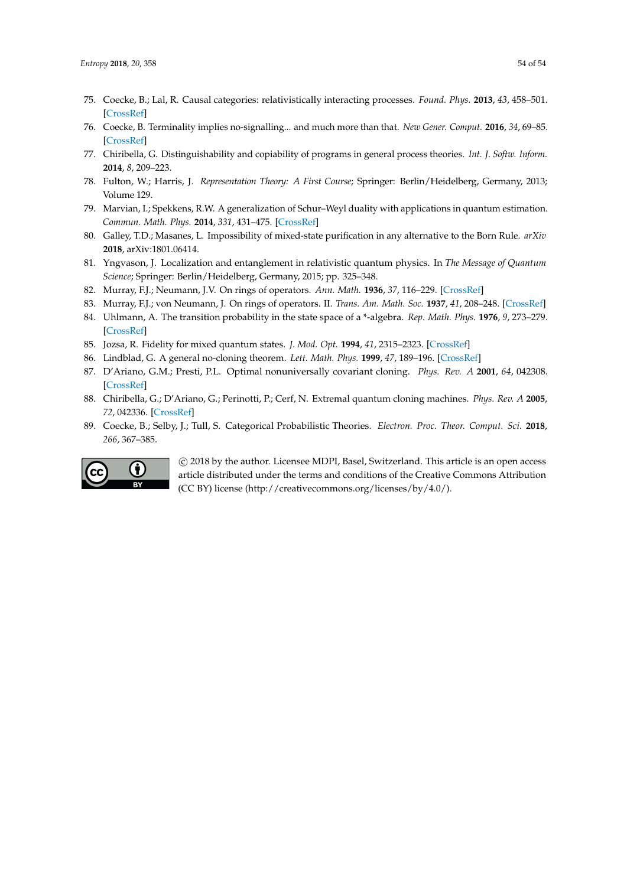75. Coecke, B.; Lal, R. Causal categories: relativistically interacting processes. *Found. Phys.* **2013**, *43*, 458–501. [CrossRef]
76. Coecke, B. Terminality implies no-signalling... and much more than that. *New Gener. Comput.* **2016**, *34*, 69–85. [CrossRef]
77. Chiribella, G. Distinguishability and copiability of programs in general process theories. *Int. J. Softw. Inform.* **2014**, *8*, 209–223.
78. Fulton, W.; Harris, J. *Representation Theory: A First Course*; Springer: Berlin/Heidelberg, Germany, 2013; Volume 129.
79. Marvian, I.; Spekkens, R.W. A generalization of Schur–Weyl duality with applications in quantum estimation. *Commun. Math. Phys.* **2014**, *331*, 431–475. [CrossRef]
80. Galley, T.D.; Masanes, L. Impossibility of mixed-state purification in any alternative to the Born Rule. *arXiv* **2018**, arXiv:1801.06414.
81. Yngvason, J. Localization and entanglement in relativistic quantum physics. In *The Message of Quantum Science*; Springer: Berlin/Heidelberg, Germany, 2015; pp. 325–348.
82. Murray, F.J.; Neumann, J.V. On rings of operators. *Ann. Math.* **1936**, *37*, 116–229. [CrossRef]
83. Murray, F.J.; von Neumann, J. On rings of operators. II. *Trans. Am. Math. Soc.* **1937**, *41*, 208–248. [CrossRef]
84. Uhlmann, A. The transition probability in the state space of a *-algebra. *Rep. Math. Phys.* **1976**, *9*, 273–279. [CrossRef]
85. Jozsa, R. Fidelity for mixed quantum states. *J. Mod. Opt.* **1994**, *41*, 2315–2323. [CrossRef]
86. Lindblad, G. A general no-cloning theorem. *Lett. Math. Phys.* **1999**, *47*, 189–196. [CrossRef]
87. D'Ariano, G.M.; Presti, P.L. Optimal nonuniversally covariant cloning. *Phys. Rev. A* **2001**, *64*, 042308. [CrossRef]
88. Chiribella, G.; D'Ariano, G.; Perinotti, P.; Cerf, N. Extremal quantum cloning machines. *Phys. Rev. A* **2005**, *72*, 042336. [CrossRef]
89. Coecke, B.; Selby, J.; Tull, S. Categorical Probabilistic Theories. *Electron. Proc. Theor. Comput. Sci.* **2018**, *266*, 367–385.

© 2018 by the author. Licensee MDPI, Basel, Switzerland. This article is an open access article distributed under the terms and conditions of the Creative Commons Attribution (CC BY) license (http://creativecommons.org/licenses/by/4.0/).